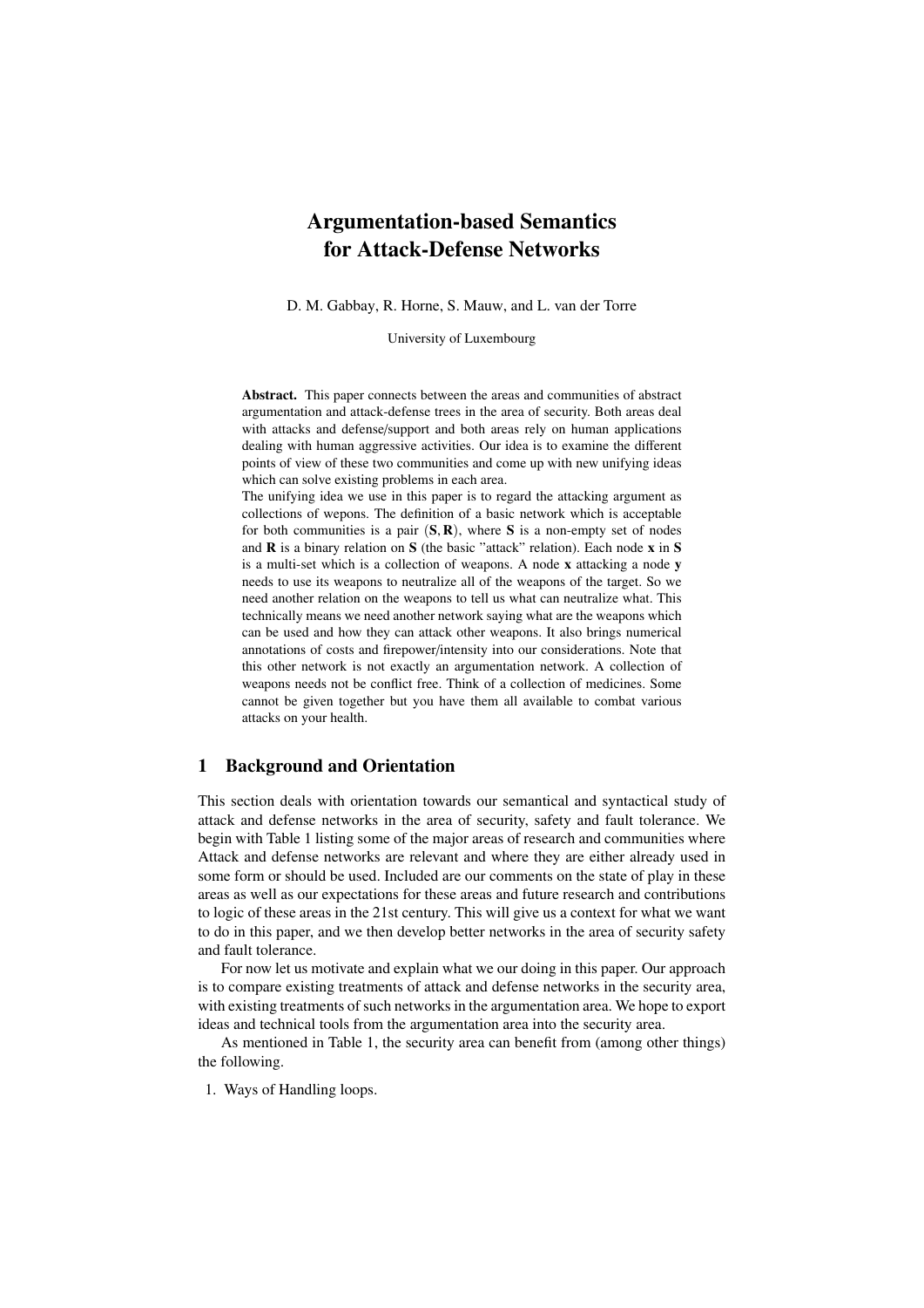# Argumentation-based Semantics for Attack-Defense Networks

D. M. Gabbay, R. Horne, S. Mauw, and L. van der Torre

University of Luxembourg

**Abstract.** This paper connects between the areas and communities of abstract argumentation and attack-defense trees in the area of security. Both areas deal with attacks and defense/support and both areas rely on human applications dealing with human aggressive activities. Our idea is to examine the different points of view of these two communities and come up with new unifying ideas which can solve existing problems in each area.
The unifying idea we use in this paper is to regard the attacking argument as collections of wepons. The definition of a basic network which is acceptable for both communities is a pair $(\mathbf{S}, \mathbf{R})$, where $\mathbf{S}$ is a non-empty set of nodes and $\mathbf{R}$ is a binary relation on $\mathbf{S}$ (the basic "attack" relation). Each node $\mathbf{x}$ in $\mathbf{S}$ is a multi-set which is a collection of weapons. A node $\mathbf{x}$ attacking a node $\mathbf{y}$ needs to use its weapons to neutralize all of the weapons of the target. So we need another relation on the weapons to tell us what can neutralize what. This technically means we need another network saying what are the weapons which can be used and how they can attack other weapons. It also brings numerical annotations of costs and firepower/intensity into our considerations. Note that this other network is not exactly an argumentation network. A collection of weapons needs not be conflict free. Think of a collection of medicines. Some cannot be given together but you have them all available to combat various attacks on your health.

## 1 Background and Orientation

This section deals with orientation towards our semantical and syntactical study of attack and defense networks in the area of security, safety and fault tolerance. We begin with Table 1 listing some of the major areas of research and communities where Attack and defense networks are relevant and where they are either already used in some form or should be used. Included are our comments on the state of play in these areas as well as our expectations for these areas and future research and contributions to logic of these areas in the 21st century. This will give us a context for what we want to do in this paper, and we then develop better networks in the area of security safety and fault tolerance.

For now let us motivate and explain what we our doing in this paper. Our approach is to compare existing treatments of attack and defense networks in the security area, with existing treatments of such networks in the argumentation area. We hope to export ideas and technical tools from the argumentation area into the security area.

As mentioned in Table 1, the security area can benefit from (among other things) the following.

1. Ways of Handling loops.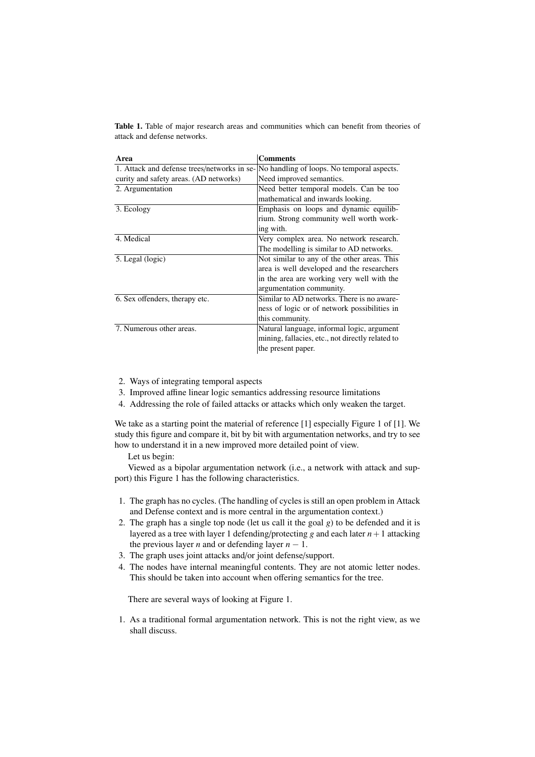**Table 1.** Table of major research areas and communities which can benefit from theories of attack and defense networks.

| Area | Comments |
|---|---|
| 1. Attack and defense trees/networks in security and safety areas. (AD networks) | No handling of loops. No temporal aspects. Need improved semantics. |
| 2. Argumentation | Need better temporal models. Can be too mathematical and inwards looking. |
| 3. Ecology | Emphasis on loops and dynamic equilibrium. Strong community well worth working with. |
| 4. Medical | Very complex area. No network research. The modelling is similar to AD networks. |
| 5. Legal (logic) | Not similar to any of the other areas. This area is well developed and the researchers in the area are working very well with the argumentation community. |
| 6. Sex offenders, therapy etc. | Similar to AD networks. There is no awareness of logic or of network possibilities in this community. |
| 7. Numerous other areas. | Natural language, informal logic, argument mining, fallacies, etc., not directly related to the present paper. |

2. Ways of integrating temporal aspects
3. Improved affine linear logic semantics addressing resource limitations
4. Addressing the role of failed attacks or attacks which only weaken the target.

We take as a starting point the material of reference [1] especially Figure 1 of [1]. We study this figure and compare it, bit by bit with argumentation networks, and try to see how to understand it in a new improved more detailed point of view.

Let us begin:

Viewed as a bipolar argumentation network (i.e., a network with attack and support) this Figure 1 has the following characteristics.

1. The graph has no cycles. (The handling of cycles is still an open problem in Attack and Defense context and is more central in the argumentation context.)
2. The graph has a single top node (let us call it the goal $g$) to be defended and it is layered as a tree with layer 1 defending/protecting $g$ and each later $n+1$ attacking the previous layer $n$ and or defending layer $n-1$.
3. The graph uses joint attacks and/or joint defense/support.
4. The nodes have internal meaningful contents. They are not atomic letter nodes. This should be taken into account when offering semantics for the tree.

There are several ways of looking at Figure 1.

1. As a traditional formal argumentation network. This is not the right view, as we shall discuss.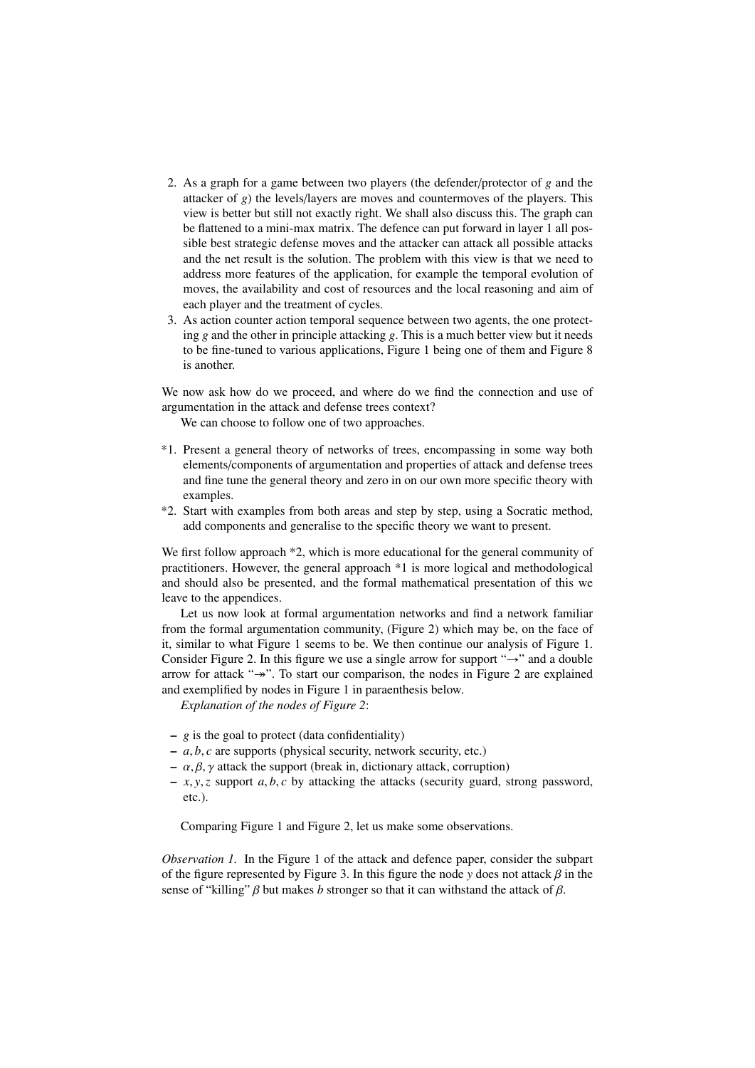2. As a graph for a game between two players (the defender/protector of $g$ and the attacker of $g$) the levels/layers are moves and countermoves of the players. This view is better but still not exactly right. We shall also discuss this. The graph can be flattened to a mini-max matrix. The defence can put forward in layer 1 all possible best strategic defense moves and the attacker can attack all possible attacks and the net result is the solution. The problem with this view is that we need to address more features of the application, for example the temporal evolution of moves, the availability and cost of resources and the local reasoning and aim of each player and the treatment of cycles.
3. As action counter action temporal sequence between two agents, the one protecting $g$ and the other in principle attacking $g$. This is a much better view but it needs to be fine-tuned to various applications, Figure 1 being one of them and Figure 8 is another.

We now ask how do we proceed, and where do we find the connection and use of argumentation in the attack and defense trees context?

We can choose to follow one of two approaches.

*1. Present a general theory of networks of trees, encompassing in some way both elements/components of argumentation and properties of attack and defense trees and fine tune the general theory and zero in on our own more specific theory with examples.

*2. Start with examples from both areas and step by step, using a Socratic method, add components and generalise to the specific theory we want to present.

We first follow approach *2, which is more educational for the general community of practitioners. However, the general approach *1 is more logical and methodological and should also be presented, and the formal mathematical presentation of this we leave to the appendices.

Let us now look at formal argumentation networks and find a network familiar from the formal argumentation community, (Figure 2) which may be, on the face of it, similar to what Figure 1 seems to be. We then continue our analysis of Figure 1. Consider Figure 2. In this figure we use a single arrow for support "$\rightarrow$" and a double arrow for attack "$\twoheadrightarrow$". To start our comparison, the nodes in Figure 2 are explained and exemplified by nodes in Figure 1 in paraenthesis below.

*Explanation of the nodes of Figure 2*:

- $g$ is the goal to protect (data confidentiality)
- $a, b, c$ are supports (physical security, network security, etc.)
- $\alpha, \beta, \gamma$ attack the support (break in, dictionary attack, corruption)
- $x, y, z$ support $a, b, c$ by attacking the attacks (security guard, strong password, etc.).

Comparing Figure 1 and Figure 2, let us make some observations.

*Observation 1.* In the Figure 1 of the attack and defence paper, consider the subpart of the figure represented by Figure 3. In this figure the node $y$ does not attack $\beta$ in the sense of "killing" $\beta$ but makes $b$ stronger so that it can withstand the attack of $\beta$.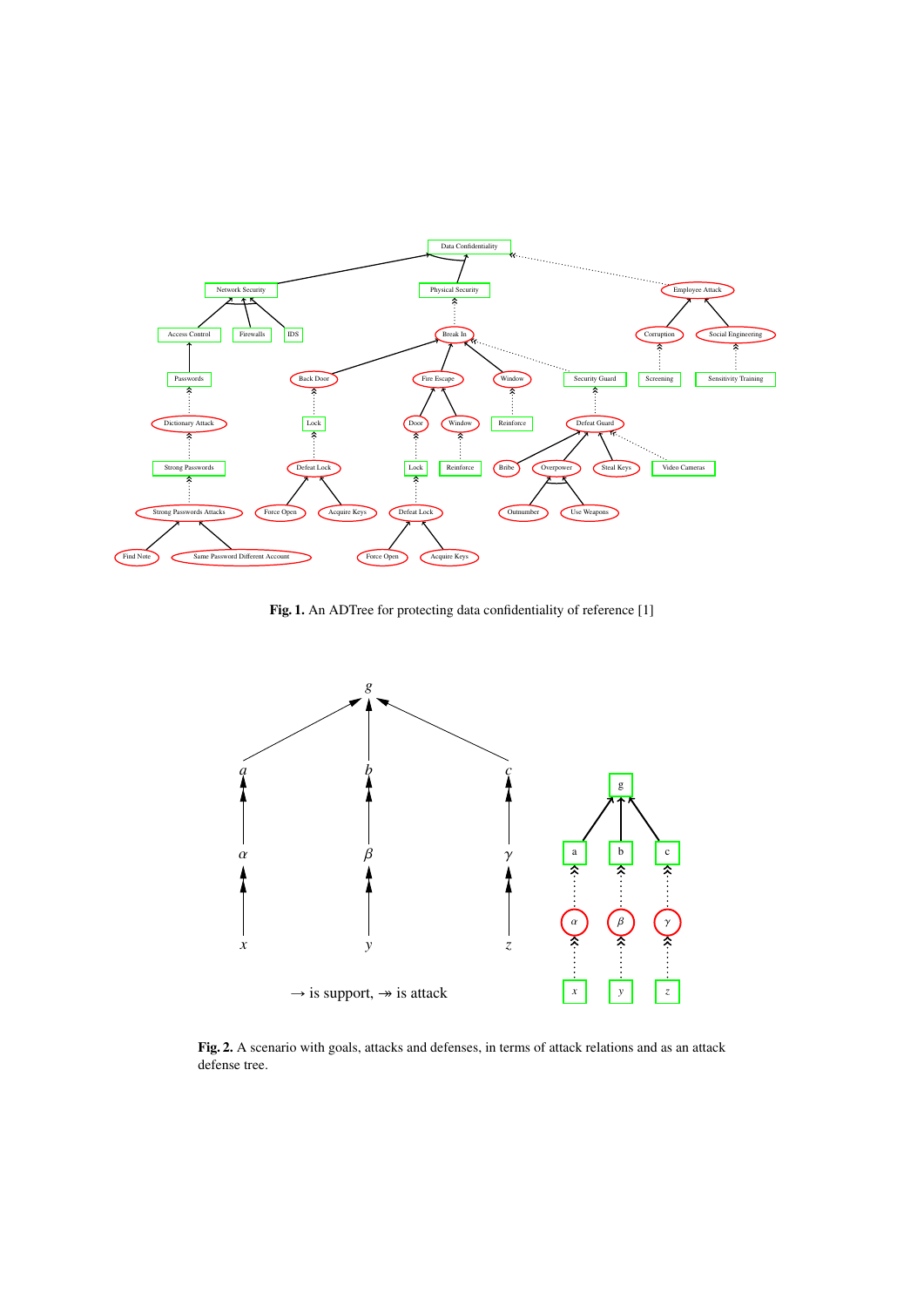**Fig. 1.** An ADTree for protecting data confidentiality of reference [1]

$\rightarrow$ is support, $\twoheadrightarrow$ is attack

**Fig. 2.** A scenario with goals, attacks and defenses, in terms of attack relations and as an attack defense tree.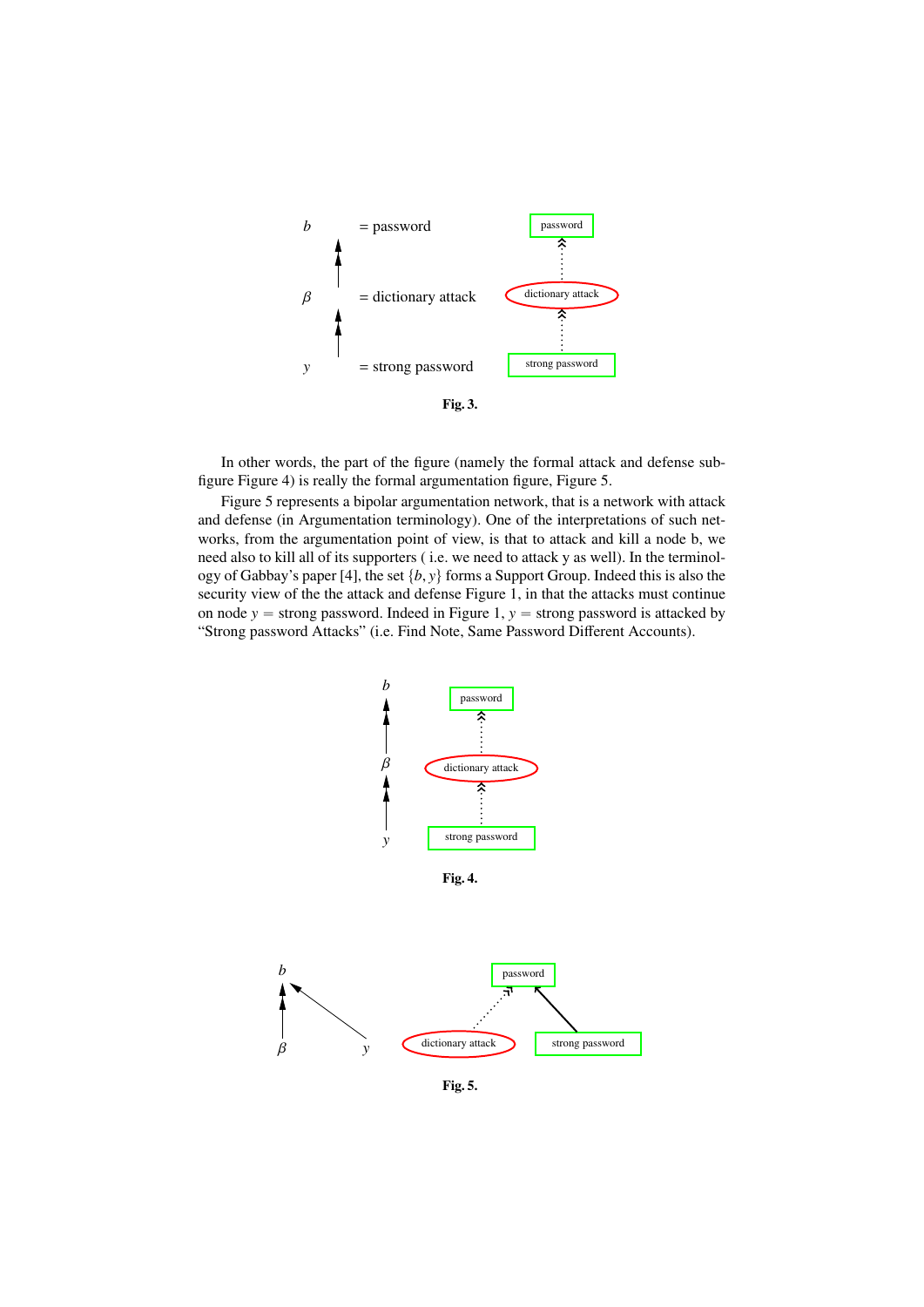$b$ = password

$\beta$ = dictionary attack

$y$ = strong password

Fig. 3.

In other words, the part of the figure (namely the formal attack and defense sub-figure Figure 4) is really the formal argumentation figure, Figure 5.

Figure 5 represents a bipolar argumentation network, that is a network with attack and defense (in Argumentation terminology). One of the interpretations of such networks, from the argumentation point of view, is that to attack and kill a node b, we need also to kill all of its supporters ( i.e. we need to attack y as well). In the terminology of Gabbay's paper [4], the set $\{b, y\}$ forms a Support Group. Indeed this is also the security view of the the attack and defense Figure 1, in that the attacks must continue on node $y$ = strong password. Indeed in Figure 1, $y$ = strong password is attacked by "Strong password Attacks" (i.e. Find Note, Same Password Different Accounts).

Fig. 4.

Fig. 5.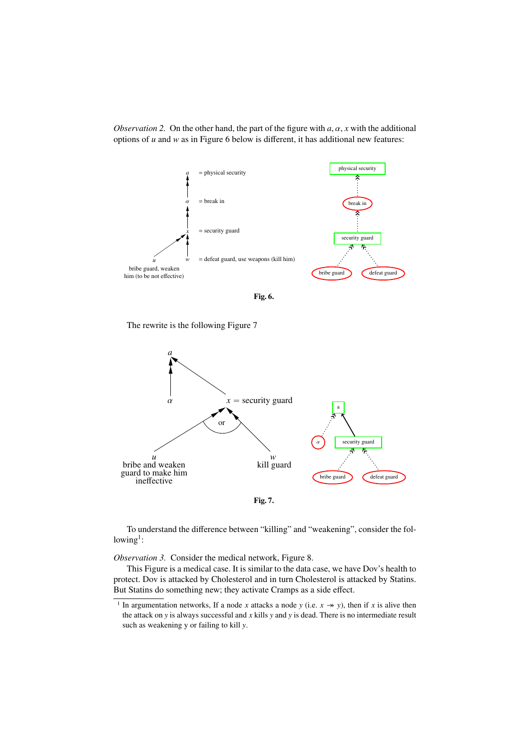*Observation 2.* On the other hand, the part of the figure with $a, \alpha, x$ with the additional options of $u$ and $w$ as in Figure 6 below is different, it has additional new features:

**Fig. 6.**

The rewrite is the following Figure 7

**Fig. 7.**

To understand the difference between "killing" and "weakening", consider the following[1]:

*Observation 3.* Consider the medical network, Figure 8.

This Figure is a medical case. It is similar to the data case, we have Dov's health to protect. Dov is attacked by Cholesterol and in turn Cholesterol is attacked by Statins. But Statins do something new; they activate Cramps as a side effect.

[1] In argumentation networks, If a node $x$ attacks a node $y$ (i.e. $x \twoheadrightarrow y$), then if $x$ is alive then the attack on $y$ is always successful and $x$ kills $y$ and $y$ is dead. There is no intermediate result such as weakening y or failing to kill $y$.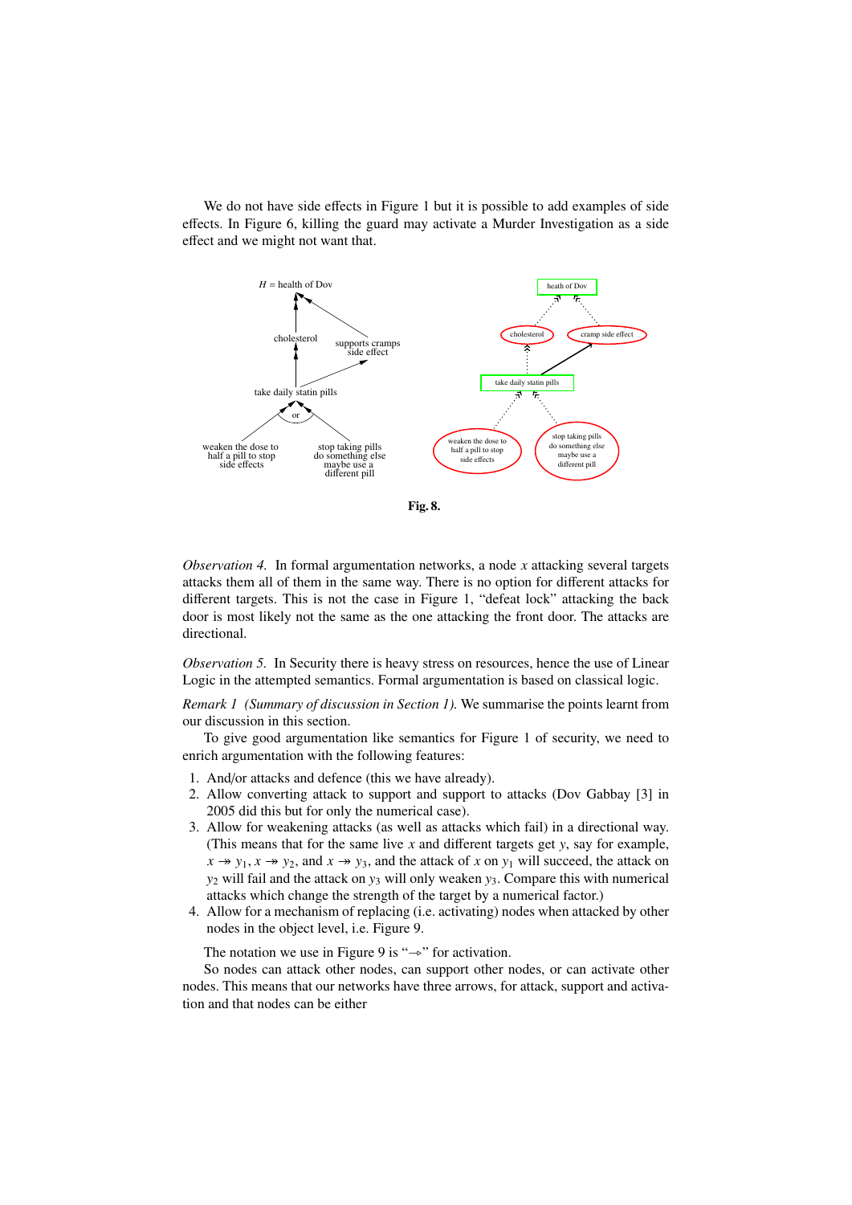We do not have side effects in Figure 1 but it is possible to add examples of side effects. In Figure 6, killing the guard may activate a Murder Investigation as a side effect and we might not want that.

**Fig. 8.**

*Observation 4.* In formal argumentation networks, a node $x$ attacking several targets attacks them all of them in the same way. There is no option for different attacks for different targets. This is not the case in Figure 1, "defeat lock" attacking the back door is most likely not the same as the one attacking the front door. The attacks are directional.

*Observation 5.* In Security there is heavy stress on resources, hence the use of Linear Logic in the attempted semantics. Formal argumentation is based on classical logic.

*Remark 1 (Summary of discussion in Section 1).* We summarise the points learnt from our discussion in this section.

To give good argumentation like semantics for Figure 1 of security, we need to enrich argumentation with the following features:

1. And/or attacks and defence (this we have already).
2. Allow converting attack to support and support to attacks (Dov Gabbay [3] in 2005 did this but for only the numerical case).
3. Allow for weakening attacks (as well as attacks which fail) in a directional way. (This means that for the same live $x$ and different targets get $y$, say for example, $x \twoheadrightarrow y_1$, $x \twoheadrightarrow y_2$, and $x \twoheadrightarrow y_3$, and the attack of $x$ on $y_1$ will succeed, the attack on $y_2$ will fail and the attack on $y_3$ will only weaken $y_3$. Compare this with numerical attacks which change the strength of the target by a numerical factor.)
4. Allow for a mechanism of replacing (i.e. activating) nodes when attacked by other nodes in the object level, i.e. Figure 9.

The notation we use in Figure 9 is "$\multimap$" for activation.

So nodes can attack other nodes, can support other nodes, or can activate other nodes. This means that our networks have three arrows, for attack, support and activation and that nodes can be either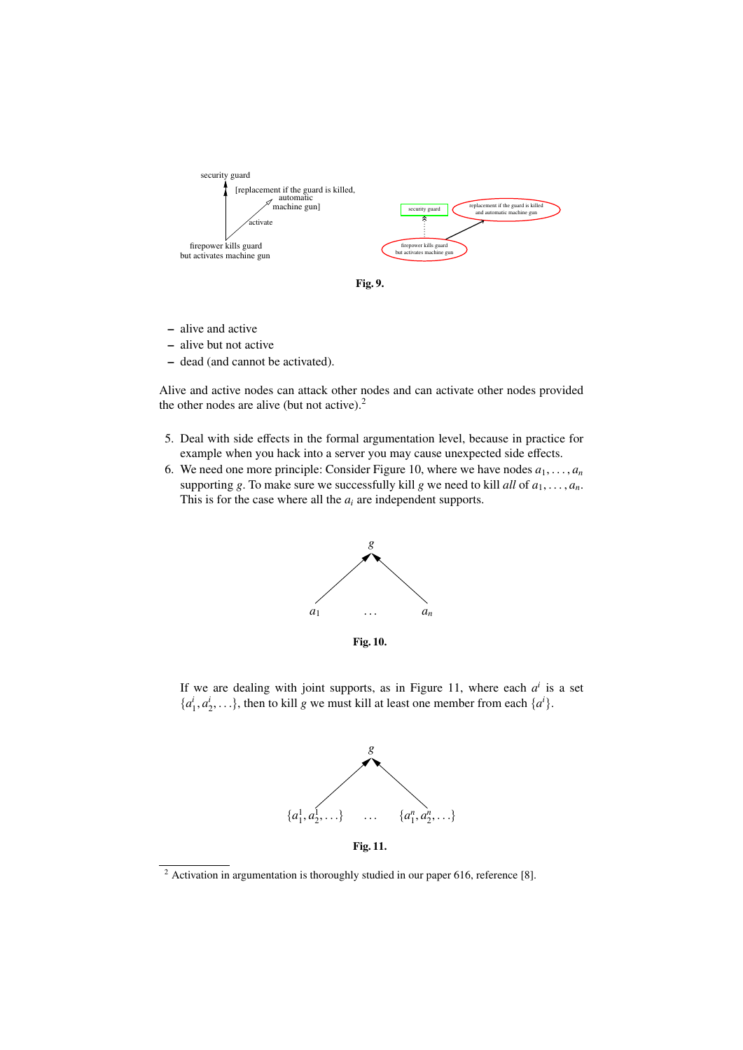Fig. 9.

- alive and active
- alive but not active
- dead (and cannot be activated).

Alive and active nodes can attack other nodes and can activate other nodes provided the other nodes are alive (but not active).[2]

5. Deal with side effects in the formal argumentation level, because in practice for example when you hack into a server you may cause unexpected side effects.
6. We need one more principle: Consider Figure 10, where we have nodes $a_1, \ldots, a_n$ supporting $g$. To make sure we successfully kill $g$ we need to kill *all* of $a_1, \ldots, a_n$. This is for the case where all the $a_i$ are independent supports.

Fig. 10.

If we are dealing with joint supports, as in Figure 11, where each $a^i$ is a set $\{a^i_1, a^i_2, \ldots\}$, then to kill $g$ we must kill at least one member from each $\{a^i\}$.

Fig. 11.

[2] Activation in argumentation is thoroughly studied in our paper 616, reference [8].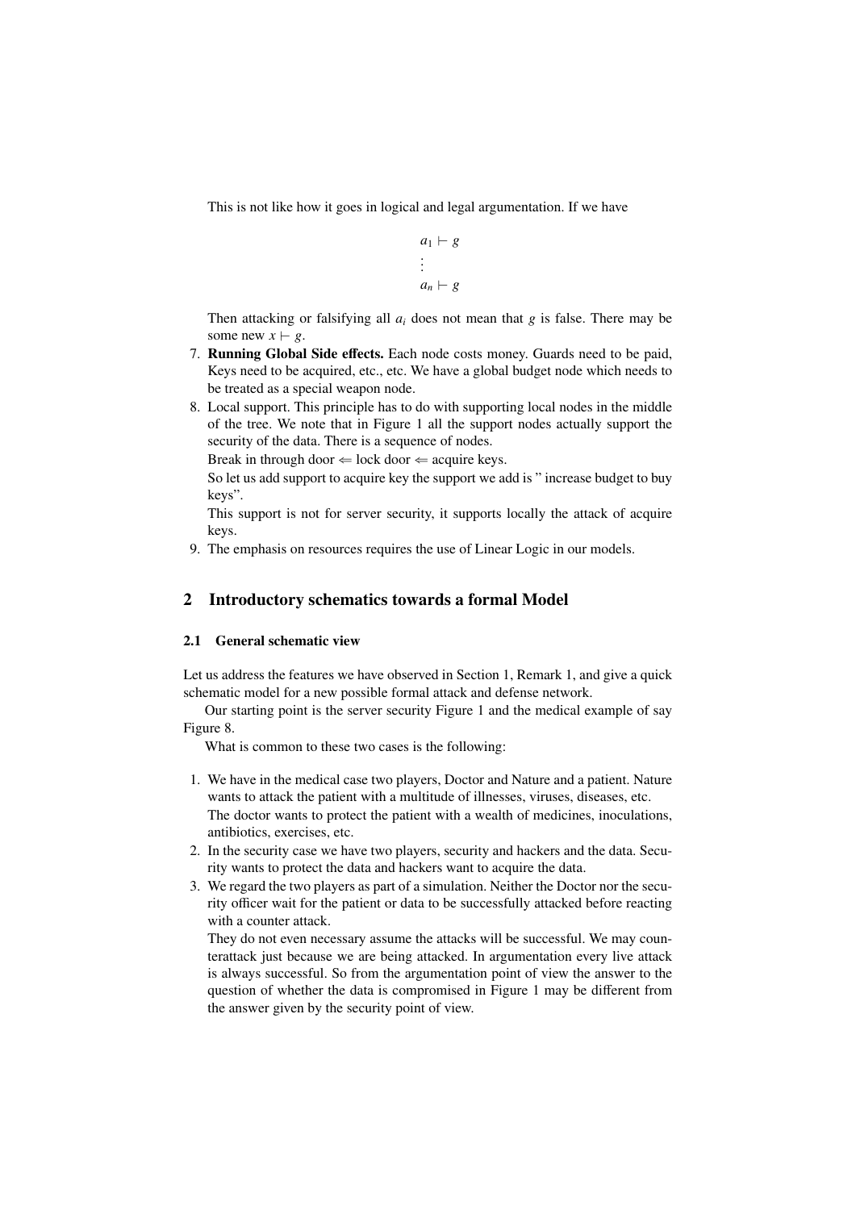This is not like how it goes in logical and legal argumentation. If we have

$$
\begin{array}{c}
a_1 \vdash g \\
\vdots \\
a_n \vdash g
\end{array}
$$

Then attacking or falsifying all $a_i$ does not mean that $g$ is false. There may be some new $x \vdash g$.

7. **Running Global Side effects.** Each node costs money. Guards need to be paid, Keys need to be acquired, etc., etc. We have a global budget node which needs to be treated as a special weapon node.
8. Local support. This principle has to do with supporting local nodes in the middle of the tree. We note that in Figure 1 all the support nodes actually support the security of the data. There is a sequence of nodes.
   Break in through door $\Leftarrow$ lock door $\Leftarrow$ acquire keys.
   So let us add support to acquire key the support we add is " increase budget to buy keys".
   This support is not for server security, it supports locally the attack of acquire keys.
9. The emphasis on resources requires the use of Linear Logic in our models.

## 2 Introductory schematics towards a formal Model

### 2.1 General schematic view

Let us address the features we have observed in Section 1, Remark 1, and give a quick schematic model for a new possible formal attack and defense network.

Our starting point is the server security Figure 1 and the medical example of say Figure 8.

What is common to these two cases is the following:

1. We have in the medical case two players, Doctor and Nature and a patient. Nature wants to attack the patient with a multitude of illnesses, viruses, diseases, etc.
   The doctor wants to protect the patient with a wealth of medicines, inoculations, antibiotics, exercises, etc.
2. In the security case we have two players, security and hackers and the data. Security wants to protect the data and hackers want to acquire the data.
3. We regard the two players as part of a simulation. Neither the Doctor nor the security officer wait for the patient or data to be successfully attacked before reacting with a counter attack.
   They do not even necessary assume the attacks will be successful. We may counterattack just because we are being attacked. In argumentation every live attack is always successful. So from the argumentation point of view the answer to the question of whether the data is compromised in Figure 1 may be different from the answer given by the security point of view.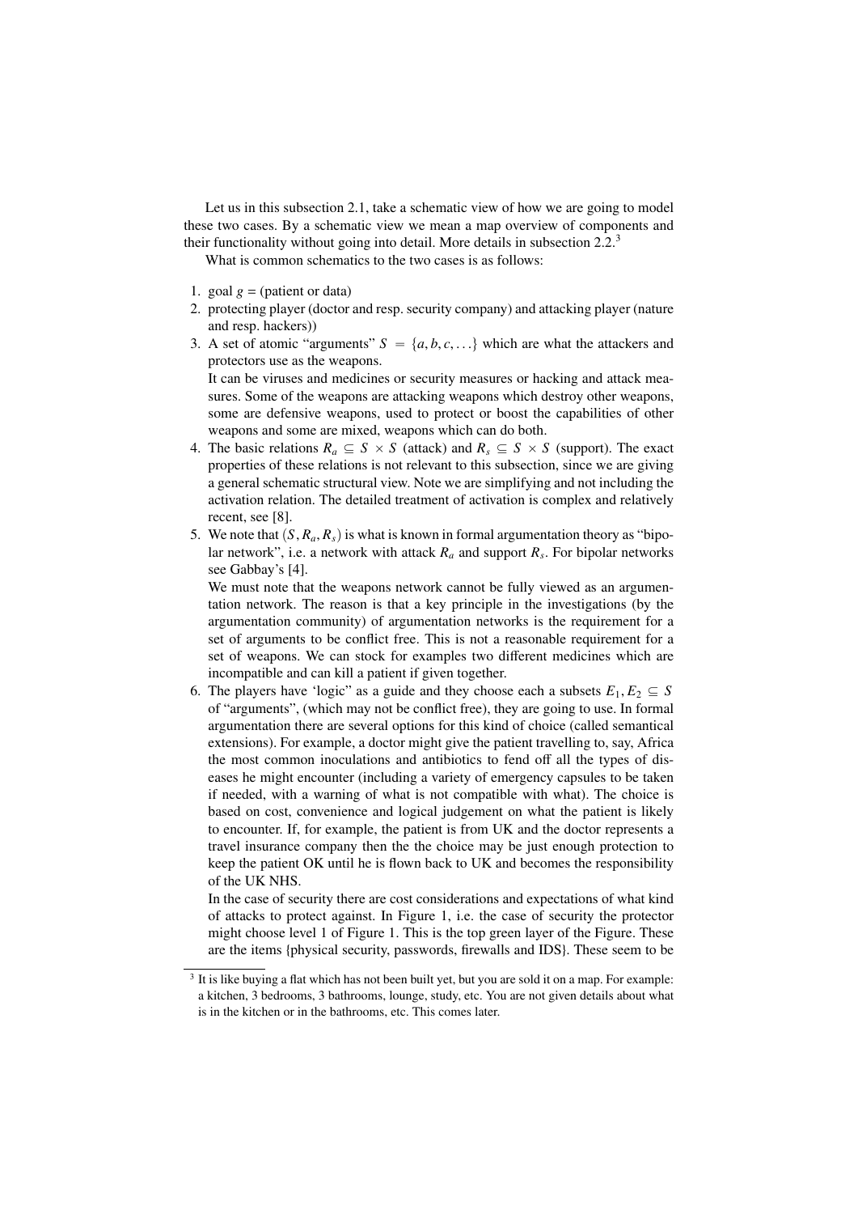Let us in this subsection 2.1, take a schematic view of how we are going to model these two cases. By a schematic view we mean a map overview of components and their functionality without going into detail. More details in subsection 2.2.[3]

What is common schematics to the two cases is as follows:

1. goal $g$ = (patient or data)
2. protecting player (doctor and resp. security company) and attacking player (nature and resp. hackers))
3. A set of atomic "arguments" $S = \{a, b, c, \ldots\}$ which are what the attackers and protectors use as the weapons.
   It can be viruses and medicines or security measures or hacking and attack measures. Some of the weapons are attacking weapons which destroy other weapons, some are defensive weapons, used to protect or boost the capabilities of other weapons and some are mixed, weapons which can do both.
4. The basic relations $R_a \subseteq S \times S$ (attack) and $R_s \subseteq S \times S$ (support). The exact properties of these relations is not relevant to this subsection, since we are giving a general schematic structural view. Note we are simplifying and not including the activation relation. The detailed treatment of activation is complex and relatively recent, see [8].
5. We note that $(S, R_a, R_s)$ is what is known in formal argumentation theory as "bipolar network", i.e. a network with attack $R_a$ and support $R_s$. For bipolar networks see Gabbay's [4].
   We must note that the weapons network cannot be fully viewed as an argumentation network. The reason is that a key principle in the investigations (by the argumentation community) of argumentation networks is the requirement for a set of arguments to be conflict free. This is not a reasonable requirement for a set of weapons. We can stock for examples two different medicines which are incompatible and can kill a patient if given together.
6. The players have 'logic' as a guide and they choose each a subsets $E_1, E_2 \subseteq S$ of "arguments", (which may not be conflict free), they are going to use. In formal argumentation there are several options for this kind of choice (called semantical extensions). For example, a doctor might give the patient travelling to, say, Africa the most common inoculations and antibiotics to fend off all the types of diseases he might encounter (including a variety of emergency capsules to be taken if needed, with a warning of what is not compatible with what). The choice is based on cost, convenience and logical judgement on what the patient is likely to encounter. If, for example, the patient is from UK and the doctor represents a travel insurance company then the the choice may be just enough protection to keep the patient OK until he is flown back to UK and becomes the responsibility of the UK NHS.
   In the case of security there are cost considerations and expectations of what kind of attacks to protect against. In Figure 1, i.e. the case of security the protector might choose level 1 of Figure 1. This is the top green layer of the Figure. These are the items {physical security, passwords, firewalls and IDS}. These seem to be

[3] It is like buying a flat which has not been built yet, but you are sold it on a map. For example: a kitchen, 3 bedrooms, 3 bathrooms, lounge, study, etc. You are not given details about what is in the kitchen or in the bathrooms, etc. This comes later.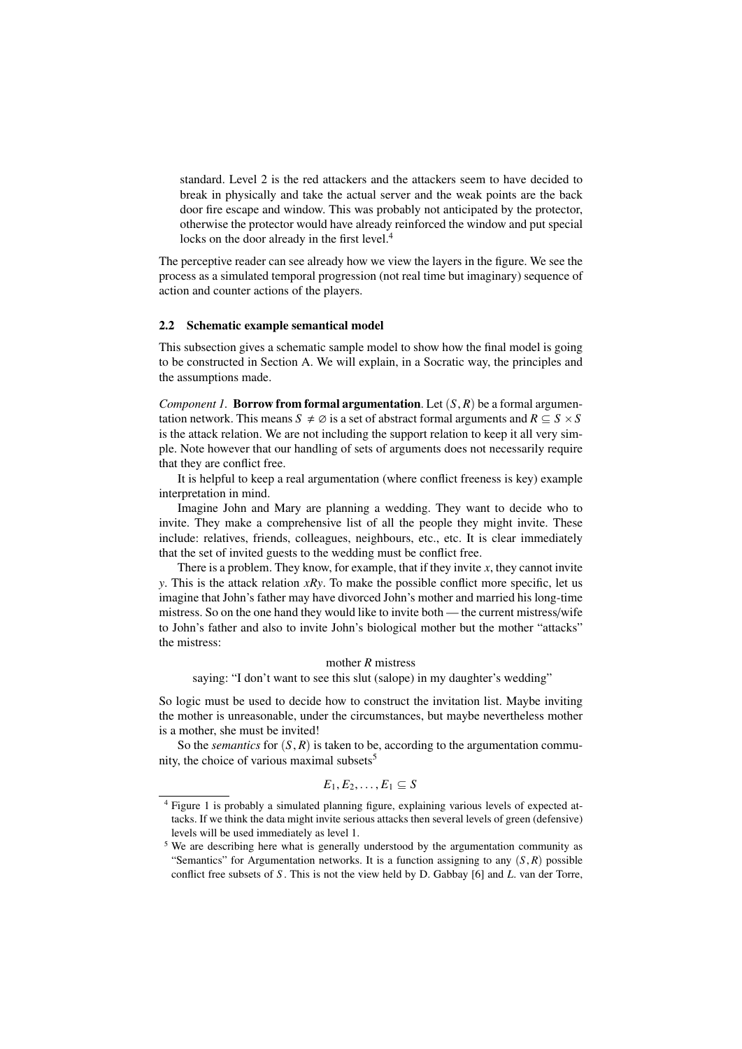standard. Level 2 is the red attackers and the attackers seem to have decided to break in physically and take the actual server and the weak points are the back door fire escape and window. This was probably not anticipated by the protector, otherwise the protector would have already reinforced the window and put special locks on the door already in the first level.[4]

The perceptive reader can see already how we view the layers in the figure. We see the process as a simulated temporal progression (not real time but imaginary) sequence of action and counter actions of the players.

### 2.2 Schematic example semantical model

This subsection gives a schematic sample model to show how the final model is going to be constructed in Section A. We will explain, in a Socratic way, the principles and the assumptions made.

*Component 1.* **Borrow from formal argumentation**. Let $(S,R)$ be a formal argumentation network. This means $S \neq \varnothing$ is a set of abstract formal arguments and $R \subseteq S \times S$ is the attack relation. We are not including the support relation to keep it all very simple. Note however that our handling of sets of arguments does not necessarily require that they are conflict free.

It is helpful to keep a real argumentation (where conflict freeness is key) example interpretation in mind.

Imagine John and Mary are planning a wedding. They want to decide who to invite. They make a comprehensive list of all the people they might invite. These include: relatives, friends, colleagues, neighbours, etc., etc. It is clear immediately that the set of invited guests to the wedding must be conflict free.

There is a problem. They know, for example, that if they invite $x$, they cannot invite $y$. This is the attack relation $xRy$. To make the possible conflict more specific, let us imagine that John's father may have divorced John's mother and married his long-time mistress. So on the one hand they would like to invite both — the current mistress/wife to John's father and also to invite John's biological mother but the mother "attacks" the mistress:

mother $R$ mistress

saying: "I don't want to see this slut (salope) in my daughter's wedding"

So logic must be used to decide how to construct the invitation list. Maybe inviting the mother is unreasonable, under the circumstances, but maybe nevertheless mother is a mother, she must be invited!

So the *semantics* for $(S,R)$ is taken to be, according to the argumentation community, the choice of various maximal subsets[5]

$$E_1, E_2, \ldots, E_1 \subseteq S$$

[4] Figure 1 is probably a simulated planning figure, explaining various levels of expected attacks. If we think the data might invite serious attacks then several levels of green (defensive) levels will be used immediately as level 1.

[5] We are describing here what is generally understood by the argumentation community as "Semantics" for Argumentation networks. It is a function assigning to any $(S,R)$ possible conflict free subsets of $S$. This is not the view held by D. Gabbay [6] and *L.* van der Torre,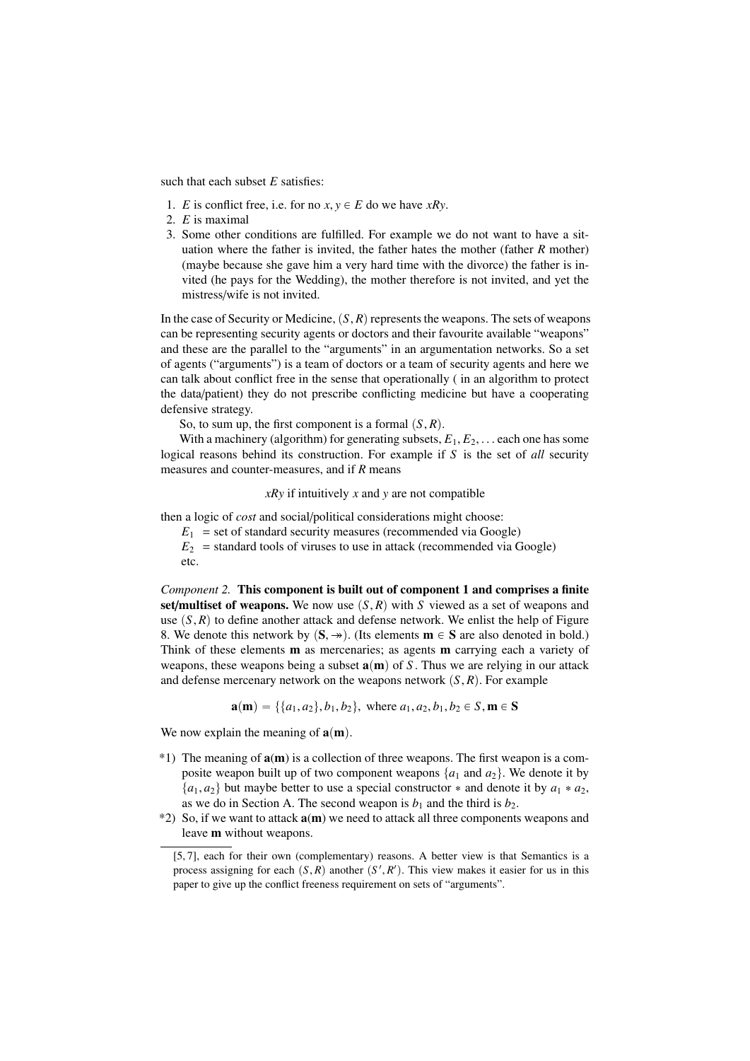such that each subset $E$ satisfies:

1. $E$ is conflict free, i.e. for no $x, y \in E$ do we have $xRy$.
2. $E$ is maximal
3. Some other conditions are fulfilled. For example we do not want to have a situation where the father is invited, the father hates the mother (father $R$ mother) (maybe because she gave him a very hard time with the divorce) the father is invited (he pays for the Wedding), the mother therefore is not invited, and yet the mistress/wife is not invited.

In the case of Security or Medicine, $(S, R)$ represents the weapons. The sets of weapons can be representing security agents or doctors and their favourite available "weapons" and these are the parallel to the "arguments" in an argumentation networks. So a set of agents ("arguments") is a team of doctors or a team of security agents and here we can talk about conflict free in the sense that operationally ( in an algorithm to protect the data/patient) they do not prescribe conflicting medicine but have a cooperating defensive strategy.

So, to sum up, the first component is a formal $(S, R)$.

With a machinery (algorithm) for generating subsets, $E_1, E_2, \ldots$ each one has some logical reasons behind its construction. For example if $S$ is the set of *all* security measures and counter-measures, and if $R$ means

$$xRy \text{ if intuitively } x \text{ and } y \text{ are not compatible}$$

then a logic of *cost* and social/political considerations might choose:

$E_1$ = set of standard security measures (recommended via Google)

$E_2$ = standard tools of viruses to use in attack (recommended via Google)

etc.

*Component 2.* **This component is built out of component 1 and comprises a finite set/multiset of weapons.** We now use $(S, R)$ with $S$ viewed as a set of weapons and use $(S, R)$ to define another attack and defense network. We enlist the help of Figure 8. We denote this network by $(\mathbf{S}, \twoheadrightarrow)$. (Its elements $\mathbf{m} \in \mathbf{S}$ are also denoted in bold.) Think of these elements $\mathbf{m}$ as mercenaries; as agents $\mathbf{m}$ carrying each a variety of weapons, these weapons being a subset $\mathbf{a}(\mathbf{m})$ of $S$. Thus we are relying in our attack and defense mercenary network on the weapons network $(S, R)$. For example

$$\mathbf{a}(\mathbf{m}) = \{\{a_1, a_2\}, b_1, b_2\}, \text{ where } a_1, a_2, b_1, b_2 \in S, \mathbf{m} \in \mathbf{S}$$

We now explain the meaning of $\mathbf{a}(\mathbf{m})$.

*1) The meaning of $\mathbf{a}(\mathbf{m})$ is a collection of three weapons. The first weapon is a composite weapon built up of two component weapons $\{a_1$ and $a_2\}$. We denote it by $\{a_1, a_2\}$ but maybe better to use a special constructor $*$ and denote it by $a_1 * a_2$, as we do in Section A. The second weapon is $b_1$ and the third is $b_2$.

*2) So, if we want to attack $\mathbf{a}(\mathbf{m})$ we need to attack all three components weapons and leave $\mathbf{m}$ without weapons.

---

[5, 7], each for their own (complementary) reasons. A better view is that Semantics is a process assigning for each $(S, R)$ another $(S', R')$. This view makes it easier for us in this paper to give up the conflict freeness requirement on sets of "arguments".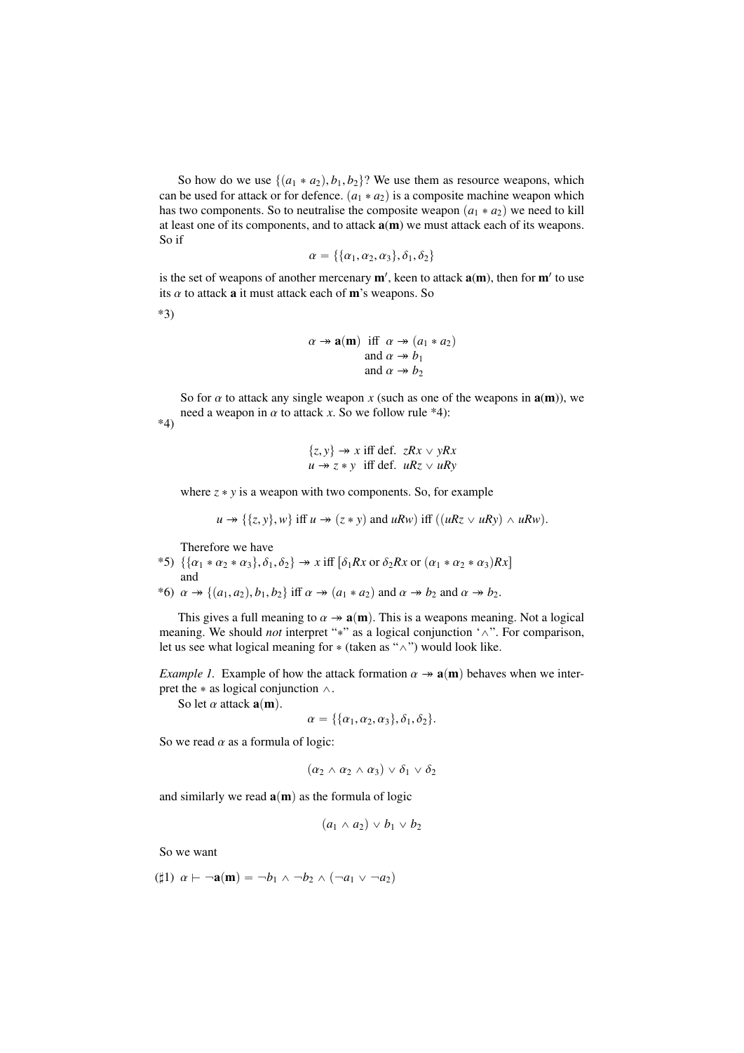So how do we use $\{(a_1 * a_2), b_1, b_2\}$? We use them as resource weapons, which can be used for attack or for defence. $(a_1 * a_2)$ is a composite machine weapon which has two components. So to neutralise the composite weapon $(a_1 * a_2)$ we need to kill at least one of its components, and to attack $\mathbf{a}(\mathbf{m})$ we must attack each of its weapons. So if

$$\alpha = \{\{\alpha_1, \alpha_2, \alpha_3\}, \delta_1, \delta_2\}$$

is the set of weapons of another mercenary $\mathbf{m}'$, keen to attack $\mathbf{a}(\mathbf{m})$, then for $\mathbf{m}'$ to use its $\alpha$ to attack $\mathbf{a}$ it must attack each of $\mathbf{m}$'s weapons. So

*3)

$$\begin{aligned} \alpha \twoheadrightarrow \mathbf{a}(\mathbf{m}) \ \text{ iff } \ & \alpha \twoheadrightarrow (a_1 * a_2) \\ & \text{and } \alpha \twoheadrightarrow b_1 \\ & \text{and } \alpha \twoheadrightarrow b_2 \end{aligned}$$

So for $\alpha$ to attack any single weapon $x$ (such as one of the weapons in $\mathbf{a}(\mathbf{m})$), we need a weapon in $\alpha$ to attack $x$. So we follow rule *4):

*4)

$$\begin{aligned} \{z, y\} \twoheadrightarrow x & \text{ iff def. } zRx \vee yRx \\ u \twoheadrightarrow z * y & \text{ iff def. } uRz \vee uRy \end{aligned}$$

where $z * y$ is a weapon with two components. So, for example

$$u \twoheadrightarrow \{\{z, y\}, w\} \text{ iff } u \twoheadrightarrow (z * y) \text{ and } uRw) \text{ iff } ((uRz \vee uRy) \wedge uRw).$$

Therefore we have

*5) $\{\{\alpha_1 * \alpha_2 * \alpha_3\}, \delta_1, \delta_2\} \twoheadrightarrow x$ iff $[\delta_1 Rx$ or $\delta_2 Rx$ or $(\alpha_1 * \alpha_2 * \alpha_3)Rx]$
and

*6) $\alpha \twoheadrightarrow \{(a_1, a_2), b_1, b_2\}$ iff $\alpha \twoheadrightarrow (a_1 * a_2)$ and $\alpha \twoheadrightarrow b_2$ and $\alpha \twoheadrightarrow b_2$.

This gives a full meaning to $\alpha \twoheadrightarrow \mathbf{a}(\mathbf{m})$. This is a weapons meaning. Not a logical meaning. We should *not* interpret "$*$" as a logical conjunction '$\wedge$". For comparison, let us see what logical meaning for $*$ (taken as "$\wedge$") would look like.

*Example 1.* Example of how the attack formation $\alpha \twoheadrightarrow \mathbf{a}(\mathbf{m})$ behaves when we interpret the $*$ as logical conjunction $\wedge$.

So let $\alpha$ attack $\mathbf{a}(\mathbf{m})$.

$$\alpha = \{\{\alpha_1, \alpha_2, \alpha_3\}, \delta_1, \delta_2\}.$$

So we read $\alpha$ as a formula of logic:

$$(\alpha_2 \wedge \alpha_2 \wedge \alpha_3) \vee \delta_1 \vee \delta_2$$

and similarly we read $\mathbf{a}(\mathbf{m})$ as the formula of logic

$$(a_1 \wedge a_2) \vee b_1 \vee b_2$$

So we want

($\sharp$1) $\alpha \vdash \neg\mathbf{a}(\mathbf{m}) = \neg b_1 \wedge \neg b_2 \wedge (\neg a_1 \vee \neg a_2)$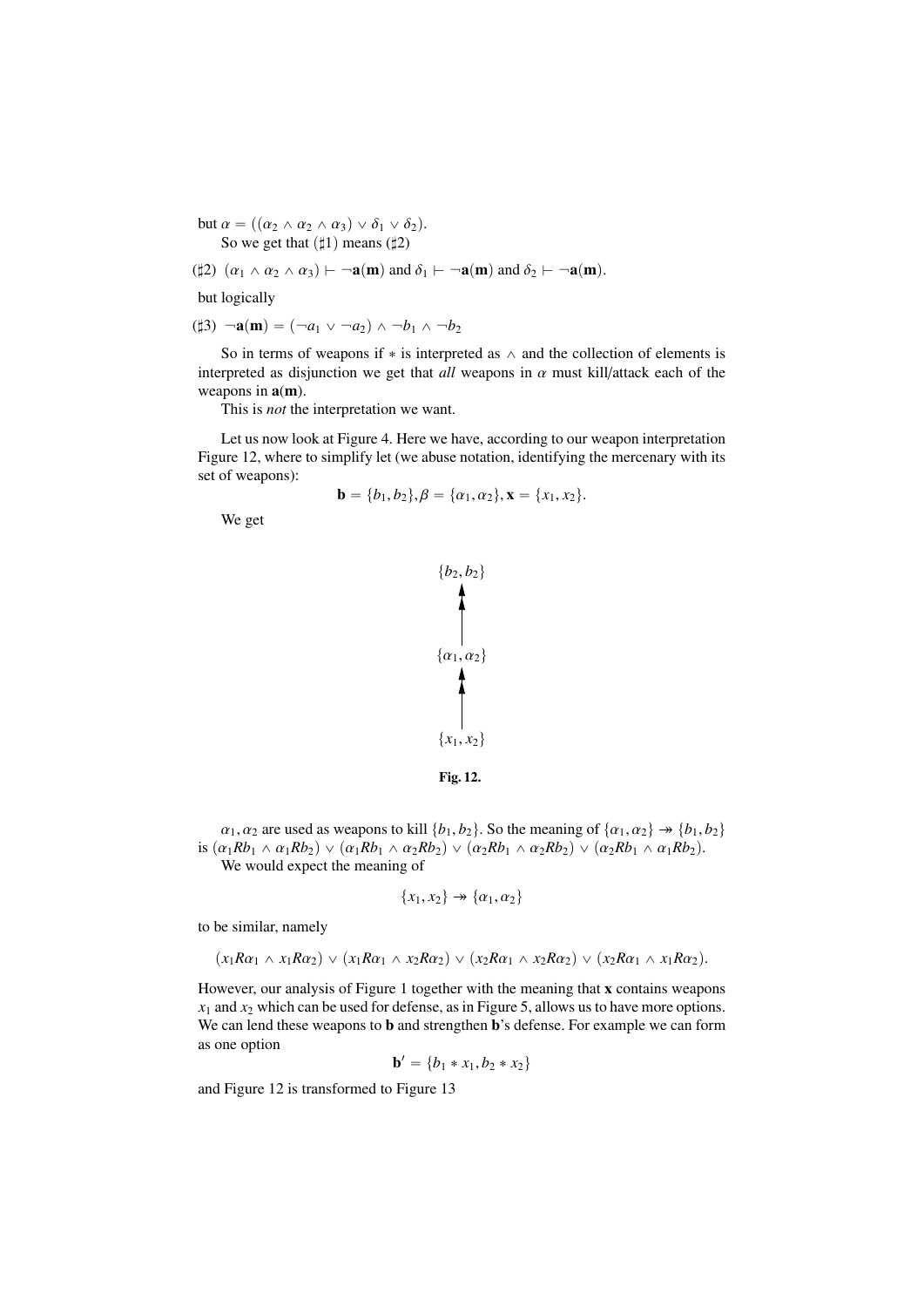but $\alpha = ((\alpha_2 \wedge \alpha_2 \wedge \alpha_3) \vee \delta_1 \vee \delta_2)$.

So we get that (♯1) means (♯2)

(♯2) $(\alpha_1 \wedge \alpha_2 \wedge \alpha_3) \vdash \neg\mathbf{a}(\mathbf{m})$ and $\delta_1 \vdash \neg\mathbf{a}(\mathbf{m})$ and $\delta_2 \vdash \neg\mathbf{a}(\mathbf{m})$.

but logically

(♯3) $\neg\mathbf{a}(\mathbf{m}) = (\neg a_1 \vee \neg a_2) \wedge \neg b_1 \wedge \neg b_2$

So in terms of weapons if $*$ is interpreted as $\wedge$ and the collection of elements is interpreted as disjunction we get that *all* weapons in $\alpha$ must kill/attack each of the weapons in $\mathbf{a}(\mathbf{m})$.

This is *not* the interpretation we want.

Let us now look at Figure 4. Here we have, according to our weapon interpretation Figure 12, where to simplify let (we abuse notation, identifying the mercenary with its set of weapons):

$$\mathbf{b} = \{b_1, b_2\}, \beta = \{\alpha_1, \alpha_2\}, \mathbf{x} = \{x_1, x_2\}.$$

We get

$$\{x_1, x_2\} \twoheadrightarrow \{\alpha_1, \alpha_2\} \twoheadrightarrow \{b_2, b_2\}$$

**Fig. 12.**

$\alpha_1, \alpha_2$ are used as weapons to kill $\{b_1, b_2\}$. So the meaning of $\{\alpha_1, \alpha_2\} \twoheadrightarrow \{b_1, b_2\}$ is $(\alpha_1 R b_1 \wedge \alpha_1 R b_2) \vee (\alpha_1 R b_1 \wedge \alpha_2 R b_2) \vee (\alpha_2 R b_1 \wedge \alpha_2 R b_2) \vee (\alpha_2 R b_1 \wedge \alpha_1 R b_2)$.

We would expect the meaning of

$$\{x_1, x_2\} \twoheadrightarrow \{\alpha_1, \alpha_2\}$$

to be similar, namely

$$(x_1 R \alpha_1 \wedge x_1 R \alpha_2) \vee (x_1 R \alpha_1 \wedge x_2 R \alpha_2) \vee (x_2 R \alpha_1 \wedge x_2 R \alpha_2) \vee (x_2 R \alpha_1 \wedge x_1 R \alpha_2).$$

However, our analysis of Figure 1 together with the meaning that $\mathbf{x}$ contains weapons $x_1$ and $x_2$ which can be used for defense, as in Figure 5, allows us to have more options. We can lend these weapons to $\mathbf{b}$ and strengthen $\mathbf{b}$'s defense. For example we can form as one option

$$\mathbf{b}' = \{b_1 * x_1, b_2 * x_2\}$$

and Figure 12 is transformed to Figure 13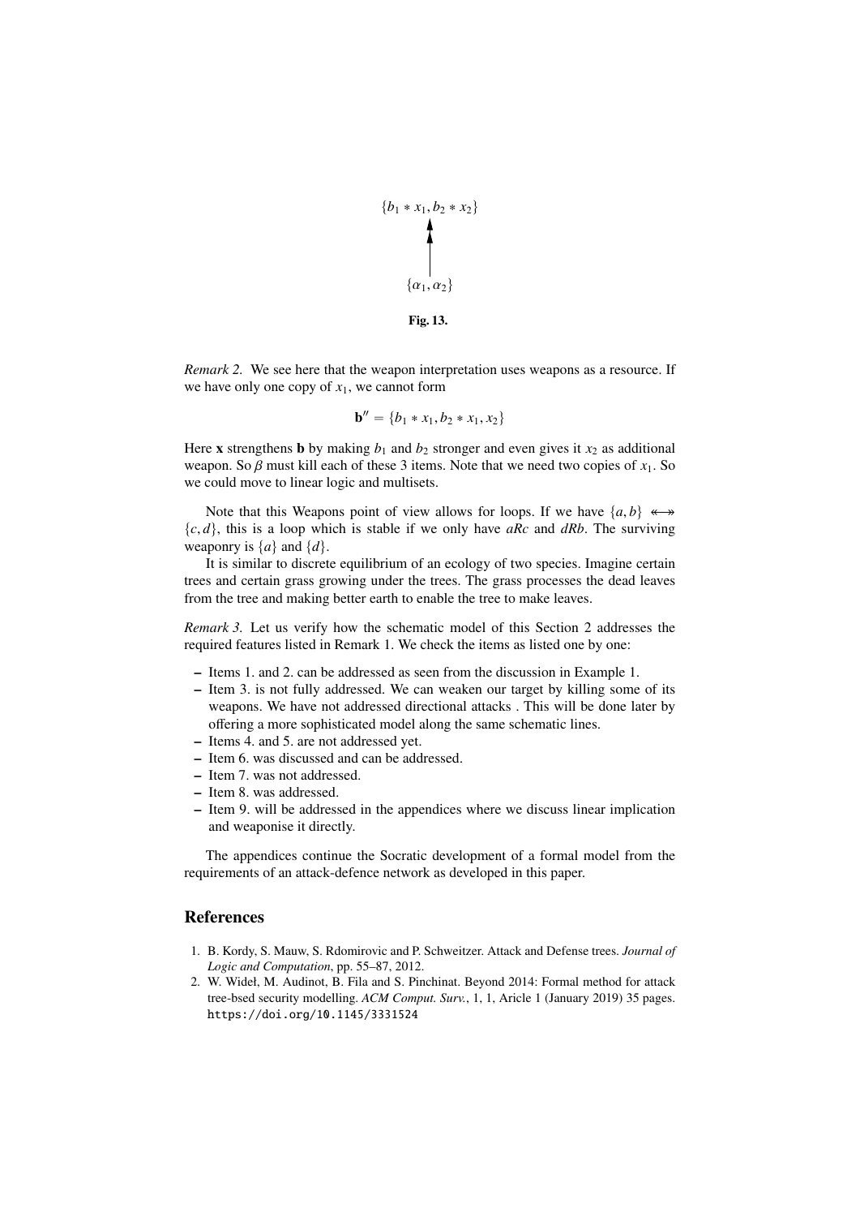$$\{b_1 * x_1, b_2 * x_2\}$$

$$\uparrow\!\!\uparrow$$

$$\{\alpha_1, \alpha_2\}$$

**Fig. 13.**

*Remark 2.* We see here that the weapon interpretation uses weapons as a resource. If we have only one copy of $x_1$, we cannot form

$$\mathbf{b}'' = \{b_1 * x_1, b_2 * x_1, x_2\}$$

Here $\mathbf{x}$ strengthens $\mathbf{b}$ by making $b_1$ and $b_2$ stronger and even gives it $x_2$ as additional weapon. So $\beta$ must kill each of these 3 items. Note that we need two copies of $x_1$. So we could move to linear logic and multisets.

Note that this Weapons point of view allows for loops. If we have $\{a, b\} \twoheadleftarrow\!\!\twoheadrightarrow \{c, d\}$, this is a loop which is stable if we only have $aRc$ and $dRb$. The surviving weaponry is $\{a\}$ and $\{d\}$.

It is similar to discrete equilibrium of an ecology of two species. Imagine certain trees and certain grass growing under the trees. The grass processes the dead leaves from the tree and making better earth to enable the tree to make leaves.

*Remark 3.* Let us verify how the schematic model of this Section 2 addresses the required features listed in Remark 1. We check the items as listed one by one:

- Items 1. and 2. can be addressed as seen from the discussion in Example 1.
- Item 3. is not fully addressed. We can weaken our target by killing some of its weapons. We have not addressed directional attacks . This will be done later by offering a more sophisticated model along the same schematic lines.
- Items 4. and 5. are not addressed yet.
- Item 6. was discussed and can be addressed.
- Item 7. was not addressed.
- Item 8. was addressed.
- Item 9. will be addressed in the appendices where we discuss linear implication and weaponise it directly.

The appendices continue the Socratic development of a formal model from the requirements of an attack-defence network as developed in this paper.

## References

1. B. Kordy, S. Mauw, S. Rdomirovic and P. Schweitzer. Attack and Defense trees. *Journal of Logic and Computation*, pp. 55–87, 2012.
2. W. Wideł, M. Audinot, B. Fila and S. Pinchinat. Beyond 2014: Formal method for attack tree-bsed security modelling. *ACM Comput. Surv.*, 1, 1, Aricle 1 (January 2019) 35 pages. https://doi.org/10.1145/3331524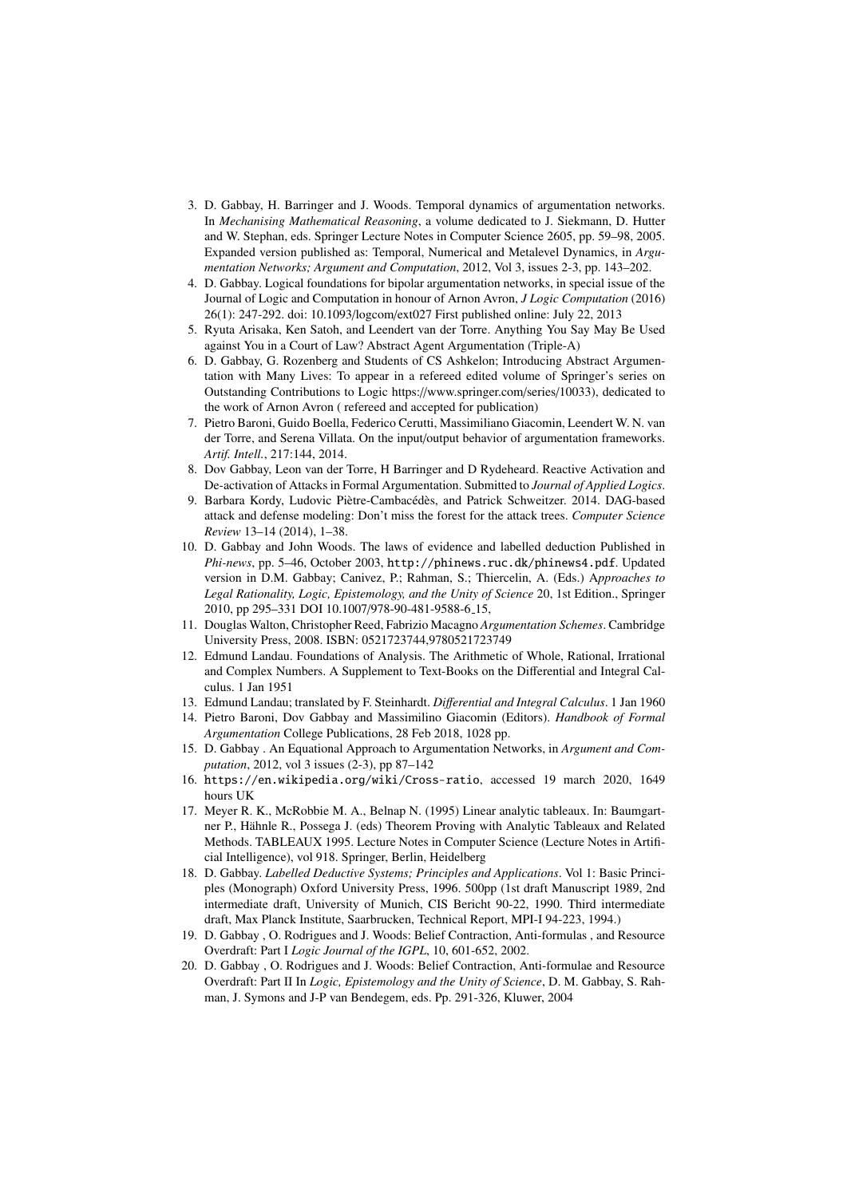3. D. Gabbay, H. Barringer and J. Woods. Temporal dynamics of argumentation networks. In *Mechanising Mathematical Reasoning*, a volume dedicated to J. Siekmann, D. Hutter and W. Stephan, eds. Springer Lecture Notes in Computer Science 2605, pp. 59–98, 2005. Expanded version published as: Temporal, Numerical and Metalevel Dynamics, in *Argumentation Networks; Argument and Computation*, 2012, Vol 3, issues 2-3, pp. 143–202.
4. D. Gabbay. Logical foundations for bipolar argumentation networks, in special issue of the Journal of Logic and Computation in honour of Arnon Avron, *J Logic Computation* (2016) 26(1): 247-292. doi: 10.1093/logcom/ext027 First published online: July 22, 2013
5. Ryuta Arisaka, Ken Satoh, and Leendert van der Torre. Anything You Say May Be Used against You in a Court of Law? Abstract Agent Argumentation (Triple-A)
6. D. Gabbay, G. Rozenberg and Students of CS Ashkelon; Introducing Abstract Argumentation with Many Lives: To appear in a refereed edited volume of Springer's series on Outstanding Contributions to Logic https://www.springer.com/series/10033), dedicated to the work of Arnon Avron ( refereed and accepted for publication)
7. Pietro Baroni, Guido Boella, Federico Cerutti, Massimiliano Giacomin, Leendert W. N. van der Torre, and Serena Villata. On the input/output behavior of argumentation frameworks. *Artif. Intell.*, 217:144, 2014.
8. Dov Gabbay, Leon van der Torre, H Barringer and D Rydeheard. Reactive Activation and De-activation of Attacks in Formal Argumentation. Submitted to *Journal of Applied Logics*.
9. Barbara Kordy, Ludovic Piètre-Cambacédès, and Patrick Schweitzer. 2014. DAG-based attack and defense modeling: Don't miss the forest for the attack trees. *Computer Science Review* 13–14 (2014), 1–38.
10. D. Gabbay and John Woods. The laws of evidence and labelled deduction Published in *Phi-news*, pp. 5–46, October 2003, http://phinews.ruc.dk/phinews4.pdf. Updated version in D.M. Gabbay; Canivez, P.; Rahman, S.; Thiercelin, A. (Eds.) A*pproaches to Legal Rationality, Logic, Epistemology, and the Unity of Science* 20, 1st Edition., Springer 2010, pp 295–331 DOI 10.1007/978-90-481-9588-6_15,
11. Douglas Walton, Christopher Reed, Fabrizio Macagno *Argumentation Schemes*. Cambridge University Press, 2008. ISBN: 0521723744,9780521723749
12. Edmund Landau. Foundations of Analysis. The Arithmetic of Whole, Rational, Irrational and Complex Numbers. A Supplement to Text-Books on the Differential and Integral Calculus. 1 Jan 1951
13. Edmund Landau; translated by F. Steinhardt. *Differential and Integral Calculus*. 1 Jan 1960
14. Pietro Baroni, Dov Gabbay and Massimilino Giacomin (Editors). *Handbook of Formal Argumentation* College Publications, 28 Feb 2018, 1028 pp.
15. D. Gabbay . An Equational Approach to Argumentation Networks, in *Argument and Computation*, 2012, vol 3 issues (2-3), pp 87–142
16. https://en.wikipedia.org/wiki/Cross-ratio, accessed 19 march 2020, 1649 hours UK
17. Meyer R. K., McRobbie M. A., Belnap N. (1995) Linear analytic tableaux. In: Baumgartner P., Hähnle R., Possega J. (eds) Theorem Proving with Analytic Tableaux and Related Methods. TABLEAUX 1995. Lecture Notes in Computer Science (Lecture Notes in Artificial Intelligence), vol 918. Springer, Berlin, Heidelberg
18. D. Gabbay. *Labelled Deductive Systems; Principles and Applications*. Vol 1: Basic Principles (Monograph) Oxford University Press, 1996. 500pp (1st draft Manuscript 1989, 2nd intermediate draft, University of Munich, CIS Bericht 90-22, 1990. Third intermediate draft, Max Planck Institute, Saarbrucken, Technical Report, MPI-I 94-223, 1994.)
19. D. Gabbay , O. Rodrigues and J. Woods: Belief Contraction, Anti-formulas , and Resource Overdraft: Part I *Logic Journal of the IGPL*, 10, 601-652, 2002.
20. D. Gabbay , O. Rodrigues and J. Woods: Belief Contraction, Anti-formulae and Resource Overdraft: Part II In *Logic, Epistemology and the Unity of Science*, D. M. Gabbay, S. Rahman, J. Symons and J-P van Bendegem, eds. Pp. 291-326, Kluwer, 2004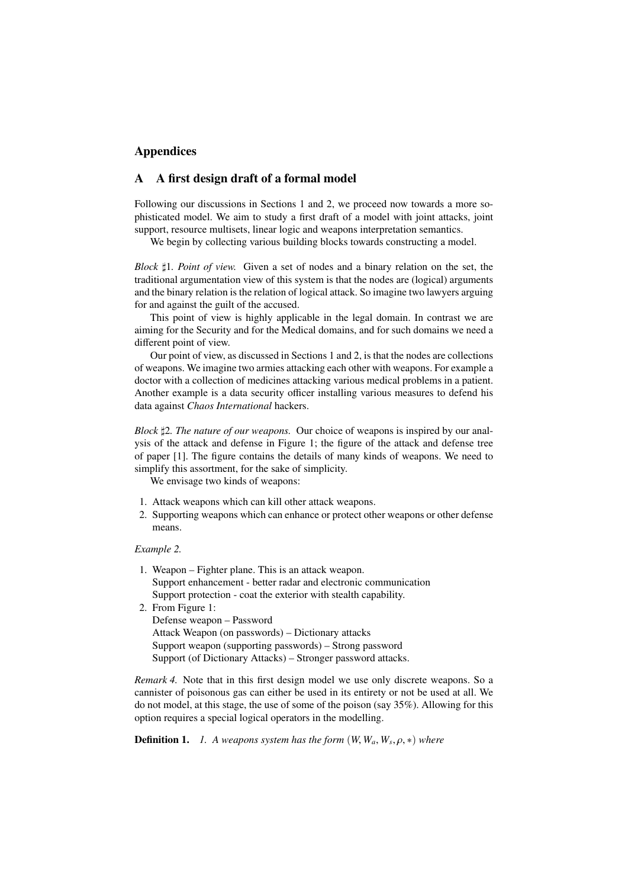# Appendices

## A A first design draft of a formal model

Following our discussions in Sections 1 and 2, we proceed now towards a more sophisticated model. We aim to study a first draft of a model with joint attacks, joint support, resource multisets, linear logic and weapons interpretation semantics.

We begin by collecting various building blocks towards constructing a model.

*Block ♯1. Point of view.* Given a set of nodes and a binary relation on the set, the traditional argumentation view of this system is that the nodes are (logical) arguments and the binary relation is the relation of logical attack. So imagine two lawyers arguing for and against the guilt of the accused.

This point of view is highly applicable in the legal domain. In contrast we are aiming for the Security and for the Medical domains, and for such domains we need a different point of view.

Our point of view, as discussed in Sections 1 and 2, is that the nodes are collections of weapons. We imagine two armies attacking each other with weapons. For example a doctor with a collection of medicines attacking various medical problems in a patient. Another example is a data security officer installing various measures to defend his data against *Chaos International* hackers.

*Block ♯2. The nature of our weapons.* Our choice of weapons is inspired by our analysis of the attack and defense in Figure 1; the figure of the attack and defense tree of paper [1]. The figure contains the details of many kinds of weapons. We need to simplify this assortment, for the sake of simplicity.

We envisage two kinds of weapons:

1. Attack weapons which can kill other attack weapons.
2. Supporting weapons which can enhance or protect other weapons or other defense means.

*Example 2.*

1. Weapon – Fighter plane. This is an attack weapon.
   Support enhancement - better radar and electronic communication
   Support protection - coat the exterior with stealth capability.
2. From Figure 1:
   Defense weapon – Password
   Attack Weapon (on passwords) – Dictionary attacks
   Support weapon (supporting passwords) – Strong password
   Support (of Dictionary Attacks) – Stronger password attacks.

*Remark 4.* Note that in this first design model we use only discrete weapons. So a cannister of poisonous gas can either be used in its entirety or not be used at all. We do not model, at this stage, the use of some of the poison (say 35%). Allowing for this option requires a special logical operators in the modelling.

**Definition 1.** *1. A weapons system has the form $(W, W_a, W_s, \rho, *)$ where*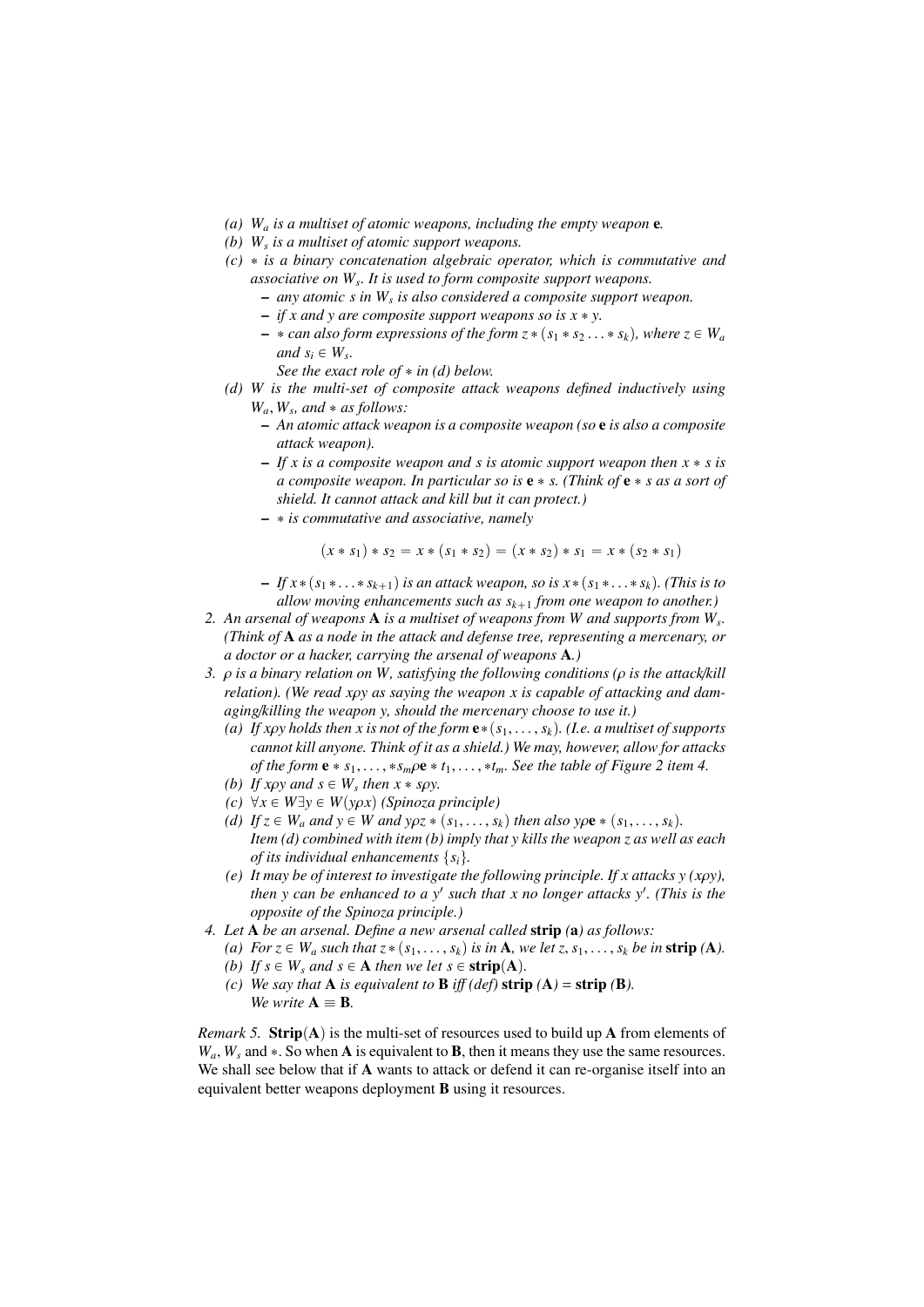(a) $W_a$ *is a multiset of atomic weapons, including the empty weapon* $\mathbf{e}$*.*

(b) $W_s$ *is a multiset of atomic support weapons.*

(c) $*$ *is a binary concatenation algebraic operator, which is commutative and associative on* $W_s$*. It is used to form composite support weapons.*
   - *any atomic s in* $W_s$ *is also considered a composite support weapon.*
   - *if x and y are composite support weapons so is* $x * y$*.*
   - $*$ *can also form expressions of the form* $z * (s_1 * s_2 \ldots * s_k)$*, where* $z \in W_a$ *and* $s_i \in W_s$*.*

   *See the exact role of* $*$ *in (d) below.*

(d) *W is the multi-set of composite attack weapons defined inductively using* $W_a, W_s$*, and* $*$ *as follows:*
   - *An atomic attack weapon is a composite weapon (so* $\mathbf{e}$ *is also a composite attack weapon).*
   - *If x is a composite weapon and s is atomic support weapon then* $x * s$ *is a composite weapon. In particular so is* $\mathbf{e} * s$*. (Think of* $\mathbf{e} * s$ *as a sort of shield. It cannot attack and kill but it can protect.)*
   - $*$ *is commutative and associative, namely*

$$(x * s_1) * s_2 = x * (s_1 * s_2) = (x * s_2) * s_1 = x * (s_2 * s_1)$$

   - *If* $x * (s_1 * \ldots * s_{k+1})$ *is an attack weapon, so is* $x * (s_1 * \ldots * s_k)$*. (This is to allow moving enhancements such as* $s_{k+1}$ *from one weapon to another.)*

2. *An arsenal of weapons* $\mathbf{A}$ *is a multiset of weapons from W and supports from* $W_s$*. (Think of* $\mathbf{A}$ *as a node in the attack and defense tree, representing a mercenary, or a doctor or a hacker, carrying the arsenal of weapons* $\mathbf{A}$*.)*

3. $\rho$ *is a binary relation on W, satisfying the following conditions (*$\rho$ *is the attack/kill relation). (We read* $x\rho y$ *as saying the weapon x is capable of attacking and damaging/killing the weapon y, should the mercenary choose to use it.)*
   (a) *If* $x\rho y$ *holds then x is not of the form* $\mathbf{e} * (s_1, \ldots, s_k)$*. (I.e. a multiset of supports cannot kill anyone. Think of it as a shield.) We may, however, allow for attacks of the form* $\mathbf{e} * s_1, \ldots, *s_m \rho \mathbf{e} * t_1, \ldots, *t_m$*. See the table of Figure 2 item 4.*
   (b) *If* $x\rho y$ *and* $s \in W_s$ *then* $x * s\rho y$*.*
   (c) $\forall x \in W \exists y \in W (y\rho x)$ *(Spinoza principle)*
   (d) *If* $z \in W_a$ *and* $y \in W$ *and* $y\rho z * (s_1, \ldots, s_k)$ *then also* $y\rho \mathbf{e} * (s_1, \ldots, s_k)$*.* *Item (d) combined with item (b) imply that y kills the weapon z as well as each of its individual enhancements* $\{s_i\}$*.*
   (e) *It may be of interest to investigate the following principle. If x attacks y (*$x\rho y$*), then y can be enhanced to a* $y'$ *such that x no longer attacks* $y'$*. (This is the opposite of the Spinoza principle.)*

4. *Let* $\mathbf{A}$ *be an arsenal. Define a new arsenal called* **strip** *(*$\mathbf{a}$*) as follows:*
   (a) *For* $z \in W_a$ *such that* $z * (s_1, \ldots, s_k)$ *is in* $\mathbf{A}$*, we let* $z, s_1, \ldots, s_k$ *be in* **strip** *(*$\mathbf{A}$*).*
   (b) *If* $s \in W_s$ *and* $s \in \mathbf{A}$ *then we let* $s \in \mathbf{strip}(\mathbf{A})$*.*
   (c) *We say that* $\mathbf{A}$ *is equivalent to* $\mathbf{B}$ *iff (def)* **strip** *(*$\mathbf{A}$*) =* **strip** *(*$\mathbf{B}$*).* *We write* $\mathbf{A} \equiv \mathbf{B}$*.*

*Remark 5.* $\mathbf{Strip}(\mathbf{A})$ is the multi-set of resources used to build up $\mathbf{A}$ from elements of $W_a$, $W_s$ and $*$. So when $\mathbf{A}$ is equivalent to $\mathbf{B}$, then it means they use the same resources. We shall see below that if $\mathbf{A}$ wants to attack or defend it can re-organise itself into an equivalent better weapons deployment $\mathbf{B}$ using it resources.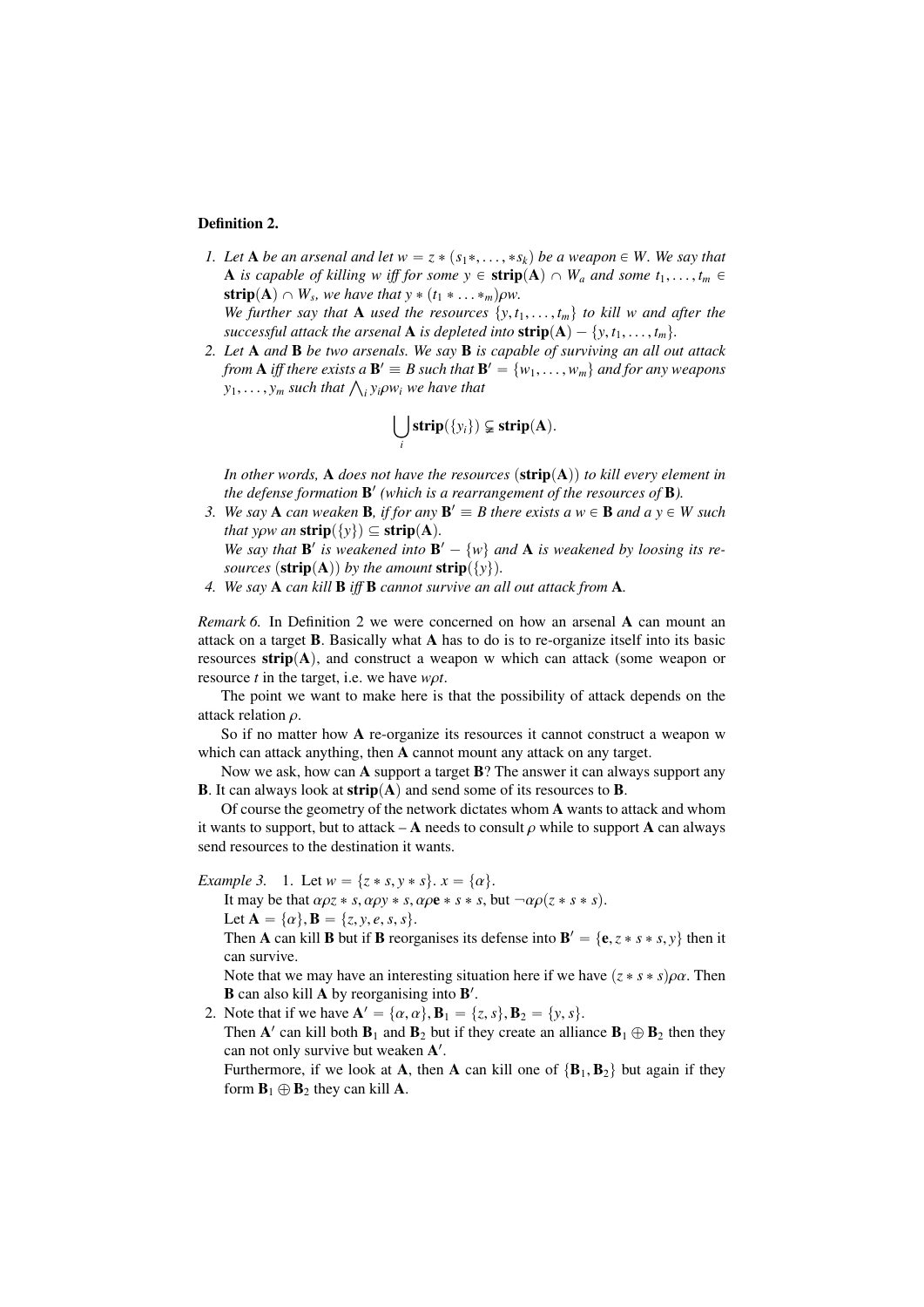**Definition 2.**

1. *Let* $\mathbf{A}$ *be an arsenal and let* $w = z * (s_1 *, \ldots, * s_k)$ *be a weapon* $\in W$. *We say that* $\mathbf{A}$ *is capable of killing* $w$ *iff for some* $y \in \mathbf{strip}(\mathbf{A}) \cap W_a$ *and some* $t_1, \ldots, t_m \in \mathbf{strip}(\mathbf{A}) \cap W_s$, *we have that* $y * (t_1 * \ldots *_m) \rho w$.
   *We further say that* $\mathbf{A}$ *used the resources* $\{y, t_1, \ldots, t_m\}$ *to kill* $w$ *and after the successful attack the arsenal* $\mathbf{A}$ *is depleted into* $\mathbf{strip}(\mathbf{A}) - \{y, t_1, \ldots, t_m\}$.
2. *Let* $\mathbf{A}$ *and* $\mathbf{B}$ *be two arsenals. We say* $\mathbf{B}$ *is capable of surviving an all out attack from* $\mathbf{A}$ *iff there exists a* $\mathbf{B}' \equiv B$ *such that* $\mathbf{B}' = \{w_1, \ldots, w_m\}$ *and for any weapons* $y_1, \ldots, y_m$ *such that* $\bigwedge_i y_i \rho w_i$ *we have that*

$$\bigcup_i \mathbf{strip}(\{y_i\}) \subsetneq \mathbf{strip}(\mathbf{A}).$$

   *In other words,* $\mathbf{A}$ *does not have the resources* ($\mathbf{strip}(\mathbf{A})$) *to kill every element in the defense formation* $\mathbf{B}'$ *(which is a rearrangement of the resources of* $\mathbf{B}$*).*
3. *We say* $\mathbf{A}$ *can weaken* $\mathbf{B}$*, if for any* $\mathbf{B}' \equiv B$ *there exists a* $w \in \mathbf{B}$ *and a* $y \in W$ *such that* $y \rho w$ *an* $\mathbf{strip}(\{y\}) \subseteq \mathbf{strip}(\mathbf{A})$.
   *We say that* $\mathbf{B}'$ *is weakened into* $\mathbf{B}' - \{w\}$ *and* $\mathbf{A}$ *is weakened by loosing its resources* ($\mathbf{strip}(\mathbf{A})$) *by the amount* $\mathbf{strip}(\{y\})$.
4. *We say* $\mathbf{A}$ *can kill* $\mathbf{B}$ *iff* $\mathbf{B}$ *cannot survive an all out attack from* $\mathbf{A}$.

*Remark 6.* In Definition 2 we were concerned on how an arsenal $\mathbf{A}$ can mount an attack on a target $\mathbf{B}$. Basically what $\mathbf{A}$ has to do is to re-organize itself into its basic resources $\mathbf{strip}(\mathbf{A})$, and construct a weapon w which can attack (some weapon or resource $t$ in the target, i.e. we have $w \rho t$.

The point we want to make here is that the possibility of attack depends on the attack relation $\rho$.

So if no matter how $\mathbf{A}$ re-organize its resources it cannot construct a weapon w which can attack anything, then $\mathbf{A}$ cannot mount any attack on any target.

Now we ask, how can $\mathbf{A}$ support a target $\mathbf{B}$? The answer it can always support any $\mathbf{B}$. It can always look at $\mathbf{strip}(\mathbf{A})$ and send some of its resources to $\mathbf{B}$.

Of course the geometry of the network dictates whom $\mathbf{A}$ wants to attack and whom it wants to support, but to attack – $\mathbf{A}$ needs to consult $\rho$ while to support $\mathbf{A}$ can always send resources to the destination it wants.

*Example 3.*

1. Let $w = \{z * s, y * s\}$. $x = \{\alpha\}$.
   It may be that $\alpha \rho z * s, \alpha \rho y * s, \alpha \rho \mathbf{e} * s * s$, but $\neg \alpha \rho (z * s * s)$.
   Let $\mathbf{A} = \{\alpha\}, \mathbf{B} = \{z, y, e, s, s\}$.
   Then $\mathbf{A}$ can kill $\mathbf{B}$ but if $\mathbf{B}$ reorganises its defense into $\mathbf{B}' = \{\mathbf{e}, z * s * s, y\}$ then it can survive.
   Note that we may have an interesting situation here if we have $(z * s * s) \rho \alpha$. Then $\mathbf{B}$ can also kill $\mathbf{A}$ by reorganising into $\mathbf{B}'$.
2. Note that if we have $\mathbf{A}' = \{\alpha, \alpha\}, \mathbf{B}_1 = \{z, s\}, \mathbf{B}_2 = \{y, s\}$.
   Then $\mathbf{A}'$ can kill both $\mathbf{B}_1$ and $\mathbf{B}_2$ but if they create an alliance $\mathbf{B}_1 \oplus \mathbf{B}_2$ then they can not only survive but weaken $\mathbf{A}'$.
   Furthermore, if we look at $\mathbf{A}$, then $\mathbf{A}$ can kill one of $\{\mathbf{B}_1, \mathbf{B}_2\}$ but again if they form $\mathbf{B}_1 \oplus \mathbf{B}_2$ they can kill $\mathbf{A}$.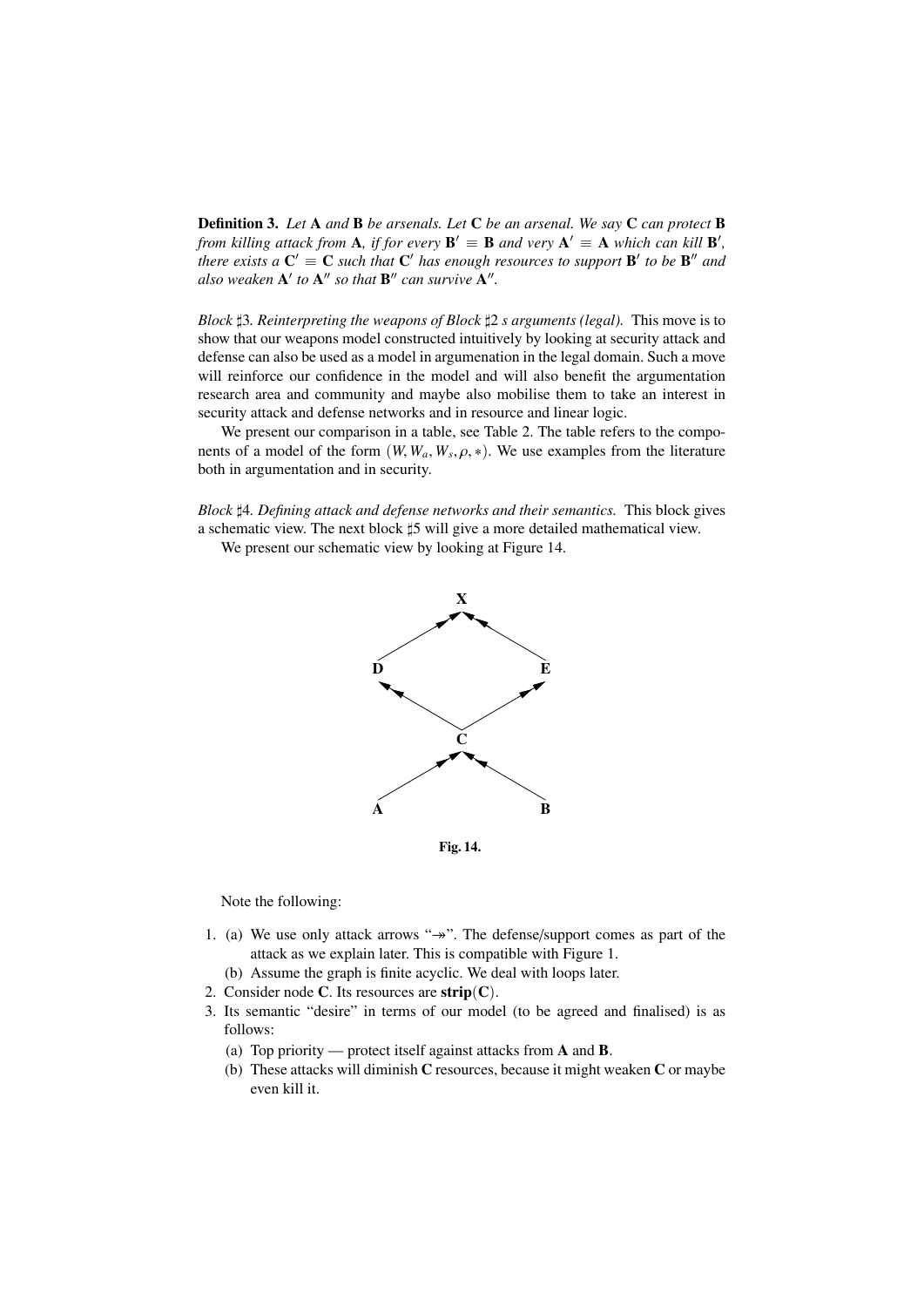**Definition 3.** *Let* **A** *and* **B** *be arsenals. Let* **C** *be an arsenal. We say* **C** *can protect* **B** *from killing attack from* **A***, if for every* $\mathbf{B}' \equiv \mathbf{B}$ *and very* $\mathbf{A}' \equiv \mathbf{A}$ *which can kill* $\mathbf{B}'$*, there exists a* $\mathbf{C}' \equiv \mathbf{C}$ *such that* $\mathbf{C}'$ *has enough resources to support* $\mathbf{B}'$ *to be* $\mathbf{B}''$ *and also weaken* $\mathbf{A}'$ *to* $\mathbf{A}''$ *so that* $\mathbf{B}''$ *can survive* $\mathbf{A}''$.

*Block ♯3. Reinterpreting the weapons of Block ♯2 s arguments (legal).* This move is to show that our weapons model constructed intuitively by looking at security attack and defense can also be used as a model in argumenation in the legal domain. Such a move will reinforce our confidence in the model and will also benefit the argumentation research area and community and maybe also mobilise them to take an interest in security attack and defense networks and in resource and linear logic.

We present our comparison in a table, see Table 2. The table refers to the components of a model of the form $(W, W_a, W_s, \rho, *)$. We use examples from the literature both in argumentation and in security.

*Block ♯4. Defining attack and defense networks and their semantics.* This block gives a schematic view. The next block ♯5 will give a more detailed mathematical view.

We present our schematic view by looking at Figure 14.

**Fig. 14.**

Note the following:

1. (a) We use only attack arrows "$\twoheadrightarrow$". The defense/support comes as part of the attack as we explain later. This is compatible with Figure 1.
   (b) Assume the graph is finite acyclic. We deal with loops later.
2. Consider node **C**. Its resources are **strip**(**C**).
3. Its semantic "desire" in terms of our model (to be agreed and finalised) is as follows:
   (a) Top priority — protect itself against attacks from **A** and **B**.
   (b) These attacks will diminish **C** resources, because it might weaken **C** or maybe even kill it.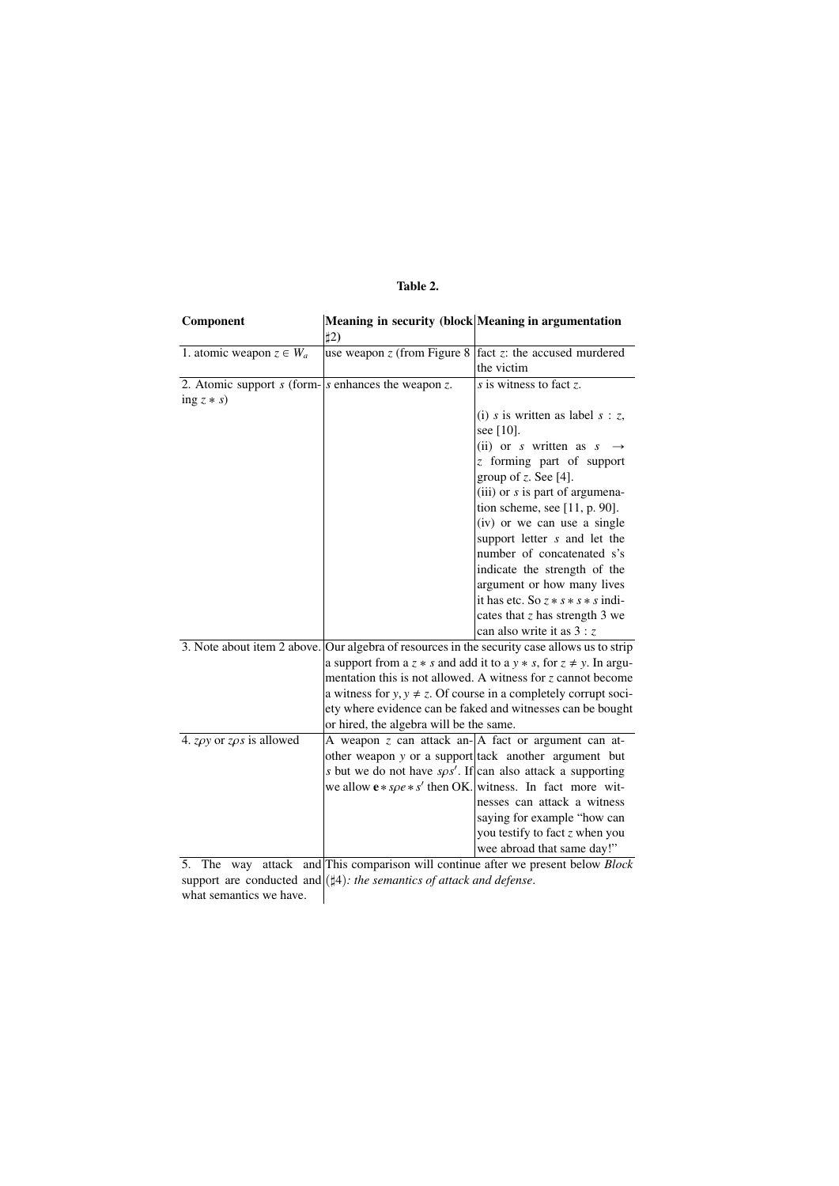**Table 2.**

| Component | Meaning in security (block ♯2) | Meaning in argumentation |
|---|---|---|
| 1. atomic weapon $z \in W_a$ | use weapon $z$ (from Figure 8 | fact $z$: the accused murdered the victim |
| 2. Atomic support $s$ (forming $z * s$) | $s$ enhances the weapon $z$. | $s$ is witness to fact $z$. (i) $s$ is written as label $s : z$, see [10]. (ii) or $s$ written as $s \rightarrow z$ forming part of support group of $z$. See [4]. (iii) or $s$ is part of argumenation scheme, see [11, p. 90]. (iv) or we can use a single support letter $s$ and let the number of concatenated s's indicate the strength of the argument or how many lives it has etc. So $z * s * s * s$ indicates that $z$ has strength 3 we can also write it as $3 : z$ |
| 3. Note about item 2 above. | Our algebra of resources in the security case allows us to strip a support from a $z * s$ and add it to a $y * s$, for $z \neq y$. In argumentation this is not allowed. A witness for $z$ cannot become a witness for $y, y \neq z$. Of course in a completely corrupt society where evidence can be faked and witnesses can be bought or hired, the algebra will be the same. | |
| 4. $z\rho y$ or $z\rho s$ is allowed | A weapon $z$ can attack another weapon $y$ or a support $s$ but we do not have $s\rho s'$. If we allow $\mathbf{e} * s\rho e * s'$ then OK. | A fact or argument can attack another argument but can also attack a supporting witness. In fact more witnesses can attack a witness saying for example "how can you testify to fact $z$ when you wee abroad that same day!" |
| 5. The way attack and support are conducted and what semantics we have. | This comparison will continue after we present below *Block (♯4): the semantics of attack and defense*. | |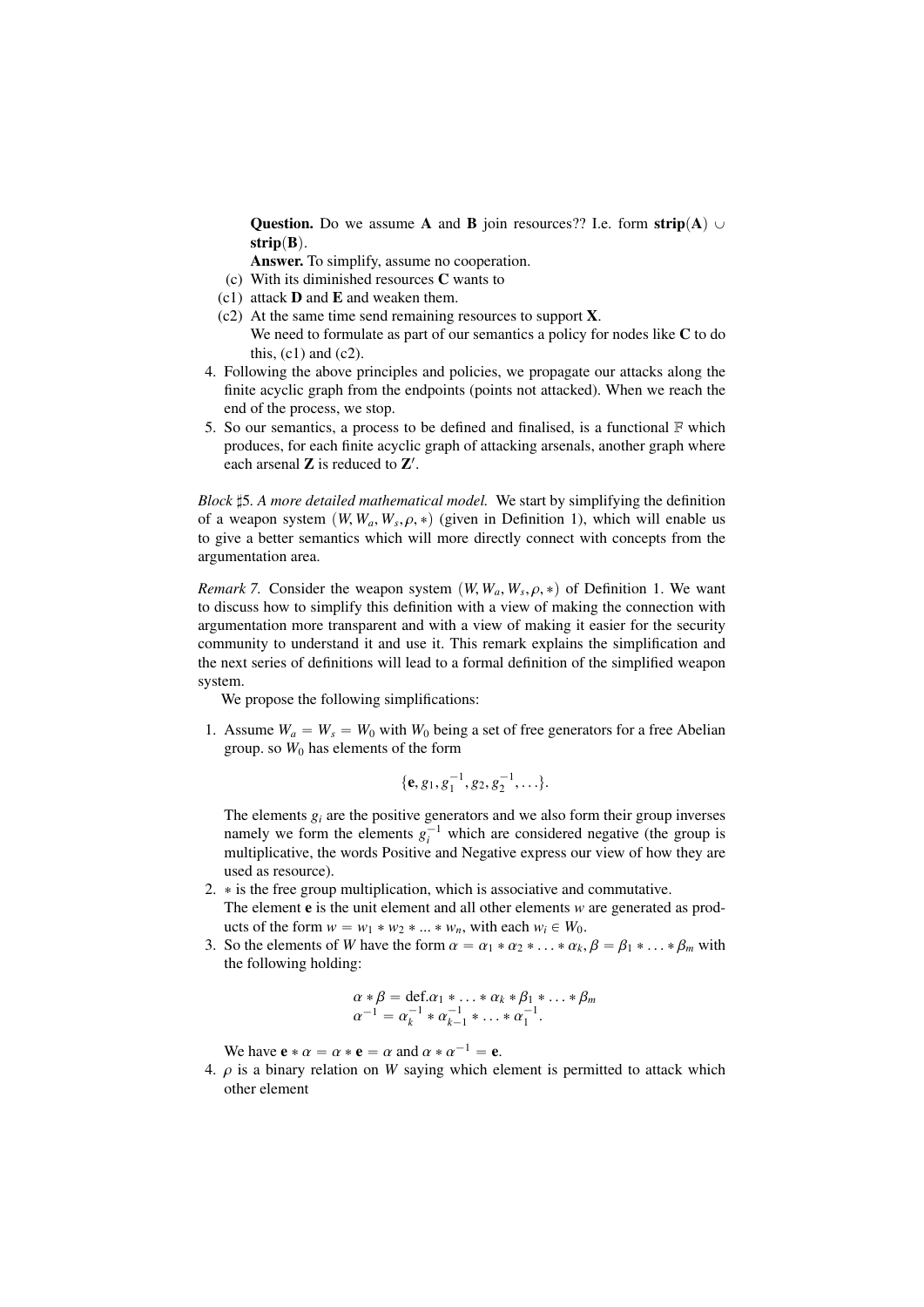**Question.** Do we assume **A** and **B** join resources?? I.e. form **strip**(**A**) $\cup$ **strip**(**B**).

**Answer.** To simplify, assume no cooperation.

(c) With its diminished resources **C** wants to

(c1) attack **D** and **E** and weaken them.

(c2) At the same time send remaining resources to support **X**.

We need to formulate as part of our semantics a policy for nodes like **C** to do this, (c1) and (c2).

4. Following the above principles and policies, we propagate our attacks along the finite acyclic graph from the endpoints (points not attacked). When we reach the end of the process, we stop.
5. So our semantics, a process to be defined and finalised, is a functional $\mathbb{F}$ which produces, for each finite acyclic graph of attacking arsenals, another graph where each arsenal **Z** is reduced to **Z**$'$.

*Block ♯5. A more detailed mathematical model.* We start by simplifying the definition of a weapon system $(W, W_a, W_s, \rho, *)$ (given in Definition 1), which will enable us to give a better semantics which will more directly connect with concepts from the argumentation area.

*Remark 7.* Consider the weapon system $(W, W_a, W_s, \rho, *)$ of Definition 1. We want to discuss how to simplify this definition with a view of making the connection with argumentation more transparent and with a view of making it easier for the security community to understand it and use it. This remark explains the simplification and the next series of definitions will lead to a formal definition of the simplified weapon system.

We propose the following simplifications:

1. Assume $W_a = W_s = W_0$ with $W_0$ being a set of free generators for a free Abelian group. so $W_0$ has elements of the form
$$\{\mathbf{e}, g_1, g_1^{-1}, g_2, g_2^{-1}, \ldots\}.$$
The elements $g_i$ are the positive generators and we also form their group inverses namely we form the elements $g_i^{-1}$ which are considered negative (the group is multiplicative, the words Positive and Negative express our view of how they are used as resource).
2. $*$ is the free group multiplication, which is associative and commutative.
The element $\mathbf{e}$ is the unit element and all other elements $w$ are generated as products of the form $w = w_1 * w_2 * ... * w_n$, with each $w_i \in W_0$.
3. So the elements of $W$ have the form $\alpha = \alpha_1 * \alpha_2 * \ldots * \alpha_k, \beta = \beta_1 * \ldots * \beta_m$ with the following holding:
$$\begin{aligned} \alpha * \beta &= \text{def.} \alpha_1 * \ldots * \alpha_k * \beta_1 * \ldots * \beta_m \\ \alpha^{-1} &= \alpha_k^{-1} * \alpha_{k-1}^{-1} * \ldots * \alpha_1^{-1}. \end{aligned}$$
We have $\mathbf{e} * \alpha = \alpha * \mathbf{e} = \alpha$ and $\alpha * \alpha^{-1} = \mathbf{e}$.
4. $\rho$ is a binary relation on $W$ saying which element is permitted to attack which other element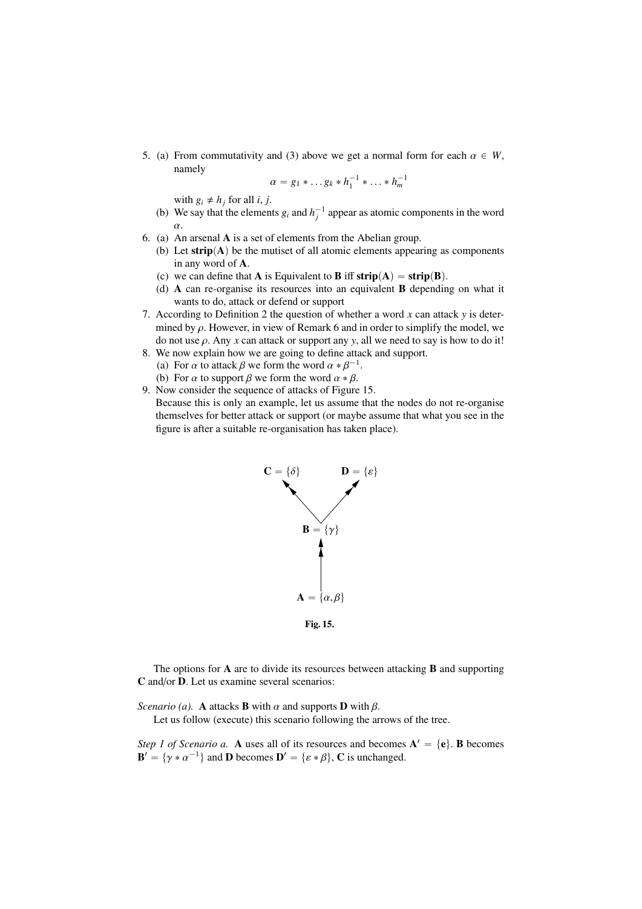5. (a) From commutativity and (3) above we get a normal form for each $\alpha \in W$, namely

$$\alpha = g_1 * \dots g_k * h_1^{-1} * \dots * h_m^{-1}$$

   with $g_i \neq h_j$ for all $i$, $j$.

   (b) We say that the elements $g_i$ and $h_j^{-1}$ appear as atomic components in the word $\alpha$.

6. (a) An arsenal **A** is a set of elements from the Abelian group.

   (b) Let **strip**(**A**) be the mutiset of all atomic elements appearing as components in any word of **A**.

   (c) we can define that **A** is Equivalent to **B** iff **strip**(**A**) = **strip**(**B**).

   (d) **A** can re-organise its resources into an equivalent **B** depending on what it wants to do, attack or defend or support

7. According to Definition 2 the question of whether a word $x$ can attack $y$ is determined by $\rho$. However, in view of Remark 6 and in order to simplify the model, we do not use $\rho$. Any $x$ can attack or support any $y$, all we need to say is how to do it!

8. We now explain how we are going to define attack and support.

   (a) For $\alpha$ to attack $\beta$ we form the word $\alpha * \beta^{-1}$.

   (b) For $\alpha$ to support $\beta$ we form the word $\alpha * \beta$.

9. Now consider the sequence of attacks of Figure 15.
   Because this is only an example, let us assume that the nodes do not re-organise themselves for better attack or support (or maybe assume that what you see in the figure is after a suitable re-organisation has taken place).

$\mathbf{C} = \{\delta\}$ $\quad\quad$ $\mathbf{D} = \{\varepsilon\}$

$\mathbf{B} = \{\gamma\}$

$\mathbf{A} = \{\alpha, \beta\}$

**Fig. 15.**

The options for **A** are to divide its resources between attacking **B** and supporting **C** and/or **D**. Let us examine several scenarios:

*Scenario (a).* **A** attacks **B** with $\alpha$ and supports **D** with $\beta$.

Let us follow (execute) this scenario following the arrows of the tree.

*Step 1 of Scenario a.* **A** uses all of its resources and becomes $\mathbf{A}' = \{\mathbf{e}\}$. **B** becomes $\mathbf{B}' = \{\gamma * \alpha^{-1}\}$ and **D** becomes $\mathbf{D}' = \{\varepsilon * \beta\}$, **C** is unchanged.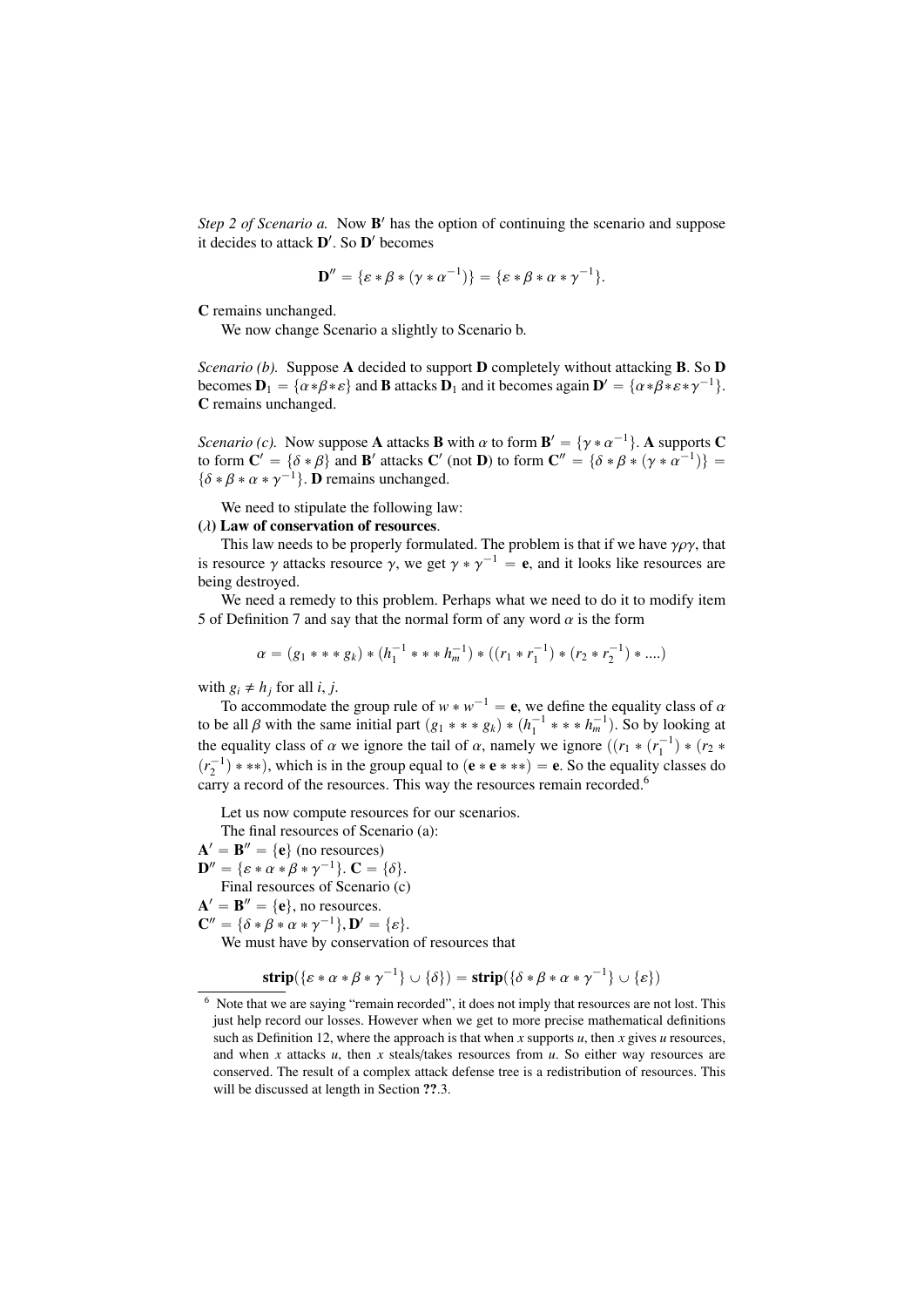*Step 2 of Scenario a.* Now $\mathbf{B}'$ has the option of continuing the scenario and suppose it decides to attack $\mathbf{D}'$. So $\mathbf{D}'$ becomes

$$\mathbf{D}'' = \{\varepsilon * \beta * (\gamma * \alpha^{-1})\} = \{\varepsilon * \beta * \alpha * \gamma^{-1}\}.$$

**C** remains unchanged.

We now change Scenario a slightly to Scenario b.

*Scenario (b).* Suppose **A** decided to support **D** completely without attacking **B**. So **D** becomes $\mathbf{D}_1 = \{\alpha*\beta*\varepsilon\}$ and **B** attacks $\mathbf{D}_1$ and it becomes again $\mathbf{D}' = \{\alpha*\beta*\varepsilon*\gamma^{-1}\}$. **C** remains unchanged.

*Scenario (c).* Now suppose **A** attacks **B** with $\alpha$ to form $\mathbf{B}' = \{\gamma * \alpha^{-1}\}$. **A** supports **C** to form $\mathbf{C}' = \{\delta * \beta\}$ and $\mathbf{B}'$ attacks $\mathbf{C}'$ (not **D**) to form $\mathbf{C}'' = \{\delta * \beta * (\gamma * \alpha^{-1})\} = \{\delta * \beta * \alpha * \gamma^{-1}\}$. **D** remains unchanged.

We need to stipulate the following law:

**($\lambda$) Law of conservation of resources**.

This law needs to be properly formulated. The problem is that if we have $\gamma\rho\gamma$, that is resource $\gamma$ attacks resource $\gamma$, we get $\gamma * \gamma^{-1} = \mathbf{e}$, and it looks like resources are being destroyed.

We need a remedy to this problem. Perhaps what we need to do it to modify item 5 of Definition 7 and say that the normal form of any word $\alpha$ is the form

$$\alpha = (g_1 * * * g_k) * (h_1^{-1} * * * h_m^{-1}) * ((r_1 * r_1^{-1}) * (r_2 * r_2^{-1}) * ....)$$

with $g_i \neq h_j$ for all $i$, $j$.

To accommodate the group rule of $w * w^{-1} = \mathbf{e}$, we define the equality class of $\alpha$ to be all $\beta$ with the same initial part $(g_1 * * * g_k) * (h_1^{-1} * * * h_m^{-1})$. So by looking at the equality class of $\alpha$ we ignore the tail of $\alpha$, namely we ignore $((r_1 * (r_1^{-1}) * (r_2 * (r_2^{-1}) * **)$, which is in the group equal to $(\mathbf{e} * \mathbf{e} * **) = \mathbf{e}$. So the equality classes do carry a record of the resources. This way the resources remain recorded.[6]

Let us now compute resources for our scenarios.

The final resources of Scenario (a):

$\mathbf{A}' = \mathbf{B}'' = \{\mathbf{e}\}$ (no resources)

$\mathbf{D}'' = \{\varepsilon * \alpha * \beta * \gamma^{-1}\}$. $\mathbf{C} = \{\delta\}$.

Final resources of Scenario (c)

$\mathbf{A}' = \mathbf{B}'' = \{\mathbf{e}\}$, no resources.

$\mathbf{C}'' = \{\delta * \beta * \alpha * \gamma^{-1}\}, \mathbf{D}' = \{\varepsilon\}$.

We must have by conservation of resources that

$$\mathbf{strip}(\{\varepsilon * \alpha * \beta * \gamma^{-1}\} \cup \{\delta\}) = \mathbf{strip}(\{\delta * \beta * \alpha * \gamma^{-1}\} \cup \{\varepsilon\})$$

[6] Note that we are saying "remain recorded", it does not imply that resources are not lost. This just help record our losses. However when we get to more precise mathematical definitions such as Definition 12, where the approach is that when $x$ supports $u$, then $x$ gives $u$ resources, and when $x$ attacks $u$, then $x$ steals/takes resources from $u$. So either way resources are conserved. The result of a complex attack defense tree is a redistribution of resources. This will be discussed at length in Section ??.3.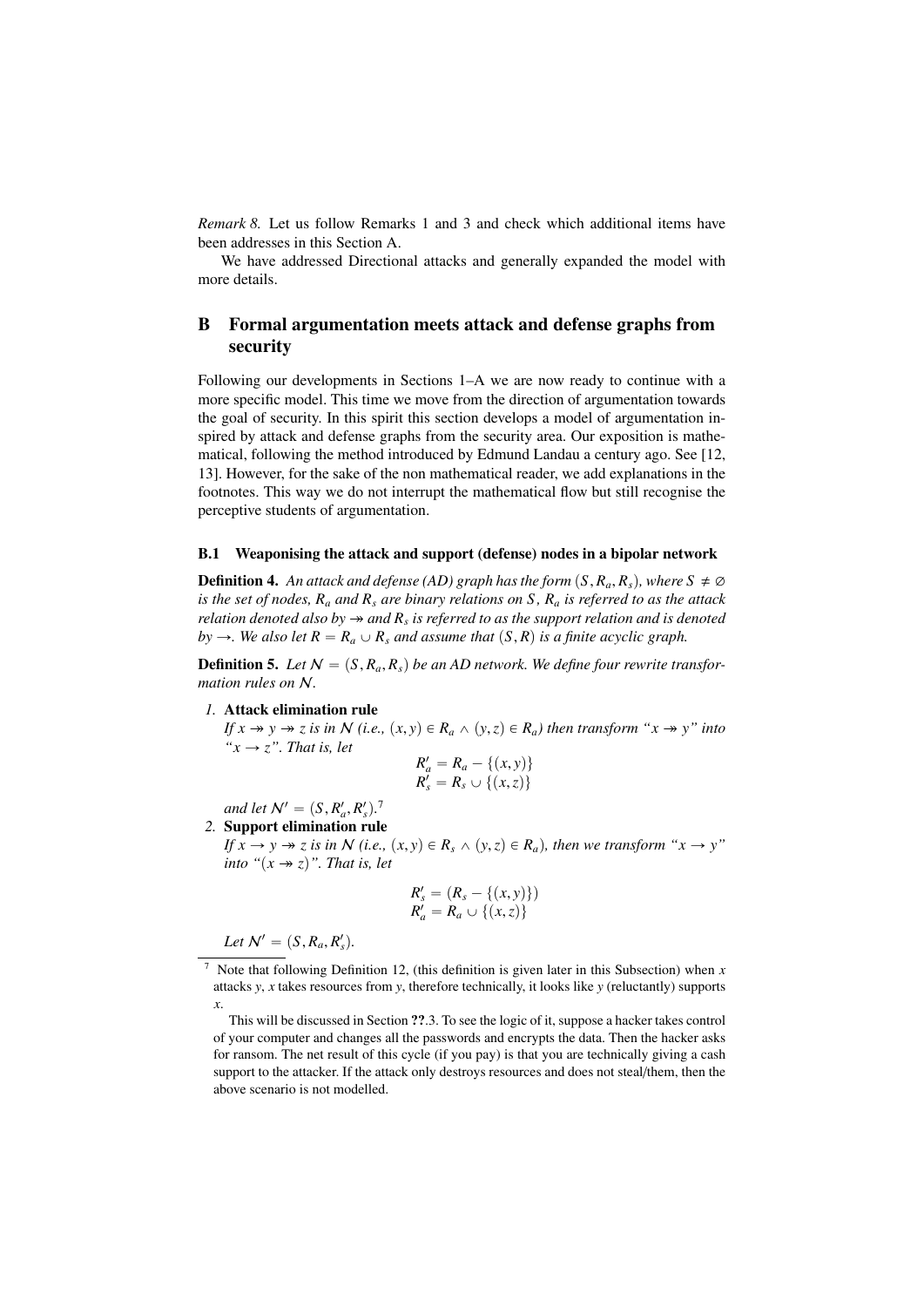*Remark 8.* Let us follow Remarks 1 and 3 and check which additional items have been addresses in this Section A.

We have addressed Directional attacks and generally expanded the model with more details.

## B Formal argumentation meets attack and defense graphs from security

Following our developments in Sections 1–A we are now ready to continue with a more specific model. This time we move from the direction of argumentation towards the goal of security. In this spirit this section develops a model of argumentation inspired by attack and defense graphs from the security area. Our exposition is mathematical, following the method introduced by Edmund Landau a century ago. See [12, 13]. However, for the sake of the non mathematical reader, we add explanations in the footnotes. This way we do not interrupt the mathematical flow but still recognise the perceptive students of argumentation.

### B.1 Weaponising the attack and support (defense) nodes in a bipolar network

**Definition 4.** *An attack and defense (AD) graph has the form $(S, R_a, R_s)$, where $S \neq \varnothing$ is the set of nodes, $R_a$ and $R_s$ are binary relations on $S$, $R_a$ is referred to as the attack relation denoted also by $\twoheadrightarrow$ and $R_s$ is referred to as the support relation and is denoted by $\rightarrow$. We also let $R = R_a \cup R_s$ and assume that $(S, R)$ is a finite acyclic graph.*

**Definition 5.** *Let $\mathcal{N} = (S, R_a, R_s)$ be an AD network. We define four rewrite transformation rules on $\mathcal{N}$.*

1. **Attack elimination rule**
   *If $x \twoheadrightarrow y \twoheadrightarrow z$ is in $\mathcal{N}$ (i.e., $(x, y) \in R_a \wedge (y, z) \in R_a$) then transform "$x \twoheadrightarrow y$" into "$x \rightarrow z$". That is, let*

$$R'_a = R_a - \{(x, y)\}$$
$$R'_s = R_s \cup \{(x, z)\}$$

   *and let $\mathcal{N}' = (S, R'_a, R'_s)$.*[7]

2. **Support elimination rule**
   *If $x \rightarrow y \twoheadrightarrow z$ is in $\mathcal{N}$ (i.e., $(x, y) \in R_s \wedge (y, z) \in R_a$), then we transform "$x \rightarrow y$" into "$(x \twoheadrightarrow z)$". That is, let*

$$R'_s = (R_s - \{(x, y)\})$$
$$R'_a = R_a \cup \{(x, z)\}$$

   *Let $\mathcal{N}' = (S, R_a, R'_s)$.*

---

[7] Note that following Definition 12, (this definition is given later in this Subsection) when $x$ attacks $y$, $x$ takes resources from $y$, therefore technically, it looks like $y$ (reluctantly) supports $x$.

This will be discussed in Section **??**.3. To see the logic of it, suppose a hacker takes control of your computer and changes all the passwords and encrypts the data. Then the hacker asks for ransom. The net result of this cycle (if you pay) is that you are technically giving a cash support to the attacker. If the attack only destroys resources and does not steal/them, then the above scenario is not modelled.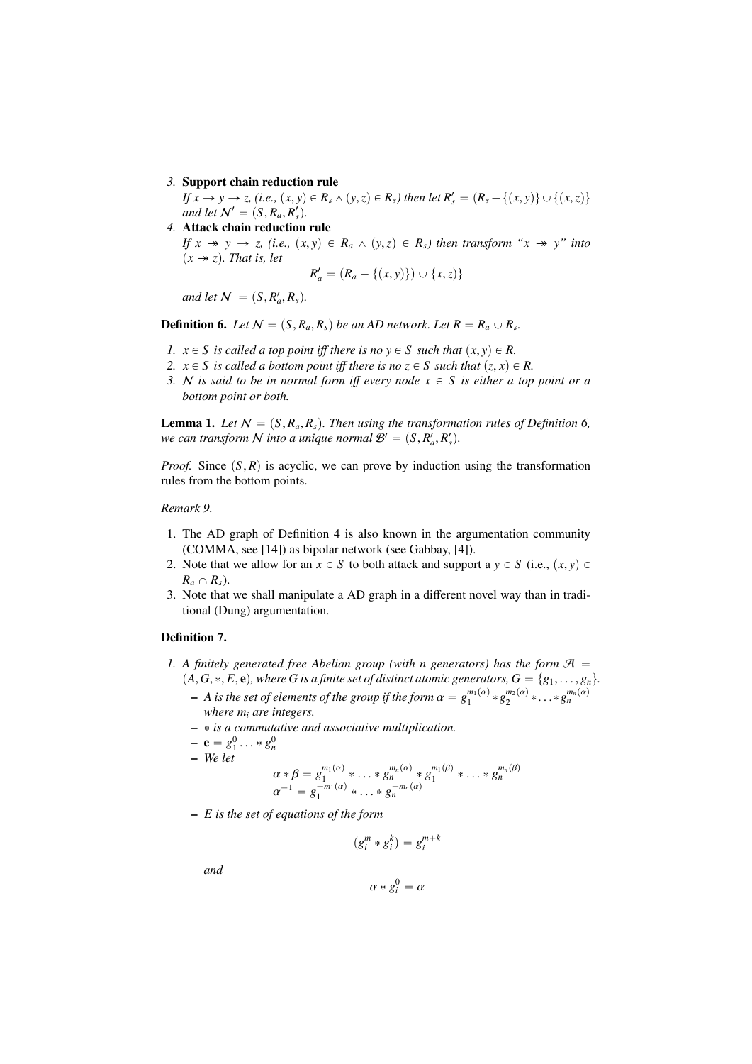3. **Support chain reduction rule**
   *If $x \to y \to z$, (i.e., $(x,y) \in R_s \wedge (y,z) \in R_s$) then let $R'_s = (R_s - \{(x,y)\} \cup \{(x,z)\}$ and let $\mathcal{N}' = (S, R_a, R'_s)$.*
4. **Attack chain reduction rule**
   *If $x \twoheadrightarrow y \to z$, (i.e., $(x,y) \in R_a \wedge (y,z) \in R_s$) then transform "$x \twoheadrightarrow y$" into $(x \twoheadrightarrow z)$. That is, let*
   $$R'_a = (R_a - \{(x,y)\}) \cup \{x,z\}\}$$
   *and let $\mathcal{N} = (S, R'_a, R_s)$.*

**Definition 6.** *Let $\mathcal{N} = (S, R_a, R_s)$ be an AD network. Let $R = R_a \cup R_s$.*

1. *$x \in S$ is called a top point iff there is no $y \in S$ such that $(x,y) \in R$.*
2. *$x \in S$ is called a bottom point iff there is no $z \in S$ such that $(z,x) \in R$.*
3. *$\mathcal{N}$ is said to be in normal form iff every node $x \in S$ is either a top point or a bottom point or both.*

**Lemma 1.** *Let $\mathcal{N} = (S, R_a, R_s)$. Then using the transformation rules of Definition 6, we can transform $\mathcal{N}$ into a unique normal $\mathcal{B}' = (S, R'_a, R'_s)$.*

*Proof.* Since $(S,R)$ is acyclic, we can prove by induction using the transformation rules from the bottom points.

*Remark 9.*

1. The AD graph of Definition 4 is also known in the argumentation community (COMMA, see [14]) as bipolar network (see Gabbay, [4]).
2. Note that we allow for an $x \in S$ to both attack and support a $y \in S$ (i.e., $(x,y) \in R_a \cap R_s$).
3. Note that we shall manipulate a AD graph in a different novel way than in traditional (Dung) argumentation.

**Definition 7.**

1. *A finitely generated free Abelian group (with $n$ generators) has the form $\mathcal{A} = (A, G, *, E, \mathbf{e})$, where $G$ is a finite set of distinct atomic generators, $G = \{g_1, \ldots, g_n\}$.*
   - *$A$ is the set of elements of the group if the form $\alpha = g_1^{m_1(\alpha)} * g_2^{m_2(\alpha)} * \ldots * g_n^{m_n(\alpha)}$ where $m_i$ are integers.*
   - *$*$ is a commutative and associative multiplication.*
   - *$\mathbf{e} = g_1^0 \ldots * g_n^0$*
   - *We let*
     $$\alpha * \beta = g_1^{m_1(\alpha)} * \ldots * g_n^{m_n(\alpha)} * g_1^{m_1(\beta)} * \ldots * g_n^{m_n(\beta)}$$
     $$\alpha^{-1} = g_1^{-m_1(\alpha)} * \ldots * g_n^{-m_n(\alpha)}$$
   - *$E$ is the set of equations of the form*
     $$(g_i^m * g_i^k) = g_i^{m+k}$$
     *and*
     $$\alpha * g_i^0 = \alpha$$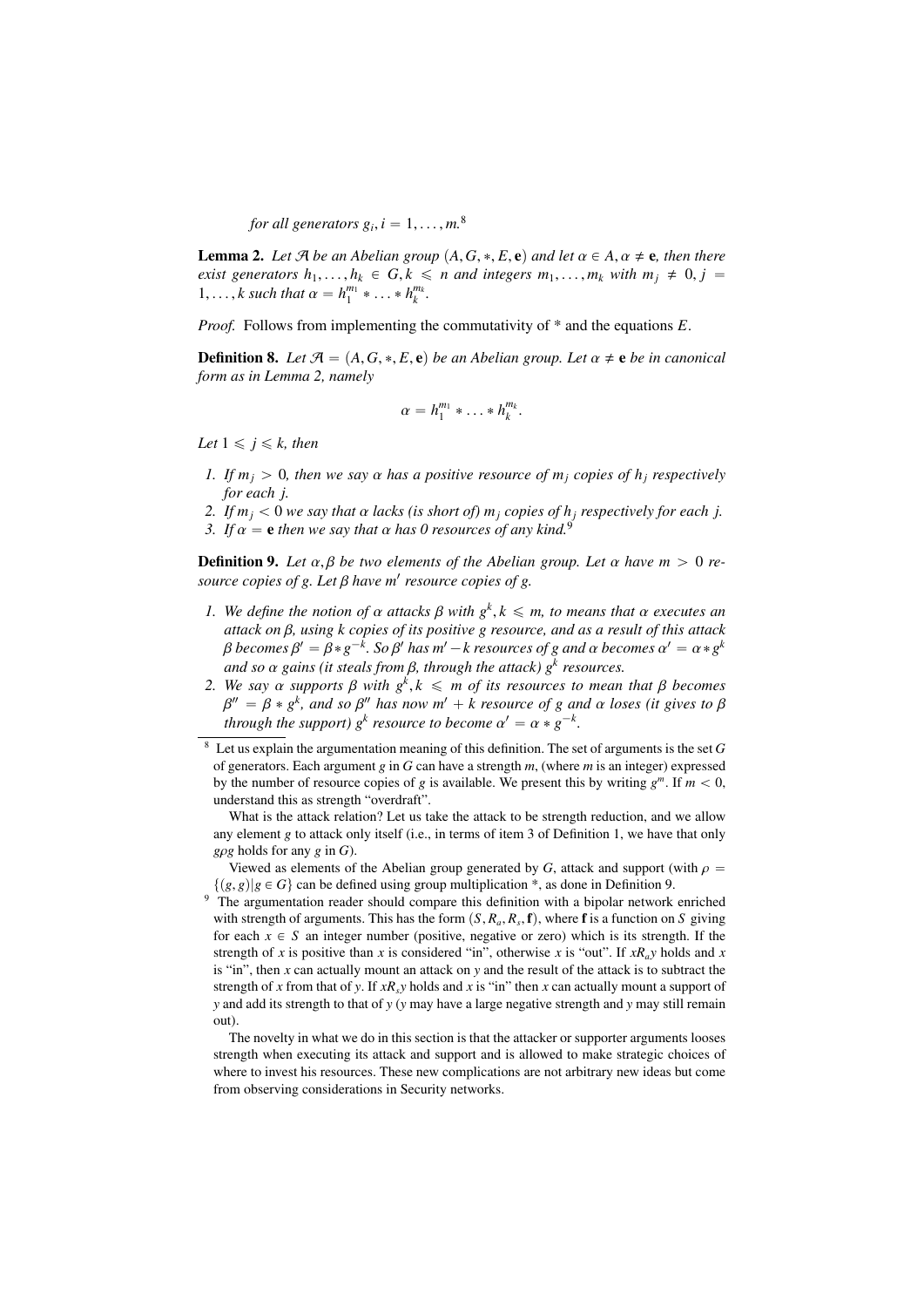*for all generators $g_i, i = 1, \ldots, m$.*[8]

**Lemma 2.** *Let $\mathcal{A}$ be an Abelian group $(A, G, *, E, \mathbf{e})$ and let $\alpha \in A, \alpha \neq \mathbf{e}$, then there exist generators $h_1, \ldots, h_k \in G, k \leqslant n$ and integers $m_1, \ldots, m_k$ with $m_j \neq 0, j = 1, \ldots, k$ such that $\alpha = h_1^{m_1} * \ldots * h_k^{m_k}$.*

*Proof.* Follows from implementing the commutativity of * and the equations $E$.

**Definition 8.** *Let $\mathcal{A} = (A, G, *, E, \mathbf{e})$ be an Abelian group. Let $\alpha \neq \mathbf{e}$ be in canonical form as in Lemma 2, namely*

$$\alpha = h_1^{m_1} * \ldots * h_k^{m_k}.$$

*Let $1 \leqslant j \leqslant k$, then*

1. *If $m_j > 0$, then we say $\alpha$ has a positive resource of $m_j$ copies of $h_j$ respectively for each $j$.*
2. *If $m_j < 0$ we say that $\alpha$ lacks (is short of) $m_j$ copies of $h_j$ respectively for each $j$.*
3. *If $\alpha = \mathbf{e}$ then we say that $\alpha$ has 0 resources of any kind.*[9]

**Definition 9.** *Let $\alpha, \beta$ be two elements of the Abelian group. Let $\alpha$ have $m > 0$ resource copies of $g$. Let $\beta$ have $m'$ resource copies of $g$.*

1. *We define the notion of $\alpha$ attacks $\beta$ with $g^k, k \leqslant m$, to means that $\alpha$ executes an attack on $\beta$, using $k$ copies of its positive $g$ resource, and as a result of this attack $\beta$ becomes $\beta' = \beta * g^{-k}$. So $\beta'$ has $m' - k$ resources of $g$ and $\alpha$ becomes $\alpha' = \alpha * g^k$ and so $\alpha$ gains (it steals from $\beta$, through the attack) $g^k$ resources.*
2. *We say $\alpha$ supports $\beta$ with $g^k, k \leqslant m$ of its resources to mean that $\beta$ becomes $\beta'' = \beta * g^k$, and so $\beta''$ has now $m' + k$ resource of $g$ and $\alpha$ loses (it gives to $\beta$ through the support) $g^k$ resource to become $\alpha' = \alpha * g^{-k}$.*

---

[8] Let us explain the argumentation meaning of this definition. The set of arguments is the set $G$ of generators. Each argument $g$ in $G$ can have a strength $m$, (where $m$ is an integer) expressed by the number of resource copies of $g$ is available. We present this by writing $g^m$. If $m < 0$, understand this as strength "overdraft".

What is the attack relation? Let us take the attack to be strength reduction, and we allow any element $g$ to attack only itself (i.e., in terms of item 3 of Definition 1, we have that only $g\rho g$ holds for any $g$ in $G$).

Viewed as elements of the Abelian group generated by $G$, attack and support (with $\rho = \{(g, g) | g \in G\}$ can be defined using group multiplication *, as done in Definition 9.

[9] The argumentation reader should compare this definition with a bipolar network enriched with strength of arguments. This has the form $(S, R_a, R_s, \mathbf{f})$, where $\mathbf{f}$ is a function on $S$ giving for each $x \in S$ an integer number (positive, negative or zero) which is its strength. If the strength of $x$ is positive than $x$ is considered "in", otherwise $x$ is "out". If $xR_a y$ holds and $x$ is "in", then $x$ can actually mount an attack on $y$ and the result of the attack is to subtract the strength of $x$ from that of $y$. If $xR_s y$ holds and $x$ is "in" then $x$ can actually mount a support of $y$ and add its strength to that of $y$ ($y$ may have a large negative strength and $y$ may still remain out).

The novelty in what we do in this section is that the attacker or supporter arguments looses strength when executing its attack and support and is allowed to make strategic choices of where to invest his resources. These new complications are not arbitrary new ideas but come from observing considerations in Security networks.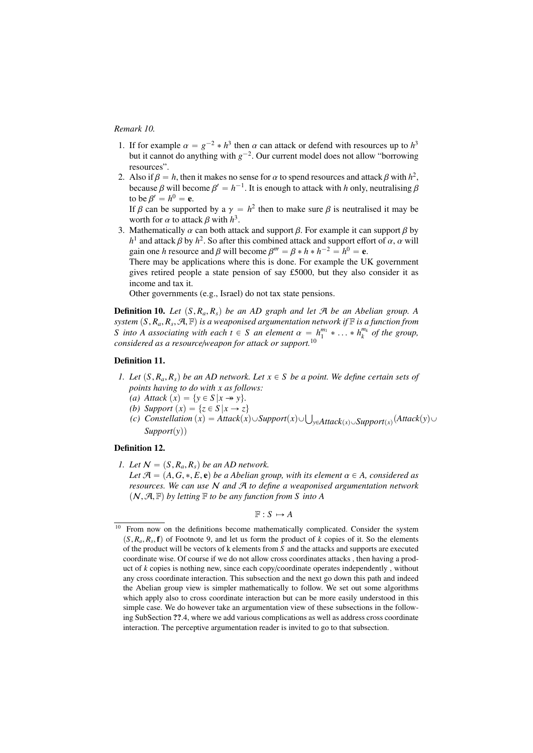*Remark 10.*

1. If for example $\alpha = g^{-2} * h^3$ then $\alpha$ can attack or defend with resources up to $h^3$ but it cannot do anything with $g^{-2}$. Our current model does not allow "borrowing resources".
2. Also if $\beta = h$, then it makes no sense for $\alpha$ to spend resources and attack $\beta$ with $h^2$, because $\beta$ will become $\beta' = h^{-1}$. It is enough to attack with $h$ only, neutralising $\beta$ to be $\beta' = h^0 = \mathbf{e}$.
   If $\beta$ can be supported by a $\gamma = h^2$ then to make sure $\beta$ is neutralised it may be worth for $\alpha$ to attack $\beta$ with $h^3$.
3. Mathematically $\alpha$ can both attack and support $\beta$. For example it can support $\beta$ by $h^1$ and attack $\beta$ by $h^2$. So after this combined attack and support effort of $\alpha$, $\alpha$ will gain one $h$ resource and $\beta$ will become $\beta''' = \beta * h * h^{-2} = h^0 = \mathbf{e}$.
   There may be applications where this is done. For example the UK government gives retired people a state pension of say £5000, but they also consider it as income and tax it.
   Other governments (e.g., Israel) do not tax state pensions.

**Definition 10.** *Let $(S, R_a, R_s)$ be an AD graph and let $\mathcal{A}$ be an Abelian group. A system $(S, R_a, R_s, \mathcal{A}, \mathbb{F})$ is a weaponised argumentation network if $\mathbb{F}$ is a function from $S$ into $A$ associating with each $t \in S$ an element $\alpha = h_1^{m_1} * \ldots * h_k^{m_k}$ of the group, considered as a resource/weapon for attack or support.*[10]

**Definition 11.**

1. *Let $(S, R_a, R_s)$ be an AD network. Let $x \in S$ be a point. We define certain sets of points having to do with $x$ as follows:*
   *(a) Attack $(x) = \{y \in S \,|\, x \twoheadrightarrow y\}$.*
   *(b) Support $(x) = \{z \in S \,|\, x \rightarrow z\}$*
   *(c) Constellation $(x) = Attack(x) \cup Support(x) \cup \bigcup_{y \in Attack(x) \cup Support(x)} (Attack(y) \cup Support(y))$*

**Definition 12.**

1. *Let $\mathcal{N} = (S, R_a, R_s)$ be an AD network.*
   *Let $\mathcal{A} = (A, G, *, E, \mathbf{e})$ be a Abelian group, with its element $\alpha \in A$, considered as resources. We can use $\mathcal{N}$ and $\mathcal{A}$ to define a weaponised argumentation network $(\mathcal{N}, \mathcal{A}, \mathbb{F})$ by letting $\mathbb{F}$ to be any function from $S$ into $A$*

$$\mathbb{F} : S \mapsto A$$

---

[10] From now on the definitions become mathematically complicated. Consider the system $(S, R_a, R_s, \mathbf{f})$ of Footnote 9, and let us form the product of $k$ copies of it. So the elements of the product will be vectors of k elements from $S$ and the attacks and supports are executed coordinate wise. Of course if we do not allow cross coordinates attacks , then having a product of $k$ copies is nothing new, since each copy/coordinate operates independently , without any cross coordinate interaction. This subsection and the next go down this path and indeed the Abelian group view is simpler mathematically to follow. We set out some algorithms which apply also to cross coordinate interaction but can be more easily understood in this simple case. We do however take an argumentation view of these subsections in the following SubSection **??**.4, where we add various complications as well as address cross coordinate interaction. The perceptive argumentation reader is invited to go to that subsection.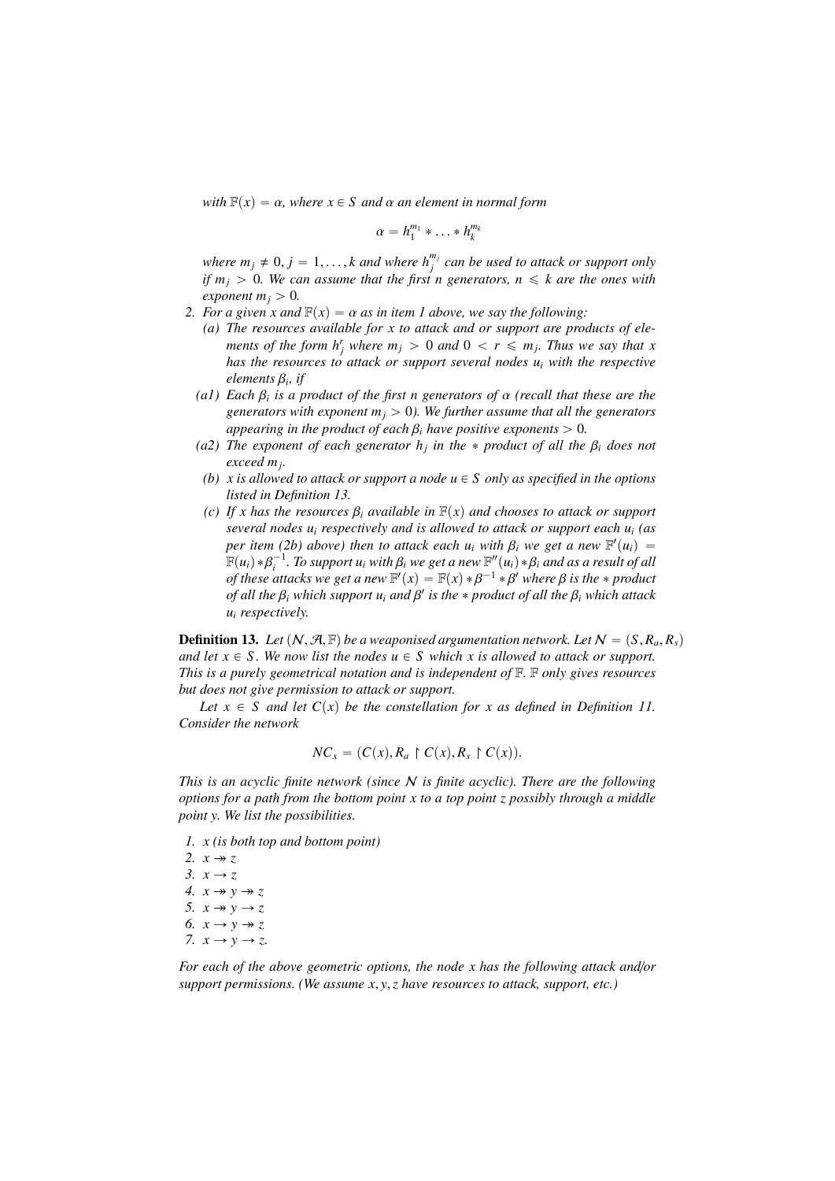*with $\mathbb{F}(x) = \alpha$, where $x \in S$ and $\alpha$ an element in normal form*

$$\alpha = h_1^{m_1} * \ldots * h_k^{m_k}$$

*where $m_j \neq 0$, $j = 1, \ldots, k$ and where $h_j^{m_j}$ can be used to attack or support only if $m_j > 0$. We can assume that the first $n$ generators, $n \leqslant k$ are the ones with exponent $m_j > 0$.*

2. *For a given $x$ and $\mathbb{F}(x) = \alpha$ as in item 1 above, we say the following:*
   (a) *The resources available for $x$ to attack and or support are products of elements of the form $h_j^r$ where $m_j > 0$ and $0 < r \leqslant m_j$. Thus we say that $x$ has the resources to attack or support several nodes $u_i$ with the respective elements $\beta_i$, if*
   (a1) *Each $\beta_i$ is a product of the first $n$ generators of $\alpha$ (recall that these are the generators with exponent $m_j > 0$). We further assume that all the generators appearing in the product of each $\beta_i$ have positive exponents $> 0$.*
   (a2) *The exponent of each generator $h_j$ in the $*$ product of all the $\beta_i$ does not exceed $m_j$.*
   (b) *$x$ is allowed to attack or support a node $u \in S$ only as specified in the options listed in Definition 13.*
   (c) *If $x$ has the resources $\beta_i$ available in $\mathbb{F}(x)$ and chooses to attack or support several nodes $u_i$ respectively and is allowed to attack or support each $u_i$ (as per item (2b) above) then to attack each $u_i$ with $\beta_i$ we get a new $\mathbb{F}'(u_i) = \mathbb{F}(u_i) * \beta_i^{-1}$. To support $u_i$ with $\beta_i$ we get a new $\mathbb{F}''(u_i) * \beta_i$ and as a result of all of these attacks we get a new $\mathbb{F}'(x) = \mathbb{F}(x) * \beta^{-1} * \beta'$ where $\beta$ is the $*$ product of all the $\beta_i$ which support $u_i$ and $\beta'$ is the $*$ product of all the $\beta_i$ which attack $u_i$ respectively.*

**Definition 13.** *Let $(\mathcal{N}, \mathcal{A}, \mathbb{F})$ be a weaponised argumentation network. Let $\mathcal{N} = (S, R_a, R_s)$ and let $x \in S$. We now list the nodes $u \in S$ which $x$ is allowed to attack or support. This is a purely geometrical notation and is independent of $\mathbb{F}$. $\mathbb{F}$ only gives resources but does not give permission to attack or support.*

*Let $x \in S$ and let $C(x)$ be the constellation for $x$ as defined in Definition 11. Consider the network*

$$NC_x = (C(x), R_a \upharpoonright C(x), R_s \upharpoonright C(x)).$$

*This is an acyclic finite network (since $\mathcal{N}$ is finite acyclic). There are the following options for a path from the bottom point $x$ to a top point $z$ possibly through a middle point $y$. We list the possibilities.*

1. *$x$ (is both top and bottom point)*
2. *$x \twoheadrightarrow z$*
3. *$x \rightarrow z$*
4. *$x \twoheadrightarrow y \twoheadrightarrow z$*
5. *$x \twoheadrightarrow y \rightarrow z$*
6. *$x \rightarrow y \twoheadrightarrow z$*
7. *$x \rightarrow y \rightarrow z$.*

*For each of the above geometric options, the node $x$ has the following attack and/or support permissions. (We assume $x, y, z$ have resources to attack, support, etc.)*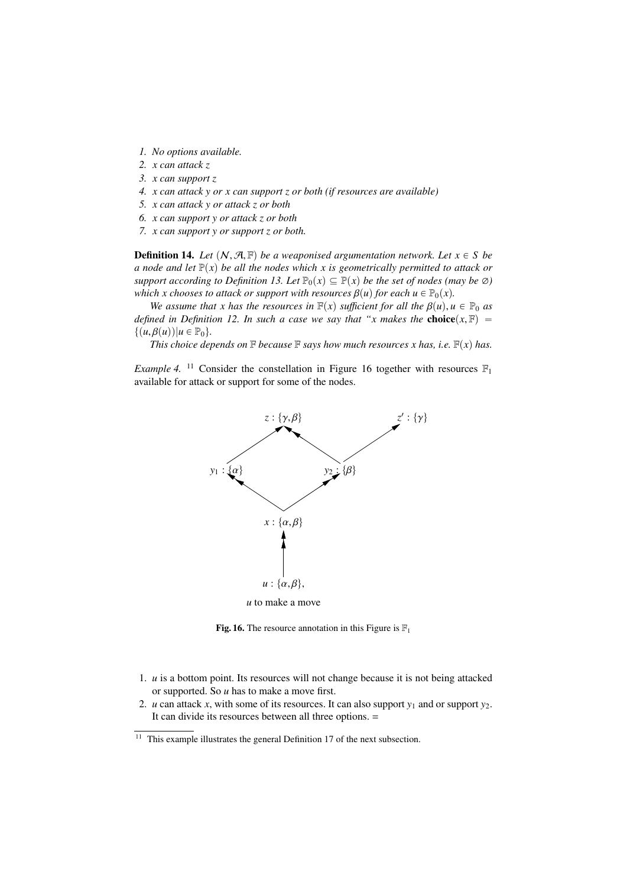*1. No options available.*
*2. x can attack z*
*3. x can support z*
*4. x can attack y or x can support z or both (if resources are available)*
*5. x can attack y or attack z or both*
*6. x can support y or attack z or both*
*7. x can support y or support z or both.*

**Definition 14.** *Let $(\mathcal{N}, \mathcal{A}, \mathbb{F})$ be a weaponised argumentation network. Let $x \in S$ be a node and let $\mathbb{P}(x)$ be all the nodes which $x$ is geometrically permitted to attack or support according to Definition 13. Let $\mathbb{P}_0(x) \subseteq \mathbb{P}(x)$ be the set of nodes (may be $\varnothing$) which $x$ chooses to attack or support with resources $\beta(u)$ for each $u \in \mathbb{P}_0(x)$.*

*We assume that $x$ has the resources in $\mathbb{F}(x)$ sufficient for all the $\beta(u), u \in \mathbb{P}_0$ as defined in Definition 12. In such a case we say that "$x$ makes the* **choice**$(x, \mathbb{F}) = \{(u, \beta(u)) | u \in \mathbb{P}_0\}$.

*This choice depends on $\mathbb{F}$ because $\mathbb{F}$ says how much resources $x$ has, i.e. $\mathbb{F}(x)$ has.*

*Example 4.* [11] Consider the constellation in Figure 16 together with resources $\mathbb{F}_1$ available for attack or support for some of the nodes.

$z : \{\gamma, \beta\}$ $\quad z' : \{\gamma\}$

$y_1 : \{\alpha\}$ $\quad y_2 : \{\beta\}$

$x : \{\alpha, \beta\}$

$u : \{\alpha, \beta\}$,

$u$ to make a move

**Fig. 16.** The resource annotation in this Figure is $\mathbb{F}_1$

1. $u$ is a bottom point. Its resources will not change because it is not being attacked or supported. So $u$ has to make a move first.
2. $u$ can attack $x$, with some of its resources. It can also support $y_1$ and or support $y_2$. It can divide its resources between all three options. =

[11] This example illustrates the general Definition 17 of the next subsection.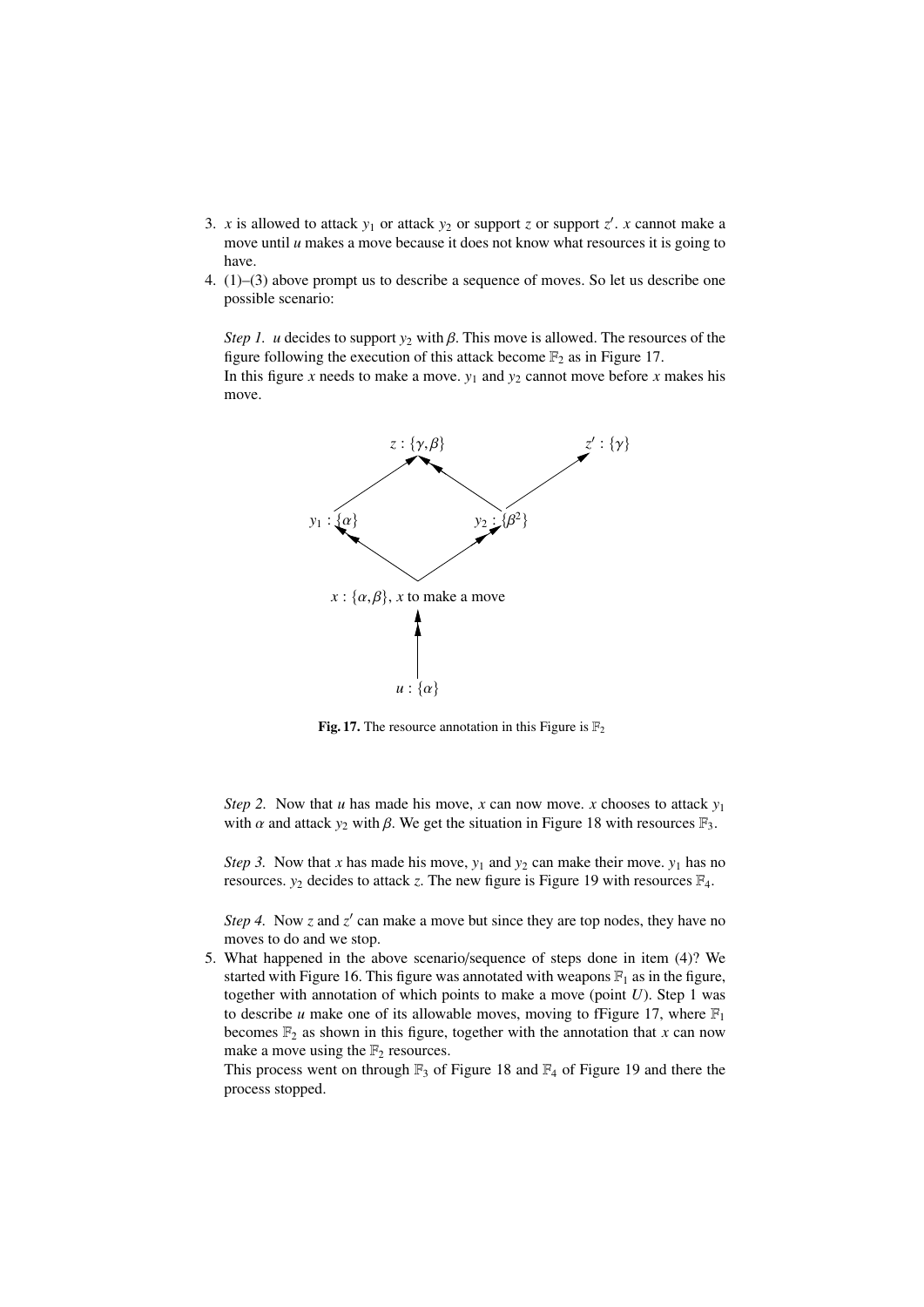3. $x$ is allowed to attack $y_1$ or attack $y_2$ or support $z$ or support $z'$. $x$ cannot make a move until $u$ makes a move because it does not know what resources it is going to have.
4. (1)–(3) above prompt us to describe a sequence of moves. So let us describe one possible scenario:

   *Step 1.* $u$ decides to support $y_2$ with $\beta$. This move is allowed. The resources of the figure following the execution of this attack become $\mathbb{F}_2$ as in Figure 17.
   In this figure $x$ needs to make a move. $y_1$ and $y_2$ cannot move before $x$ makes his move.

   $z : \{\gamma, \beta\}$ &nbsp;&nbsp;&nbsp; $z' : \{\gamma\}$

   $y_1 : \{\alpha\}$ &nbsp;&nbsp;&nbsp; $y_2 : \{\beta^2\}$

   $x : \{\alpha, \beta\}$, $x$ to make a move

   $u : \{\alpha\}$

   **Fig. 17.** The resource annotation in this Figure is $\mathbb{F}_2$

   *Step 2.* Now that $u$ has made his move, $x$ can now move. $x$ chooses to attack $y_1$ with $\alpha$ and attack $y_2$ with $\beta$. We get the situation in Figure 18 with resources $\mathbb{F}_3$.

   *Step 3.* Now that $x$ has made his move, $y_1$ and $y_2$ can make their move. $y_1$ has no resources. $y_2$ decides to attack $z$. The new figure is Figure 19 with resources $\mathbb{F}_4$.

   *Step 4.* Now $z$ and $z'$ can make a move but since they are top nodes, they have no moves to do and we stop.
5. What happened in the above scenario/sequence of steps done in item (4)? We started with Figure 16. This figure was annotated with weapons $\mathbb{F}_1$ as in the figure, together with annotation of which points to make a move (point $U$). Step 1 was to describe $u$ make one of its allowable moves, moving to fFigure 17, where $\mathbb{F}_1$ becomes $\mathbb{F}_2$ as shown in this figure, together with the annotation that $x$ can now make a move using the $\mathbb{F}_2$ resources.
   This process went on through $\mathbb{F}_3$ of Figure 18 and $\mathbb{F}_4$ of Figure 19 and there the process stopped.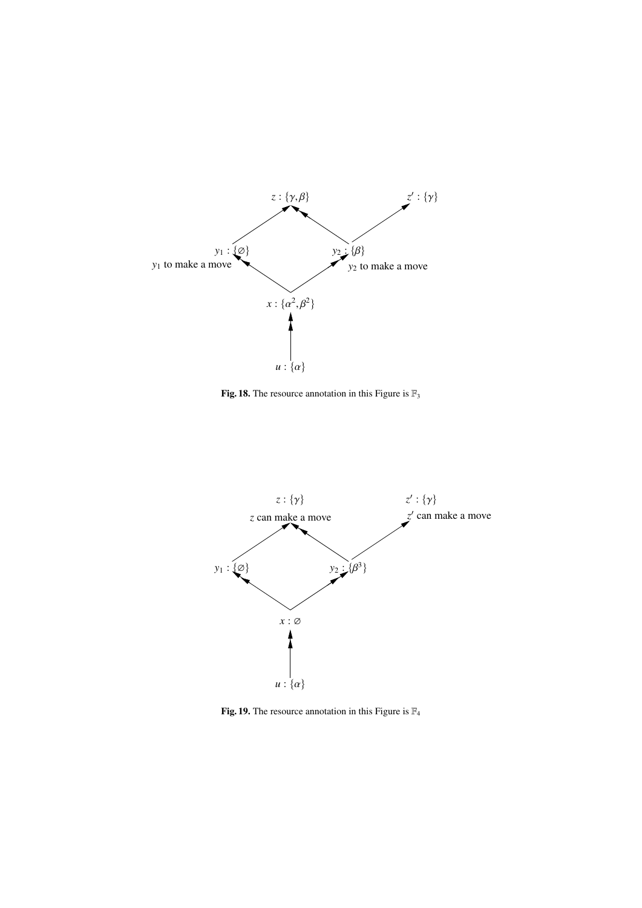$z : \{\gamma, \beta\}$

$z' : \{\gamma\}$

$y_1 : \{\varnothing\}$

$y_1$ to make a move

$y_2 : \{\beta\}$

$y_2$ to make a move

$x : \{\alpha^2, \beta^2\}$

$u : \{\alpha\}$

**Fig. 18.** The resource annotation in this Figure is $\mathbb{F}_3$

$z : \{\gamma\}$

$z$ can make a move

$z' : \{\gamma\}$

$z'$ can make a move

$y_1 : \{\varnothing\}$

$y_2 : \{\beta^3\}$

$x : \varnothing$

$u : \{\alpha\}$

**Fig. 19.** The resource annotation in this Figure is $\mathbb{F}_4$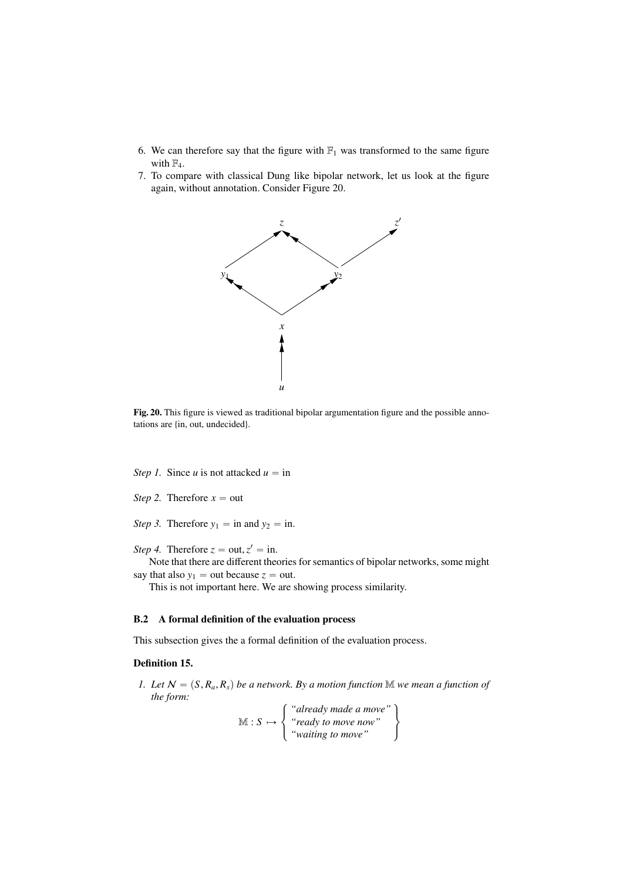6. We can therefore say that the figure with $\mathbb{F}_1$ was transformed to the same figure with $\mathbb{F}_4$.
7. To compare with classical Dung like bipolar network, let us look at the figure again, without annotation. Consider Figure 20.

**Fig. 20.** This figure is viewed as traditional bipolar argumentation figure and the possible annotations are {in, out, undecided}.

*Step 1.* Since $u$ is not attacked $u = \text{in}$

*Step 2.* Therefore $x = \text{out}$

*Step 3.* Therefore $y_1 = \text{in}$ and $y_2 = \text{in}$.

*Step 4.* Therefore $z = \text{out}, z' = \text{in}$.

Note that there are different theories for semantics of bipolar networks, some might say that also $y_1 = \text{out}$ because $z = \text{out}$.

This is not important here. We are showing process similarity.

### B.2 A formal definition of the evaluation process

This subsection gives the a formal definition of the evaluation process.

**Definition 15.**

1. *Let $\mathcal{N} = (S, R_a, R_s)$ be a network. By a motion function $\mathbb{M}$ we mean a function of the form:*

$$\mathbb{M} : S \mapsto \left\{ \begin{array}{l} \text{“already made a move”} \\ \text{“ready to move now”} \\ \text{“waiting to move”} \end{array} \right\}$$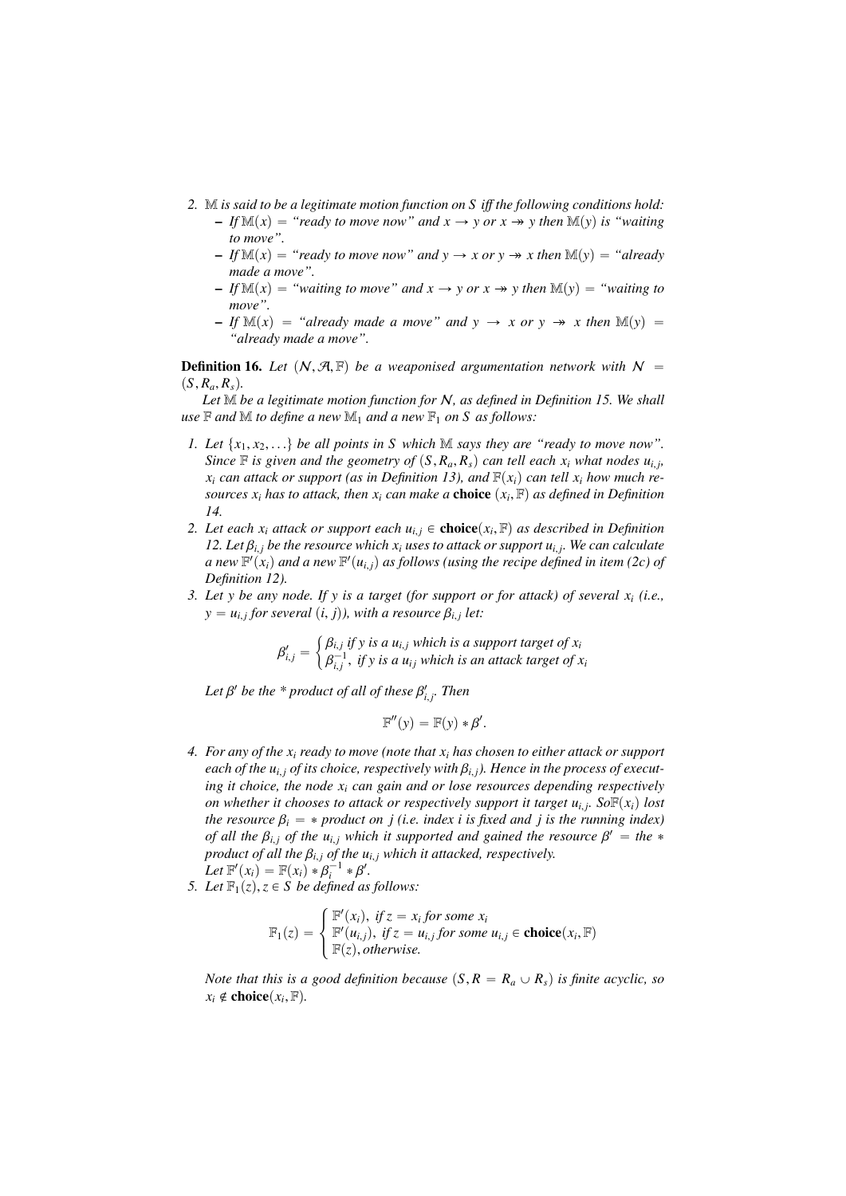2. $\mathbb{M}$ *is said to be a legitimate motion function on $S$ iff the following conditions hold:*
   - *If $\mathbb{M}(x)$ = "ready to move now" and $x \to y$ or $x \twoheadrightarrow y$ then $\mathbb{M}(y)$ is "waiting to move".*
   - *If $\mathbb{M}(x)$ = "ready to move now" and $y \to x$ or $y \twoheadrightarrow x$ then $\mathbb{M}(y)$ = "already made a move".*
   - *If $\mathbb{M}(x)$ = "waiting to move" and $x \to y$ or $x \twoheadrightarrow y$ then $\mathbb{M}(y)$ = "waiting to move".*
   - *If $\mathbb{M}(x)$ = "already made a move" and $y \to x$ or $y \twoheadrightarrow x$ then $\mathbb{M}(y)$ = "already made a move".*

**Definition 16.** *Let $(\mathcal{N}, \mathcal{A}, \mathbb{F})$ be a weaponised argumentation network with $\mathcal{N} = (S, R_a, R_s)$.*

*Let $\mathbb{M}$ be a legitimate motion function for $\mathcal{N}$, as defined in Definition 15. We shall use $\mathbb{F}$ and $\mathbb{M}$ to define a new $\mathbb{M}_1$ and a new $\mathbb{F}_1$ on $S$ as follows:*

1. *Let $\{x_1, x_2, \ldots\}$ be all points in $S$ which $\mathbb{M}$ says they are "ready to move now". Since $\mathbb{F}$ is given and the geometry of $(S, R_a, R_s)$ can tell each $x_i$ what nodes $u_{i,j}$, $x_i$ can attack or support (as in Definition 13), and $\mathbb{F}(x_i)$ can tell $x_i$ how much resources $x_i$ has to attack, then $x_i$ can make a* **choice** *$(x_i, \mathbb{F})$ as defined in Definition 14.*
2. *Let each $x_i$ attack or support each $u_{i,j} \in$* **choice**$(x_i, \mathbb{F})$ *as described in Definition 12. Let $\beta_{i,j}$ be the resource which $x_i$ uses to attack or support $u_{i,j}$. We can calculate a new $\mathbb{F}'(x_i)$ and a new $\mathbb{F}'(u_{i,j})$ as follows (using the recipe defined in item (2c) of Definition 12).*
3. *Let $y$ be any node. If $y$ is a target (for support or for attack) of several $x_i$ (i.e., $y = u_{i,j}$ for several $(i, j)$), with a resource $\beta_{i,j}$ let:*

$$\beta'_{i,j} = \begin{cases} \beta_{i,j} \text{ if } y \text{ is a } u_{i,j} \text{ which is a support target of } x_i \\ \beta^{-1}_{i,j}, \text{ if } y \text{ is a } u_{ij} \text{ which is an attack target of } x_i \end{cases}$$

   *Let $\beta'$ be the * product of all of these $\beta'_{i,j}$. Then*

$$\mathbb{F}''(y) = \mathbb{F}(y) * \beta'.$$

4. *For any of the $x_i$ ready to move (note that $x_i$ has chosen to either attack or support each of the $u_{i,j}$ of its choice, respectively with $\beta_{i,j}$). Hence in the process of executing it choice, the node $x_i$ can gain and or lose resources depending respectively on whether it chooses to attack or respectively support it target $u_{i,j}$. So$\mathbb{F}(x_i)$ lost the resource $\beta_i = *$ product on $j$ (i.e. index $i$ is fixed and $j$ is the running index) of all the $\beta_{i,j}$ of the $u_{i,j}$ which it supported and gained the resource $\beta' =$ the $*$ product of all the $\beta_{i,j}$ of the $u_{i,j}$ which it attacked, respectively.*
   *Let $\mathbb{F}'(x_i) = \mathbb{F}(x_i) * \beta_i^{-1} * \beta'$.*
5. *Let $\mathbb{F}_1(z), z \in S$ be defined as follows:*

$$\mathbb{F}_1(z) = \begin{cases} \mathbb{F}'(x_i), \text{ if } z = x_i \text{ for some } x_i \\ \mathbb{F}'(u_{i,j}), \text{ if } z = u_{i,j} \text{ for some } u_{i,j} \in \textbf{choice}(x_i, \mathbb{F}) \\ \mathbb{F}(z), \text{ otherwise.} \end{cases}$$

   *Note that this is a good definition because $(S, R = R_a \cup R_s)$ is finite acyclic, so $x_i \notin$* **choice**$(x_i, \mathbb{F})$.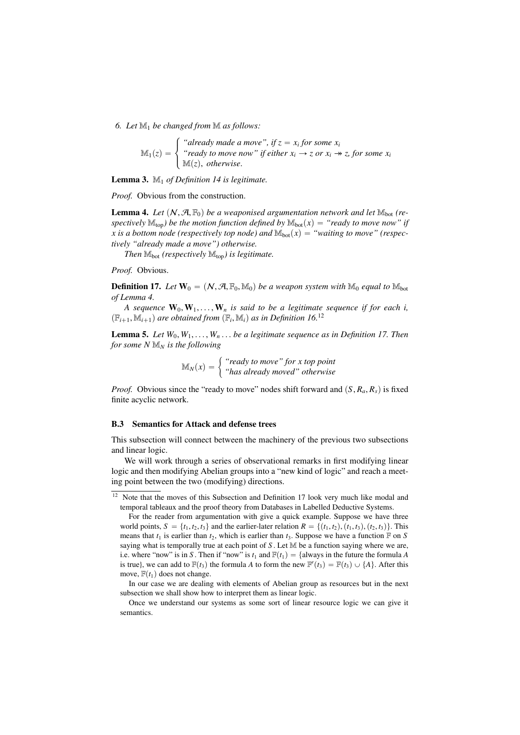6. *Let $\mathbb{M}_1$ be changed from $\mathbb{M}$ as follows:*

$$\mathbb{M}_1(z) = \begin{cases} \text{“already made a move”, if } z = x_i \text{ for some } x_i \\ \text{“ready to move now” if either } x_i \to z \text{ or } x_i \twoheadrightarrow z \text{, for some } x_i \\ \mathbb{M}(z), \text{ otherwise.} \end{cases}$$

**Lemma 3.** *$\mathbb{M}_1$ of Definition 14 is legitimate.*

*Proof.* Obvious from the construction.

**Lemma 4.** *Let $(\mathcal{N}, \mathcal{A}, \mathbb{F}_0)$ be a weaponised argumentation network and let $\mathbb{M}_{\text{bot}}$ (respectively $\mathbb{M}_{\text{top}}$) be the motion function defined by $\mathbb{M}_{\text{bot}}(x) =$ “ready to move now” if $x$ is a bottom node (respectively top node) and $\mathbb{M}_{\text{bot}}(x) =$ “waiting to move” (respectively “already made a move”) otherwise.*

*Then $\mathbb{M}_{\text{bot}}$ (respectively $\mathbb{M}_{\text{top}}$) is legitimate.*

*Proof.* Obvious.

**Definition 17.** *Let $\mathbf{W}_0 = (\mathcal{N}, \mathcal{A}, \mathbb{F}_0, \mathbb{M}_0)$ be a weapon system with $\mathbb{M}_0$ equal to $\mathbb{M}_{\text{bot}}$ of Lemma 4.*

*A sequence $\mathbf{W}_0, \mathbf{W}_1, \ldots, \mathbf{W}_n$ is said to be a legitimate sequence if for each i, $(\mathbb{F}_{i+1}, \mathbb{M}_{i+1})$ are obtained from $(\mathbb{F}_i, \mathbb{M}_i)$ as in Definition 16.*[12]

**Lemma 5.** *Let $W_0, W_1, \ldots, W_n \ldots$ be a legitimate sequence as in Definition 17. Then for some $N$ $\mathbb{M}_N$ is the following*

$$\mathbb{M}_N(x) = \begin{cases} \text{“ready to move” for } x \text{ top point} \\ \text{“has already moved” otherwise} \end{cases}$$

*Proof.* Obvious since the “ready to move” nodes shift forward and $(S, R_a, R_s)$ is fixed finite acyclic network.

### B.3 Semantics for Attack and defense trees

This subsection will connect between the machinery of the previous two subsections and linear logic.

We will work through a series of observational remarks in first modifying linear logic and then modifying Abelian groups into a “new kind of logic” and reach a meeting point between the two (modifying) directions.

[12] Note that the moves of this Subsection and Definition 17 look very much like modal and temporal tableaux and the proof theory from Databases in Labelled Deductive Systems.

For the reader from argumentation with give a quick example. Suppose we have three world points, $S = \{t_1, t_2, t_3\}$ and the earlier-later relation $R = \{(t_1, t_2), (t_1, t_3), (t_2, t_3)\}$. This means that $t_1$ is earlier than $t_2$, which is earlier than $t_3$. Suppose we have a function $\mathbb{F}$ on $S$ saying what is temporally true at each point of $S$. Let $\mathbb{M}$ be a function saying where we are, i.e. where “now” is in $S$. Then if “now” is $t_1$ and $\mathbb{F}(t_1) = \{$always in the future the formula $A$ is true$\}$, we can add to $\mathbb{F}(t_3)$ the formula $A$ to form the new $\mathbb{F}'(t_3) = \mathbb{F}(t_3) \cup \{A\}$. After this move, $\mathbb{F}(t_1)$ does not change.

In our case we are dealing with elements of Abelian group as resources but in the next subsection we shall show how to interpret them as linear logic.

Once we understand our systems as some sort of linear resource logic we can give it semantics.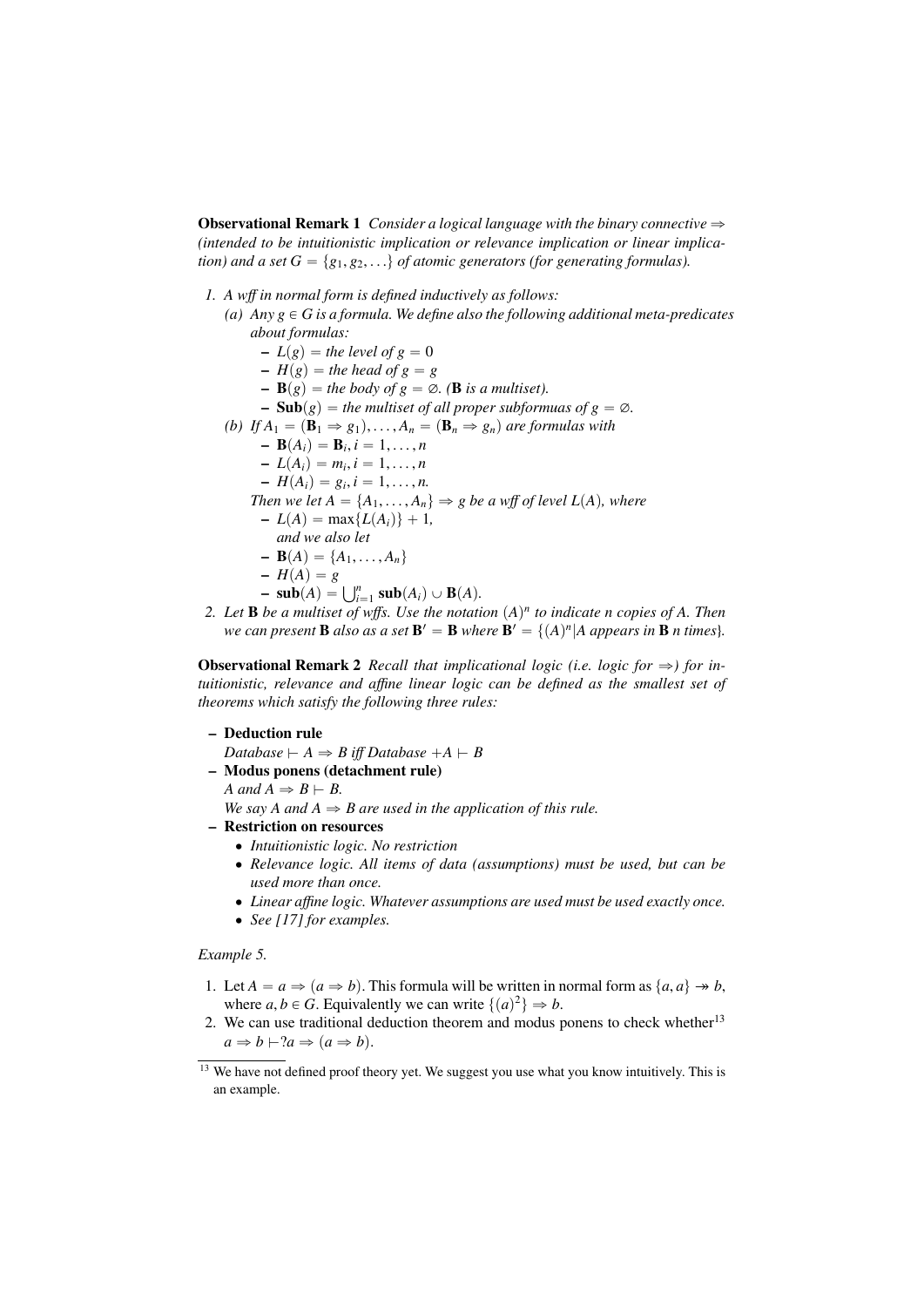**Observational Remark 1** *Consider a logical language with the binary connective $\Rightarrow$ (intended to be intuitionistic implication or relevance implication or linear implication) and a set $G = \{g_1, g_2, \ldots\}$ of atomic generators (for generating formulas).*

1. *A wff in normal form is defined inductively as follows:*
   (a) *Any $g \in G$ is a formula. We define also the following additional meta-predicates about formulas:*
      - $L(g)$ *= the level of* $g = 0$
      - $H(g)$ *= the head of* $g = g$
      - $\mathbf{B}(g)$ *= the body of* $g = \varnothing$. *(**B** is a multiset).*
      - $\mathbf{Sub}(g)$ *= the multiset of all proper subformuas of* $g = \varnothing$.

   (b) *If $A_1 = (\mathbf{B}_1 \Rightarrow g_1), \ldots, A_n = (\mathbf{B}_n \Rightarrow g_n)$ are formulas with*
      - $\mathbf{B}(A_i) = \mathbf{B}_i, i = 1, \ldots, n$
      - $L(A_i) = m_i, i = 1, \ldots, n$
      - $H(A_i) = g_i, i = 1, \ldots, n.$

      *Then we let $A = \{A_1, \ldots, A_n\} \Rightarrow g$ be a wff of level $L(A)$, where*
      - $L(A) = \max\{L(A_i)\} + 1,$

        *and we also let*
      - $\mathbf{B}(A) = \{A_1, \ldots, A_n\}$
      - $H(A) = g$
      - $\mathbf{sub}(A) = \bigcup_{i=1}^{n} \mathbf{sub}(A_i) \cup \mathbf{B}(A).$
2. *Let **B** be a multiset of wffs. Use the notation $(A)^n$ to indicate $n$ copies of $A$. Then we can present **B** also as a set $\mathbf{B}' = \mathbf{B}$ where $\mathbf{B}' = \{(A)^n | A \text{ appears in } \mathbf{B}\ n \text{ times}\}$.*

**Observational Remark 2** *Recall that implicational logic (i.e. logic for $\Rightarrow$) for intuitionistic, relevance and affine linear logic can be defined as the smallest set of theorems which satisfy the following three rules:*

- **Deduction rule**

  *Database $\vdash A \Rightarrow B$ iff Database $+ A \vdash B$*
- **Modus ponens (detachment rule)**

  *$A$ and $A \Rightarrow B \vdash B$.*

  *We say $A$ and $A \Rightarrow B$ are used in the application of this rule.*
- **Restriction on resources**
  - *Intuitionistic logic. No restriction*
  - *Relevance logic. All items of data (assumptions) must be used, but can be used more than once.*
  - *Linear affine logic. Whatever assumptions are used must be used exactly once.*
  - *See [17] for examples.*

*Example 5.*

1. Let $A = a \Rightarrow (a \Rightarrow b)$. This formula will be written in normal form as $\{a, a\} \twoheadrightarrow b$, where $a, b \in G$. Equivalently we can write $\{(a)^2\} \Rightarrow b$.
2. We can use traditional deduction theorem and modus ponens to check whether[13] $a \Rightarrow b \vdash ?a \Rightarrow (a \Rightarrow b)$.

[13] We have not defined proof theory yet. We suggest you use what you know intuitively. This is an example.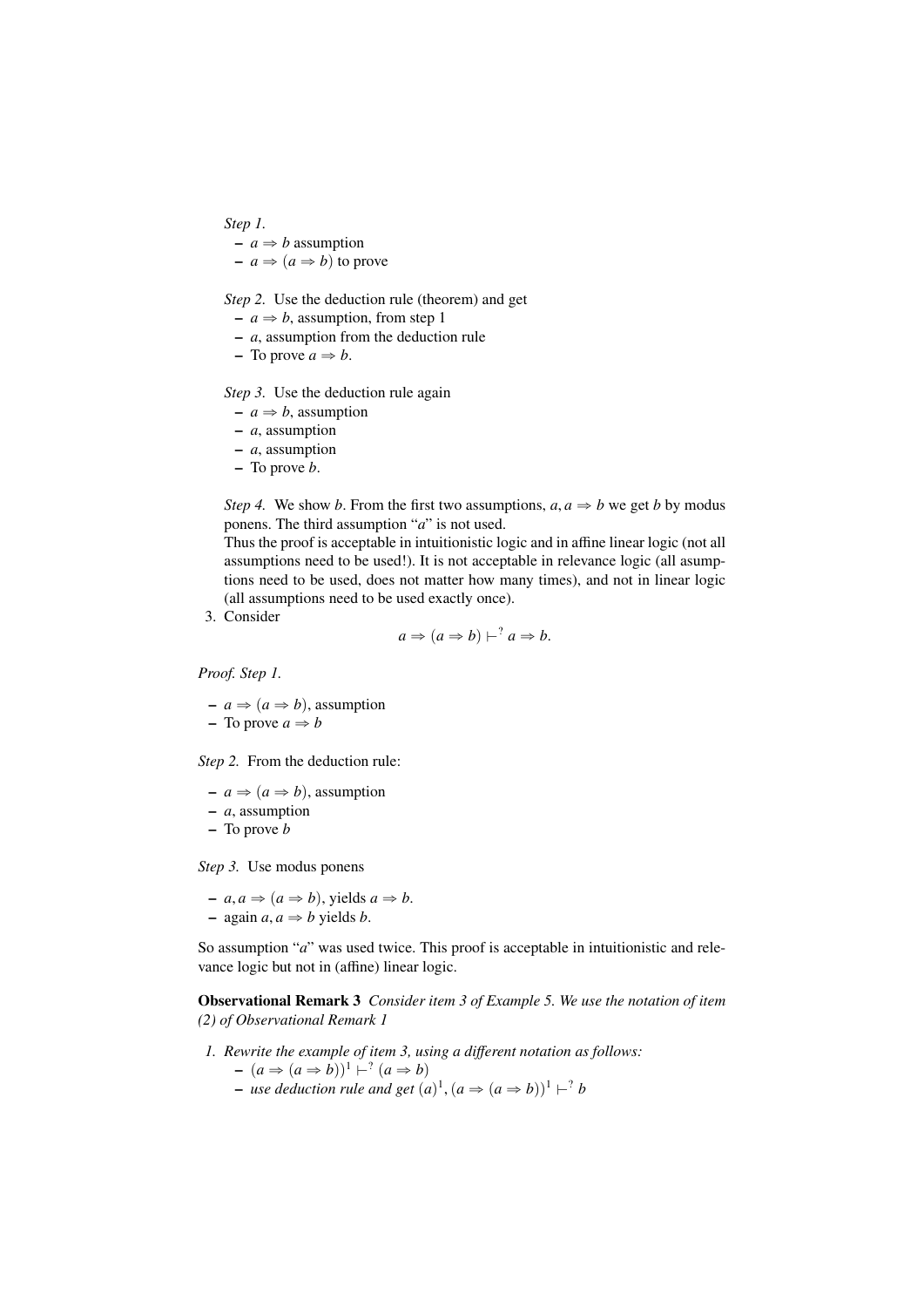*Step 1.*
- $a \Rightarrow b$ assumption
- $a \Rightarrow (a \Rightarrow b)$ to prove

*Step 2.* Use the deduction rule (theorem) and get
- $a \Rightarrow b$, assumption, from step 1
- $a$, assumption from the deduction rule
- To prove $a \Rightarrow b$.

*Step 3.* Use the deduction rule again
- $a \Rightarrow b$, assumption
- $a$, assumption
- $a$, assumption
- To prove $b$.

*Step 4.* We show $b$. From the first two assumptions, $a, a \Rightarrow b$ we get $b$ by modus ponens. The third assumption "$a$" is not used.
Thus the proof is acceptable in intuitionistic logic and in affine linear logic (not all assumptions need to be used!). It is not acceptable in relevance logic (all asumptions need to be used, does not matter how many times), and not in linear logic (all assumptions need to be used exactly once).

3. Consider
$$a \Rightarrow (a \Rightarrow b) \vdash^? a \Rightarrow b.$$

*Proof. Step 1.*

- $a \Rightarrow (a \Rightarrow b)$, assumption
- To prove $a \Rightarrow b$

*Step 2.* From the deduction rule:

- $a \Rightarrow (a \Rightarrow b)$, assumption
- $a$, assumption
- To prove $b$

*Step 3.* Use modus ponens

- $a, a \Rightarrow (a \Rightarrow b)$, yields $a \Rightarrow b$.
- again $a, a \Rightarrow b$ yields $b$.

So assumption "$a$" was used twice. This proof is acceptable in intuitionistic and relevance logic but not in (affine) linear logic.

**Observational Remark 3** *Consider item 3 of Example 5. We use the notation of item (2) of Observational Remark 1*

1. *Rewrite the example of item 3, using a different notation as follows:*
   - $(a \Rightarrow (a \Rightarrow b))^1 \vdash^? (a \Rightarrow b)$
   - *use deduction rule and get* $(a)^1, (a \Rightarrow (a \Rightarrow b))^1 \vdash^? b$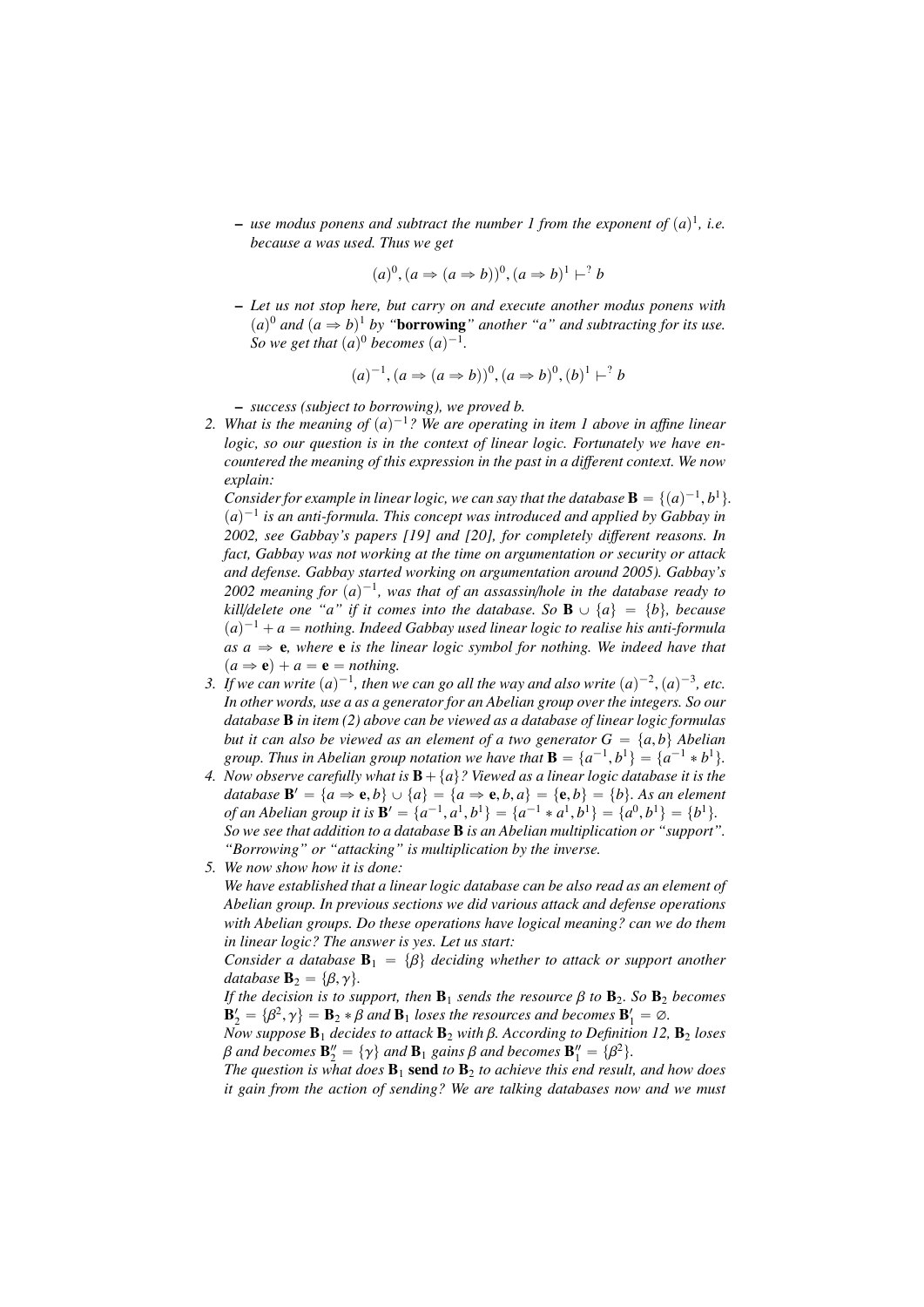- *use modus ponens and subtract the number 1 from the exponent of $(a)^1$, i.e. because a was used. Thus we get*

$$(a)^0, (a \Rightarrow (a \Rightarrow b))^0, (a \Rightarrow b)^1 \vdash^? b$$

   - *Let us not stop here, but carry on and execute another modus ponens with $(a)^0$ and $(a \Rightarrow b)^1$ by "**borrowing**" another "a" and subtracting for its use. So we get that $(a)^0$ becomes $(a)^{-1}$.*

$$(a)^{-1}, (a \Rightarrow (a \Rightarrow b))^0, (a \Rightarrow b)^0, (b)^1 \vdash^? b$$

   - *success (subject to borrowing), we proved b.*

2. *What is the meaning of $(a)^{-1}$? We are operating in item 1 above in affine linear logic, so our question is in the context of linear logic. Fortunately we have encountered the meaning of this expression in the past in a different context. We now explain:*
   *Consider for example in linear logic, we can say that the database $\mathbf{B} = \{(a)^{-1}, b^1\}$. $(a)^{-1}$ is an anti-formula. This concept was introduced and applied by Gabbay in 2002, see Gabbay's papers [19] and [20], for completely different reasons. In fact, Gabbay was not working at the time on argumentation or security or attack and defense. Gabbay started working on argumentation around 2005). Gabbay's 2002 meaning for $(a)^{-1}$, was that of an assassin/hole in the database ready to kill/delete one "a" if it comes into the database. So $\mathbf{B} \cup \{a\} = \{b\}$, because $(a)^{-1} + a =$ nothing. Indeed Gabbay used linear logic to realise his anti-formula as $a \Rightarrow \mathbf{e}$, where $\mathbf{e}$ is the linear logic symbol for nothing. We indeed have that $(a \Rightarrow \mathbf{e}) + a = \mathbf{e} =$ nothing.*

3. *If we can write $(a)^{-1}$, then we can go all the way and also write $(a)^{-2}, (a)^{-3}$, etc. In other words, use a as a generator for an Abelian group over the integers. So our database $\mathbf{B}$ in item (2) above can be viewed as a database of linear logic formulas but it can also be viewed as an element of a two generator $G = \{a, b\}$ Abelian group. Thus in Abelian group notation we have that $\mathbf{B} = \{a^{-1}, b^1\} = \{a^{-1} * b^1\}$.*

4. *Now observe carefully what is $\mathbf{B} + \{a\}$? Viewed as a linear logic database it is the database $\mathbf{B}' = \{a \Rightarrow \mathbf{e}, b\} \cup \{a\} = \{a \Rightarrow \mathbf{e}, b, a\} = \{\mathbf{e}, b\} = \{b\}$. As an element of an Abelian group it is $\mathbf{B}' = \{a^{-1}, a^1, b^1\} = \{a^{-1} * a^1, b^1\} = \{a^0, b^1\} = \{b^1\}$. So we see that addition to a database $\mathbf{B}$ is an Abelian multiplication or "support". "Borrowing" or "attacking" is multiplication by the inverse.*

5. *We now show how it is done:*
   *We have established that a linear logic database can be also read as an element of Abelian group. In previous sections we did various attack and defense operations with Abelian groups. Do these operations have logical meaning? can we do them in linear logic? The answer is yes. Let us start:*
   *Consider a database $\mathbf{B}_1 = \{\beta\}$ deciding whether to attack or support another database $\mathbf{B}_2 = \{\beta, \gamma\}$.*
   *If the decision is to support, then $\mathbf{B}_1$ sends the resource $\beta$ to $\mathbf{B}_2$. So $\mathbf{B}_2$ becomes $\mathbf{B}_2' = \{\beta^2, \gamma\} = \mathbf{B}_2 * \beta$ and $\mathbf{B}_1$ loses the resources and becomes $\mathbf{B}_1' = \varnothing$.*
   *Now suppose $\mathbf{B}_1$ decides to attack $\mathbf{B}_2$ with $\beta$. According to Definition 12, $\mathbf{B}_2$ loses $\beta$ and becomes $\mathbf{B}_2'' = \{\gamma\}$ and $\mathbf{B}_1$ gains $\beta$ and becomes $\mathbf{B}_1'' = \{\beta^2\}$.*
   *The question is what does $\mathbf{B}_1$ **send** to $\mathbf{B}_2$ to achieve this end result, and how does it gain from the action of sending? We are talking databases now and we must*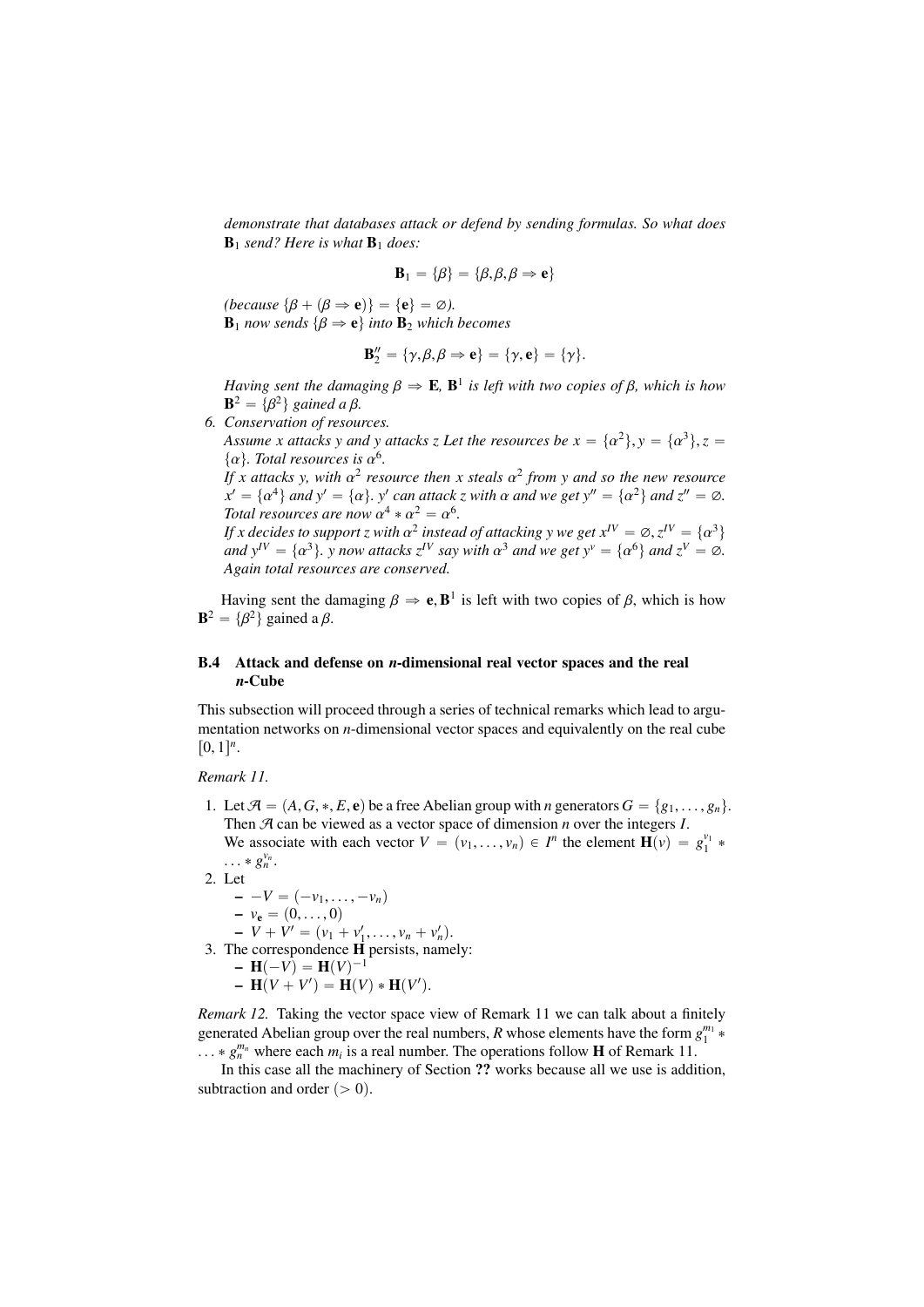*demonstrate that databases attack or defend by sending formulas. So what does* $\mathbf{B}_1$ *send? Here is what* $\mathbf{B}_1$ *does:*

$$\mathbf{B}_1 = \{\beta\} = \{\beta, \beta, \beta \Rightarrow \mathbf{e}\}$$

*(because* $\{\beta + (\beta \Rightarrow \mathbf{e})\} = \{\mathbf{e}\} = \varnothing$*).*
$\mathbf{B}_1$ *now sends* $\{\beta \Rightarrow \mathbf{e}\}$ *into* $\mathbf{B}_2$ *which becomes*

$$\mathbf{B}_2'' = \{\gamma, \beta, \beta \Rightarrow \mathbf{e}\} = \{\gamma, \mathbf{e}\} = \{\gamma\}.$$

*Having sent the damaging* $\beta \Rightarrow \mathbf{E}$*,* $\mathbf{B}^1$ *is left with two copies of* $\beta$*, which is how* $\mathbf{B}^2 = \{\beta^2\}$ *gained a* $\beta$*.*

6. *Conservation of resources.*
*Assume x attacks y and y attacks z Let the resources be* $x = \{\alpha^2\}, y = \{\alpha^3\}, z = \{\alpha\}$*. Total resources is* $\alpha^6$*.*
*If x attacks y, with* $\alpha^2$ *resource then x steals* $\alpha^2$ *from y and so the new resource* $x' = \{\alpha^4\}$ *and* $y' = \{\alpha\}$*.* $y'$ *can attack z with* $\alpha$ *and we get* $y'' = \{\alpha^2\}$ *and* $z'' = \varnothing$*.*
*Total resources are now* $\alpha^4 * \alpha^2 = \alpha^6$*.*
*If x decides to support z with* $\alpha^2$ *instead of attacking y we get* $x^{IV} = \varnothing, z^{IV} = \{\alpha^3\}$ *and* $y^{IV} = \{\alpha^3\}$*. y now attacks* $z^{IV}$ *say with* $\alpha^3$ *and we get* $y^v = \{\alpha^6\}$ *and* $z^V = \varnothing$*.*
*Again total resources are conserved.*

Having sent the damaging $\beta \Rightarrow \mathbf{e}, \mathbf{B}^1$ is left with two copies of $\beta$, which is how $\mathbf{B}^2 = \{\beta^2\}$ gained a $\beta$.

### B.4 Attack and defense on *n*-dimensional real vector spaces and the real *n*-Cube

This subsection will proceed through a series of technical remarks which lead to argumentation networks on *n*-dimensional vector spaces and equivalently on the real cube $[0,1]^n$.

*Remark 11.*

1. Let $\mathcal{A} = (A, G, *, E, \mathbf{e})$ be a free Abelian group with *n* generators $G = \{g_1, \ldots, g_n\}$. Then $\mathcal{A}$ can be viewed as a vector space of dimension *n* over the integers *I*.
We associate with each vector $V = (v_1, \ldots, v_n) \in I^n$ the element $\mathbf{H}(v) = g_1^{v_1} * \ldots * g_n^{v_n}$.
2. Let
   - $-V = (-v_1, \ldots, -v_n)$
   - $v_{\mathbf{e}} = (0, \ldots, 0)$
   - $V + V' = (v_1 + v_1', \ldots, v_n + v_n')$.
3. The correspondence $\mathbf{H}$ persists, namely:
   - $\mathbf{H}(-V) = \mathbf{H}(V)^{-1}$
   - $\mathbf{H}(V + V') = \mathbf{H}(V) * \mathbf{H}(V')$.

*Remark 12.* Taking the vector space view of Remark 11 we can talk about a finitely generated Abelian group over the real numbers, *R* whose elements have the form $g_1^{m_1} * \ldots * g_n^{m_n}$ where each $m_i$ is a real number. The operations follow $\mathbf{H}$ of Remark 11.

In this case all the machinery of Section **??** works because all we use is addition, subtraction and order ($> 0$).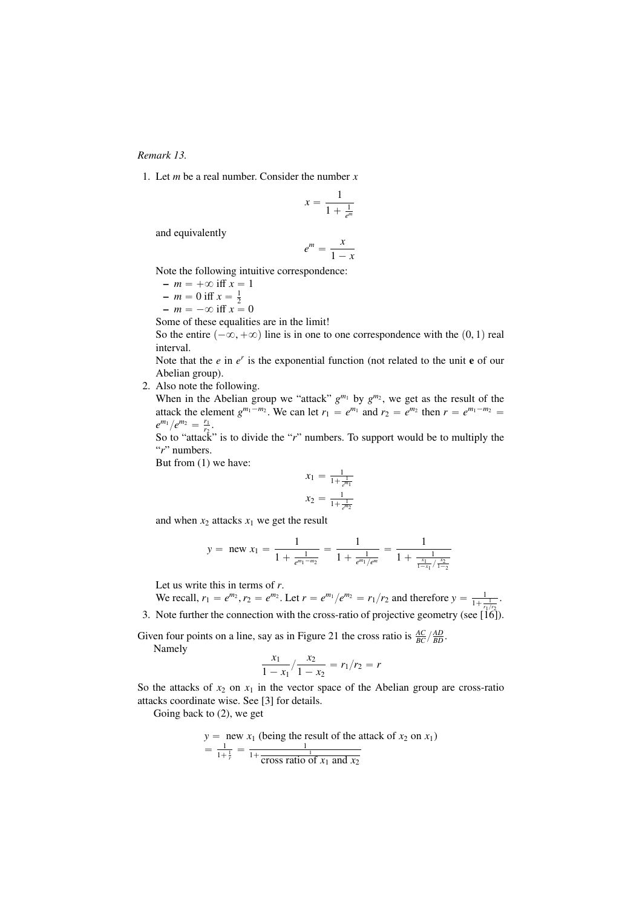*Remark 13.*

1. Let $m$ be a real number. Consider the number $x$

$$x = \frac{1}{1+\frac{1}{e^m}}$$

and equivalently

$$e^m = \frac{x}{1-x}$$

Note the following intuitive correspondence:
   - $m = +\infty$ iff $x = 1$
   - $m = 0$ iff $x = \frac{1}{2}$
   - $m = -\infty$ iff $x = 0$

   Some of these equalities are in the limit!
   So the entire $(-\infty, +\infty)$ line is in one to one correspondence with the $(0,1)$ real interval.
   Note that the $e$ in $e^r$ is the exponential function (not related to the unit **e** of our Abelian group).

2. Also note the following.
   When in the Abelian group we "attack" $g^{m_1}$ by $g^{m_2}$, we get as the result of the attack the element $g^{m_1-m_2}$. We can let $r_1 = e^{m_1}$ and $r_2 = e^{m_2}$ then $r = e^{m_1-m_2} = e^{m_1}/e^{m_2} = \frac{r_1}{r_2}$.
   So to "attack" is to divide the "$r$" numbers. To support would be to multiply the "$r$" numbers.
   But from (1) we have:

$$x_1 = \frac{1}{1+\frac{1}{e^{m_1}}}$$

$$x_2 = \frac{1}{1+\frac{1}{e^{m_2}}}$$

   and when $x_2$ attacks $x_1$ we get the result

$$y = \text{ new } x_1 = \frac{1}{1+\frac{1}{e^{m_1-m_2}}} = \frac{1}{1+\frac{1}{e^{m_1}/e^{m}}} = \frac{1}{1+\frac{1}{\frac{x_1}{1-x_1}/\frac{x_2}{1-_2}}}$$

   Let us write this in terms of $r$.
   We recall, $r_1 = e^{m_2}, r_2 = e^{m_2}$. Let $r = e^{m_1}/e^{m_2} = r_1/r_2$ and therefore $y = \frac{1}{1+\frac{1}{r_1/r_2}}$.

3. Note further the connection with the cross-ratio of projective geometry (see [16]).

Given four points on a line, say as in Figure 21 the cross ratio is $\frac{AC}{BC}/\frac{AD}{BD}$.

Namely

$$\frac{x_1}{1-x_1}/\frac{x_2}{1-x_2} = r_1/r_2 = r$$

So the attacks of $x_2$ on $x_1$ in the vector space of the Abelian group are cross-ratio attacks coordinate wise. See [3] for details.

Going back to (2), we get

$$y = \text{ new } x_1 \text{ (being the result of the attack of } x_2 \text{ on } x_1\text{)}$$
$$= \frac{1}{1+\frac{1}{r}} = \frac{1}{1+\frac{1}{\text{cross ratio of } x_1 \text{ and } x_2}}$$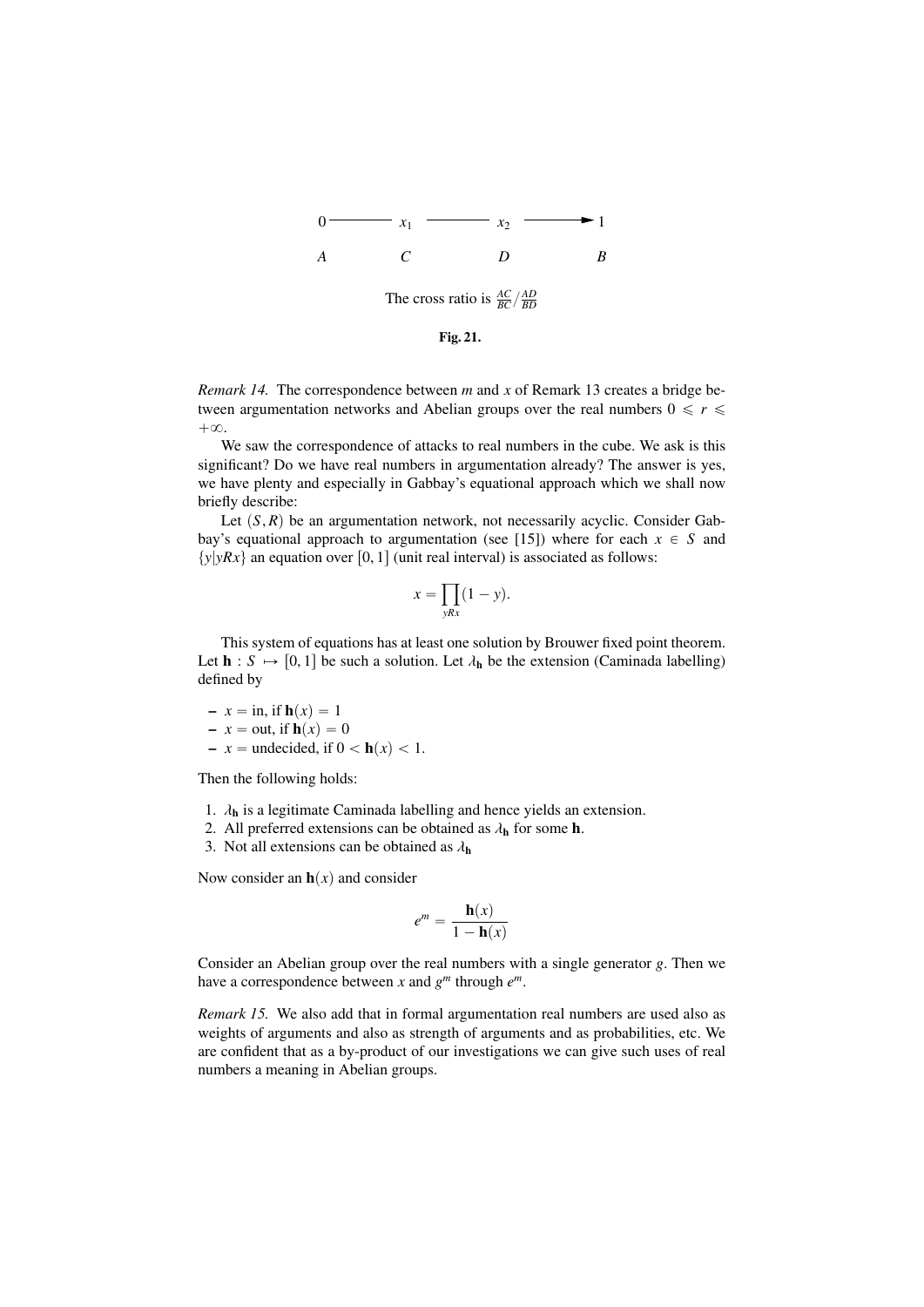0 —— $x_1$ —— $x_2$ ——▸ 1

$A$ $C$ $D$ $B$

The cross ratio is $\frac{AC}{BC} / \frac{AD}{BD}$

**Fig. 21.**

*Remark 14.* The correspondence between $m$ and $x$ of Remark 13 creates a bridge between argumentation networks and Abelian groups over the real numbers $0 \leqslant r \leqslant +\infty$.

We saw the correspondence of attacks to real numbers in the cube. We ask is this significant? Do we have real numbers in argumentation already? The answer is yes, we have plenty and especially in Gabbay's equational approach which we shall now briefly describe:

Let $(S, R)$ be an argumentation network, not necessarily acyclic. Consider Gabbay's equational approach to argumentation (see [15]) where for each $x \in S$ and $\{y | yRx\}$ an equation over $[0, 1]$ (unit real interval) is associated as follows:

$$x = \prod_{yRx} (1 - y).$$

This system of equations has at least one solution by Brouwer fixed point theorem. Let $\mathbf{h} : S \mapsto [0, 1]$ be such a solution. Let $\lambda_{\mathbf{h}}$ be the extension (Caminada labelling) defined by

- $x =$ in, if $\mathbf{h}(x) = 1$
- $x =$ out, if $\mathbf{h}(x) = 0$
- $x =$ undecided, if $0 < \mathbf{h}(x) < 1$.

Then the following holds:

1. $\lambda_{\mathbf{h}}$ is a legitimate Caminada labelling and hence yields an extension.
2. All preferred extensions can be obtained as $\lambda_{\mathbf{h}}$ for some $\mathbf{h}$.
3. Not all extensions can be obtained as $\lambda_{\mathbf{h}}$

Now consider an $\mathbf{h}(x)$ and consider

$$e^m = \frac{\mathbf{h}(x)}{1 - \mathbf{h}(x)}$$

Consider an Abelian group over the real numbers with a single generator $g$. Then we have a correspondence between $x$ and $g^m$ through $e^m$.

*Remark 15.* We also add that in formal argumentation real numbers are used also as weights of arguments and also as strength of arguments and as probabilities, etc. We are confident that as a by-product of our investigations we can give such uses of real numbers a meaning in Abelian groups.